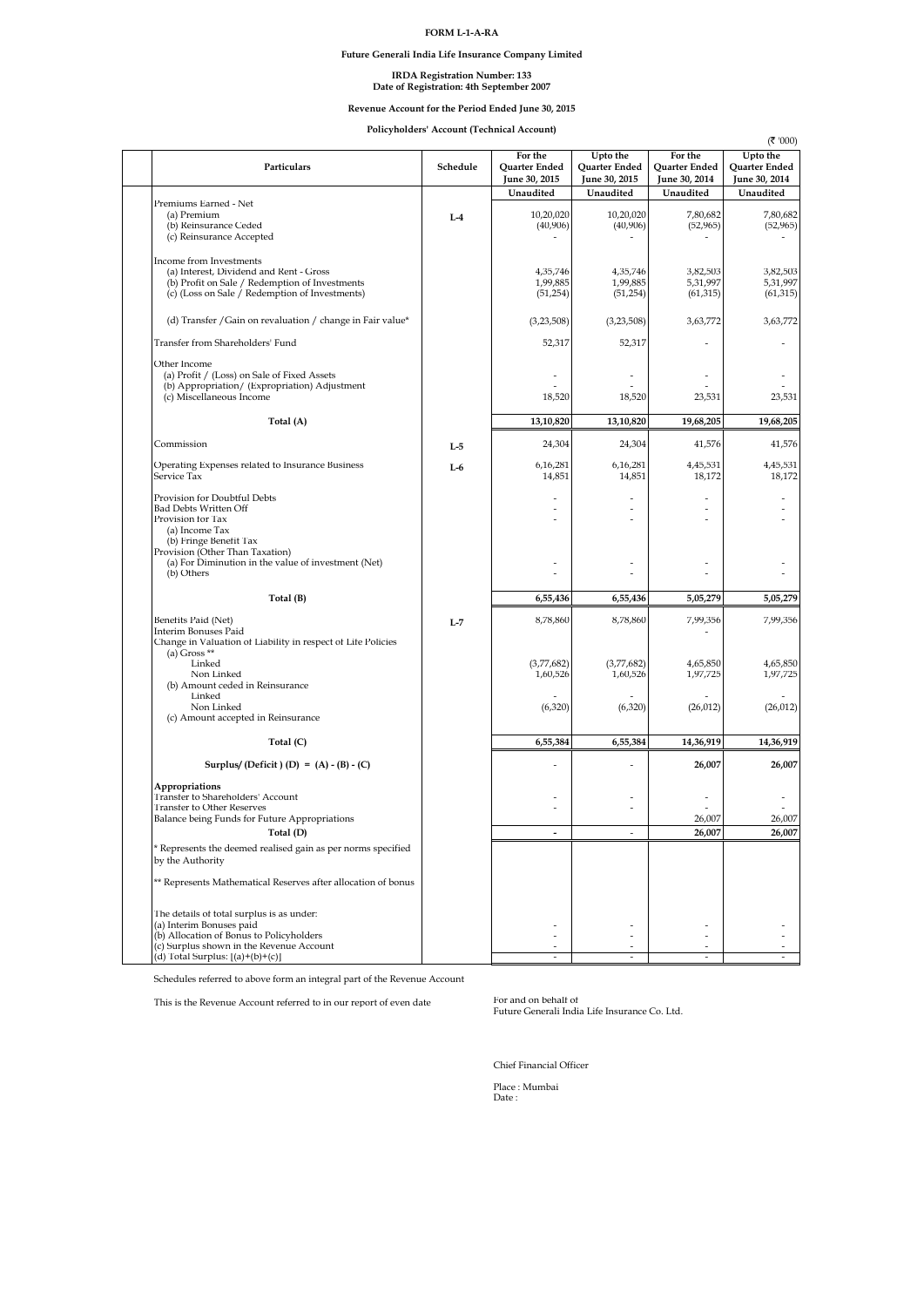**FORM L-1-A-RA**

**Future Generali India Life Insurance Company Limited**

**IRDA Registration Number: 133**
**Date of Registration: 4th September 2007**

**Revenue Account for the Period Ended June 30, 2015**

**Policyholders' Account (Technical Account)**

(₹ '000)

| Particulars | Schedule | For the Quarter Ended June 30, 2015 | Upto the Quarter Ended June 30, 2015 | For the Quarter Ended June 30, 2014 | Upto the Quarter Ended June 30, 2014 |
|---|---|---|---|---|---|
| | | Unaudited | Unaudited | Unaudited | Unaudited |
| Premiums Earned - Net | | | | | |
| (a) Premium | L-4 | 10,20,020 | 10,20,020 | 7,80,682 | 7,80,682 |
| (b) Reinsurance Ceded | | (40,906) | (40,906) | (52,965) | (52,965) |
| (c) Reinsurance Accepted | | - | - | - | - |
| Income from Investments | | | | | |
| (a) Interest, Dividend and Rent - Gross | | 4,35,746 | 4,35,746 | 3,82,503 | 3,82,503 |
| (b) Profit on Sale / Redemption of Investments | | 1,99,885 | 1,99,885 | 5,31,997 | 5,31,997 |
| (c) (Loss on Sale / Redemption of Investments) | | (51,254) | (51,254) | (61,315) | (61,315) |
| (d) Transfer /Gain on revaluation / change in Fair value* | | (3,23,508) | (3,23,508) | 3,63,772 | 3,63,772 |
| Transfer from Shareholders' Fund | | 52,317 | 52,317 | - | - |
| Other Income | | | | | |
| (a) Profit / (Loss) on Sale of Fixed Assets | | - | - | - | - |
| (b) Appropriation/ (Expropriation) Adjustment | | - | - | - | - |
| (c) Miscellaneous Income | | 18,520 | 18,520 | 23,531 | 23,531 |
| **Total (A)** | | **13,10,820** | **13,10,820** | **19,68,205** | **19,68,205** |
| Commission | L-5 | 24,304 | 24,304 | 41,576 | 41,576 |
| Operating Expenses related to Insurance Business | L-6 | 6,16,281 | 6,16,281 | 4,45,531 | 4,45,531 |
| Service Tax | | 14,851 | 14,851 | 18,172 | 18,172 |
| Provision for Doubtful Debts | | - | - | - | - |
| Bad Debts Written Off | | - | - | - | - |
| Provision for Tax | | - | - | - | - |
| (a) Income Tax | | | | | |
| (b) Fringe Benefit Tax | | | | | |
| Provision (Other Than Taxation) | | | | | |
| (a) For Diminution in the value of investment (Net) | | - | - | - | - |
| (b) Others | | - | - | - | - |
| **Total (B)** | | **6,55,436** | **6,55,436** | **5,05,279** | **5,05,279** |
| Benefits Paid (Net) | L-7 | 8,78,860 | 8,78,860 | 7,99,356 | 7,99,356 |
| Interim Bonuses Paid | | | | - | |
| Change in Valuation of Liability in respect of Life Policies | | | | | |
| (a) Gross ** | | | | | |
| Linked | | (3,77,682) | (3,77,682) | 4,65,850 | 4,65,850 |
| Non Linked | | 1,60,526 | 1,60,526 | 1,97,725 | 1,97,725 |
| (b) Amount ceded in Reinsurance | | | | | |
| Linked | | - | - | - | - |
| Non Linked | | (6,320) | (6,320) | (26,012) | (26,012) |
| (c) Amount accepted in Reinsurance | | | | | |
| **Total (C)** | | **6,55,384** | **6,55,384** | **14,36,919** | **14,36,919** |
| **Surplus/ (Deficit ) (D) = (A) - (B) - (C)** | | - | - | **26,007** | **26,007** |
| **Appropriations** | | | | | |
| Transfer to Shareholders' Account | | - | - | - | - |
| Transfer to Other Reserves | | - | - | - | - |
| Balance being Funds for Future Appropriations | | | | 26,007 | 26,007 |
| **Total (D)** | | - | - | **26,007** | **26,007** |
| * Represents the deemed realised gain as per norms specified by the Authority | | | | | |
| ** Represents Mathematical Reserves after allocation of bonus | | | | | |
| The details of total surplus is as under: | | | | | |
| (a) Interim Bonuses paid | | - | - | - | - |
| (b) Allocation of Bonus to Policyholders | | - | - | - | - |
| (c) Surplus shown in the Revenue Account | | - | - | - | - |
| (d) Total Surplus: [(a)+(b)+(c)] | | - | - | - | - |

Schedules referred to above form an integral part of the Revenue Account

This is the Revenue Account referred to in our report of even date

For and on behalf of
Future Generali India Life Insurance Co. Ltd.

Chief Financial Officer

Place : Mumbai
Date :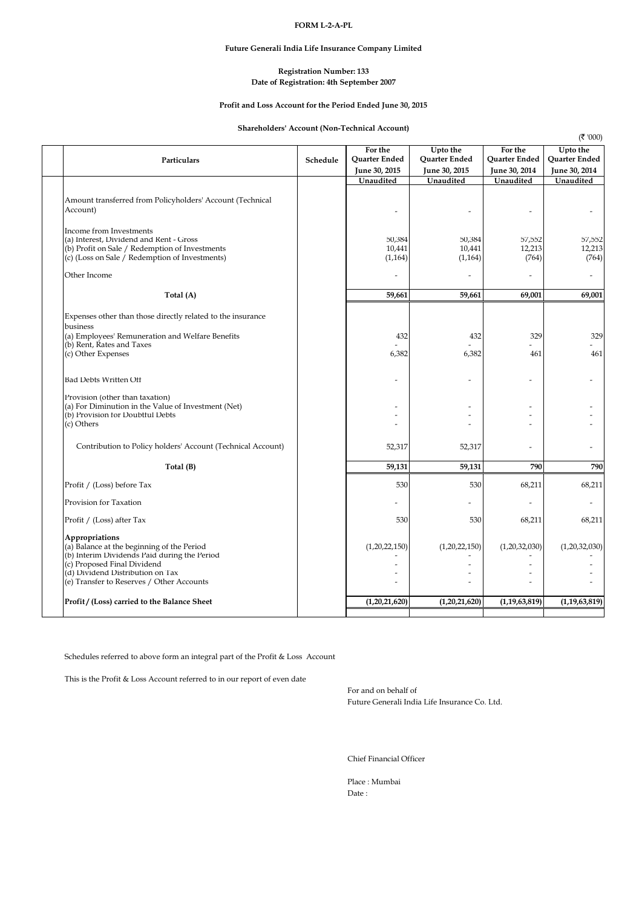**FORM L-2-A-PL**

**Future Generali India Life Insurance Company Limited**

**Registration Number: 133**
**Date of Registration: 4th September 2007**

**Profit and Loss Account for the Period Ended June 30, 2015**

**Shareholders' Account (Non-Technical Account)**

(₹ '000)

| Particulars | Schedule | For the Quarter Ended June 30, 2015 | Upto the Quarter Ended June 30, 2015 | For the Quarter Ended June 30, 2014 | Upto the Quarter Ended June 30, 2014 |
|---|---|---|---|---|---|
| | | Unaudited | Unaudited | Unaudited | Unaudited |
| Amount transferred from Policyholders' Account (Technical Account) | | - | - | - | - |
| Income from Investments | | | | | |
| (a) Interest, Dividend and Rent - Gross | | 50,384 | 50,384 | 57,552 | 57,552 |
| (b) Profit on Sale / Redemption of Investments | | 10,441 | 10,441 | 12,213 | 12,213 |
| (c) (Loss on Sale / Redemption of Investments) | | (1,164) | (1,164) | (764) | (764) |
| Other Income | | - | - | - | - |
| **Total (A)** | | **59,661** | **59,661** | **69,001** | **69,001** |
| Expenses other than those directly related to the insurance business | | | | | |
| (a) Employees' Remuneration and Welfare Benefits | | 432 | 432 | 329 | 329 |
| (b) Rent, Rates and Taxes | | - | - | - | - |
| (c) Other Expenses | | 6,382 | 6,382 | 461 | 461 |
| Bad Debts Written Off | | - | - | - | - |
| Provision (other than taxation) | | | | | |
| (a) For Diminution in the Value of Investment (Net) | | - | - | - | - |
| (b) Provision for Doubtful Debts | | - | - | - | - |
| (c) Others | | - | - | - | - |
| Contribution to Policy holders' Account (Technical Account) | | 52,317 | 52,317 | - | - |
| **Total (B)** | | **59,131** | **59,131** | **790** | **790** |
| Profit / (Loss) before Tax | | 530 | 530 | 68,211 | 68,211 |
| Provision for Taxation | | - | - | - | - |
| Profit / (Loss) after Tax | | 530 | 530 | 68,211 | 68,211 |
| **Appropriations** | | | | | |
| (a) Balance at the beginning of the Period | | (1,20,22,150) | (1,20,22,150) | (1,20,32,030) | (1,20,32,030) |
| (b) Interim Dividends Paid during the Period | | - | - | - | - |
| (c) Proposed Final Dividend | | - | - | - | - |
| (d) Dividend Distribution on Tax | | - | - | - | - |
| (e) Transfer to Reserves / Other Accounts | | - | - | - | - |
| **Profit / (Loss) carried to the Balance Sheet** | | **(1,20,21,620)** | **(1,20,21,620)** | **(1,19,63,819)** | **(1,19,63,819)** |

Schedules referred to above form an integral part of the Profit & Loss Account

This is the Profit & Loss Account referred to in our report of even date

For and on behalf of
Future Generali India Life Insurance Co. Ltd.

Chief Financial Officer

Place : Mumbai
Date :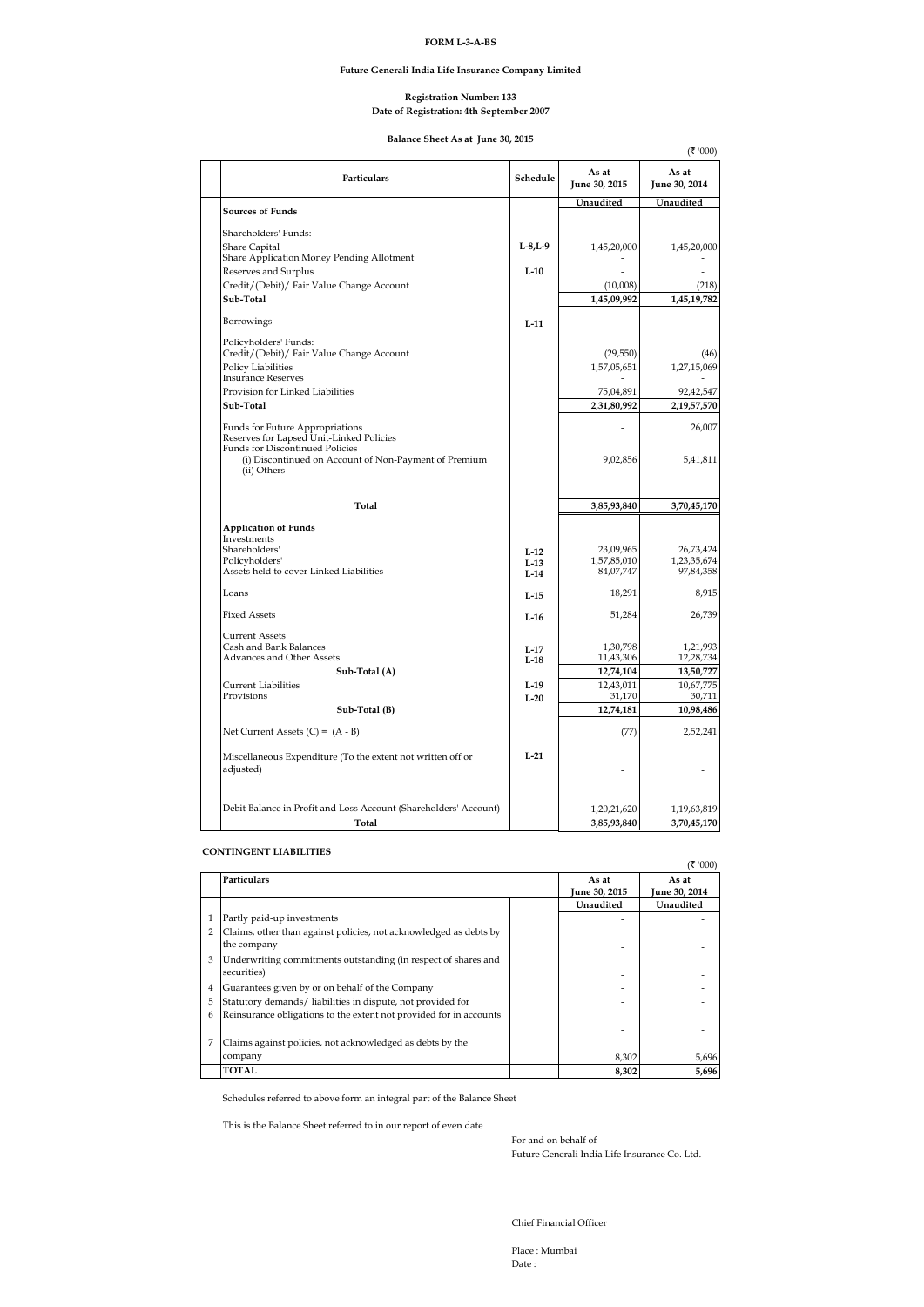**FORM L-3-A-BS**

**Future Generali India Life Insurance Company Limited**

**Registration Number: 133**
**Date of Registration: 4th September 2007**

**Balance Sheet As at June 30, 2015**

(₹ '000)

| Particulars | Schedule | As at June 30, 2015 | As at June 30, 2014 |
|---|---|---|---|
| | | Unaudited | Unaudited |
| **Sources of Funds** | | | |
| Shareholders' Funds: | | | |
| Share Capital | L-8,L-9 | 1,45,20,000 | 1,45,20,000 |
| Share Application Money Pending Allotment | | - | - |
| Reserves and Surplus | L-10 | - | - |
| Credit/(Debit)/ Fair Value Change Account | | (10,008) | (218) |
| **Sub-Total** | | **1,45,09,992** | **1,45,19,782** |
| Borrowings | L-11 | - | - |
| Policyholders' Funds: | | | |
| Credit/(Debit)/ Fair Value Change Account | | (29,550) | (46) |
| Policy Liabilities | | 1,57,05,651 | 1,27,15,069 |
| Insurance Reserves | | - | - |
| Provision for Linked Liabilities | | 75,04,891 | 92,42,547 |
| **Sub-Total** | | **2,31,80,992** | **2,19,57,570** |
| Funds for Future Appropriations | | - | 26,007 |
| Reserves for Lapsed Unit-Linked Policies | | | |
| Funds for Discontinued Policies | | | |
| (i) Discontinued on Account of Non-Payment of Premium | | 9,02,856 | 5,41,811 |
| (ii) Others | | - | - |
| **Total** | | **3,85,93,840** | **3,70,45,170** |
| **Application of Funds** | | | |
| Investments | | | |
| Shareholders' | L-12 | 23,09,965 | 26,73,424 |
| Policyholders' | L-13 | 1,57,85,010 | 1,23,35,674 |
| Assets held to cover Linked Liabilities | L-14 | 84,07,747 | 97,84,358 |
| Loans | L-15 | 18,291 | 8,915 |
| Fixed Assets | L-16 | 51,284 | 26,739 |
| Current Assets | | | |
| Cash and Bank Balances | L-17 | 1,30,798 | 1,21,993 |
| Advances and Other Assets | L-18 | 11,43,306 | 12,28,734 |
| **Sub-Total (A)** | | **12,74,104** | **13,50,727** |
| Current Liabilities | L-19 | 12,43,011 | 10,67,775 |
| Provisions | L-20 | 31,170 | 30,711 |
| **Sub-Total (B)** | | **12,74,181** | **10,98,486** |
| Net Current Assets (C) = (A - B) | | (77) | 2,52,241 |
| Miscellaneous Expenditure (To the extent not written off or adjusted) | L-21 | - | - |
| Debit Balance in Profit and Loss Account (Shareholders' Account) | | 1,20,21,620 | 1,19,63,819 |
| **Total** | | **3,85,93,840** | **3,70,45,170** |

**CONTINGENT LIABILITIES**

(₹ '000)

| | Particulars | As at June 30, 2015 | As at June 30, 2014 |
|---|---|---|---|
| | | Unaudited | Unaudited |
| 1 | Partly paid-up investments | - | - |
| 2 | Claims, other than against policies, not acknowledged as debts by the company | - | - |
| 3 | Underwriting commitments outstanding (in respect of shares and securities) | - | - |
| 4 | Guarantees given by or on behalf of the Company | - | - |
| 5 | Statutory demands/ liabilities in dispute, not provided for | - | - |
| 6 | Reinsurance obligations to the extent not provided for in accounts | - | - |
| 7 | Claims against policies, not acknowledged as debts by the company | 8,302 | 5,696 |
| | **TOTAL** | **8,302** | **5,696** |

Schedules referred to above form an integral part of the Balance Sheet

This is the Balance Sheet referred to in our report of even date

For and on behalf of
Future Generali India Life Insurance Co. Ltd.

Chief Financial Officer

Place : Mumbai
Date :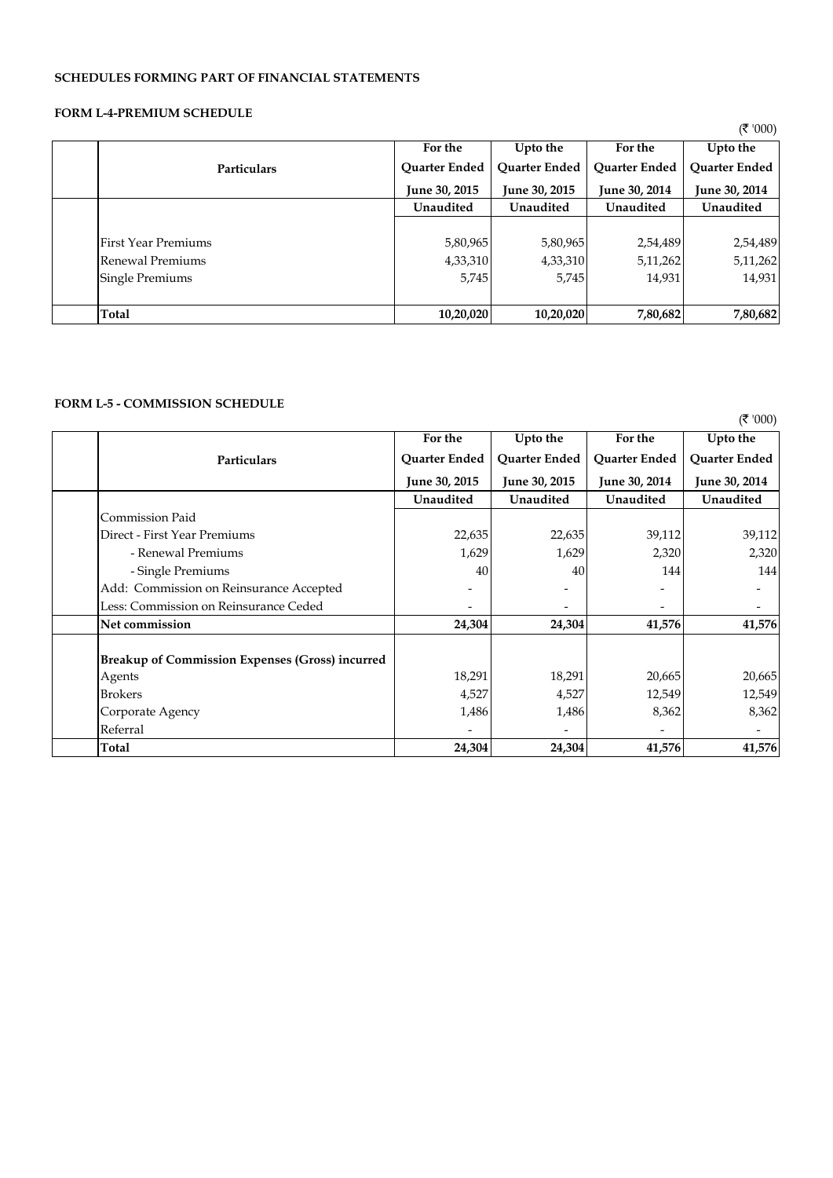**SCHEDULES FORMING PART OF FINANCIAL STATEMENTS**

**FORM L-4-PREMIUM SCHEDULE**

(₹ '000)

| | Particulars | For the Quarter Ended June 30, 2015 | Upto the Quarter Ended June 30, 2015 | For the Quarter Ended June 30, 2014 | Upto the Quarter Ended June 30, 2014 |
|---|---|---|---|---|---|
| | | Unaudited | Unaudited | Unaudited | Unaudited |
| | First Year Premiums | 5,80,965 | 5,80,965 | 2,54,489 | 2,54,489 |
| | Renewal Premiums | 4,33,310 | 4,33,310 | 5,11,262 | 5,11,262 |
| | Single Premiums | 5,745 | 5,745 | 14,931 | 14,931 |
| | **Total** | **10,20,020** | **10,20,020** | **7,80,682** | **7,80,682** |

**FORM L-5 - COMMISSION SCHEDULE**

(₹ '000)

| | Particulars | For the Quarter Ended June 30, 2015 | Upto the Quarter Ended June 30, 2015 | For the Quarter Ended June 30, 2014 | Upto the Quarter Ended June 30, 2014 |
|---|---|---|---|---|---|
| | | Unaudited | Unaudited | Unaudited | Unaudited |
| | Commission Paid | | | | |
| | Direct - First Year Premiums | 22,635 | 22,635 | 39,112 | 39,112 |
| | - Renewal Premiums | 1,629 | 1,629 | 2,320 | 2,320 |
| | - Single Premiums | 40 | 40 | 144 | 144 |
| | Add: Commission on Reinsurance Accepted | - | - | - | - |
| | Less: Commission on Reinsurance Ceded | - | - | - | - |
| | **Net commission** | **24,304** | **24,304** | **41,576** | **41,576** |
| | **Breakup of Commission Expenses (Gross) incurred** | | | | |
| | Agents | 18,291 | 18,291 | 20,665 | 20,665 |
| | Brokers | 4,527 | 4,527 | 12,549 | 12,549 |
| | Corporate Agency | 1,486 | 1,486 | 8,362 | 8,362 |
| | Referral | - | - | - | - |
| | **Total** | **24,304** | **24,304** | **41,576** | **41,576** |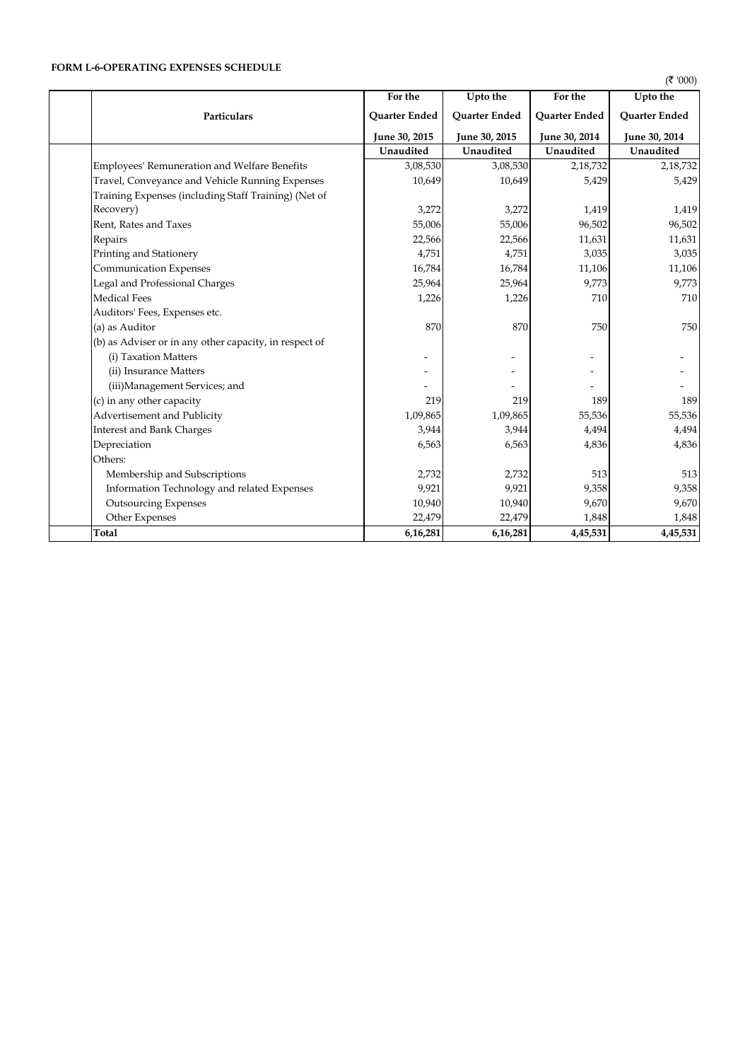**FORM L-6-OPERATING EXPENSES SCHEDULE**

(₹ '000)

| Particulars | For the Quarter Ended June 30, 2015 | Upto the Quarter Ended June 30, 2015 | For the Quarter Ended June 30, 2014 | Upto the Quarter Ended June 30, 2014 |
|---|---|---|---|---|
| | Unaudited | Unaudited | Unaudited | Unaudited |
| Employees' Remuneration and Welfare Benefits | 3,08,530 | 3,08,530 | 2,18,732 | 2,18,732 |
| Travel, Conveyance and Vehicle Running Expenses | 10,649 | 10,649 | 5,429 | 5,429 |
| Training Expenses (including Staff Training) (Net of Recovery) | 3,272 | 3,272 | 1,419 | 1,419 |
| Rent, Rates and Taxes | 55,006 | 55,006 | 96,502 | 96,502 |
| Repairs | 22,566 | 22,566 | 11,631 | 11,631 |
| Printing and Stationery | 4,751 | 4,751 | 3,035 | 3,035 |
| Communication Expenses | 16,784 | 16,784 | 11,106 | 11,106 |
| Legal and Professional Charges | 25,964 | 25,964 | 9,773 | 9,773 |
| Medical Fees | 1,226 | 1,226 | 710 | 710 |
| Auditors' Fees, Expenses etc. | | | | |
| (a) as Auditor | 870 | 870 | 750 | 750 |
| (b) as Adviser or in any other capacity, in respect of | | | | |
| (i) Taxation Matters | - | - | - | - |
| (ii) Insurance Matters | - | - | - | - |
| (iii)Management Services; and | - | - | - | - |
| (c) in any other capacity | 219 | 219 | 189 | 189 |
| Advertisement and Publicity | 1,09,865 | 1,09,865 | 55,536 | 55,536 |
| Interest and Bank Charges | 3,944 | 3,944 | 4,494 | 4,494 |
| Depreciation | 6,563 | 6,563 | 4,836 | 4,836 |
| Others: | | | | |
| Membership and Subscriptions | 2,732 | 2,732 | 513 | 513 |
| Information Technology and related Expenses | 9,921 | 9,921 | 9,358 | 9,358 |
| Outsourcing Expenses | 10,940 | 10,940 | 9,670 | 9,670 |
| Other Expenses | 22,479 | 22,479 | 1,848 | 1,848 |
| **Total** | **6,16,281** | **6,16,281** | **4,45,531** | **4,45,531** |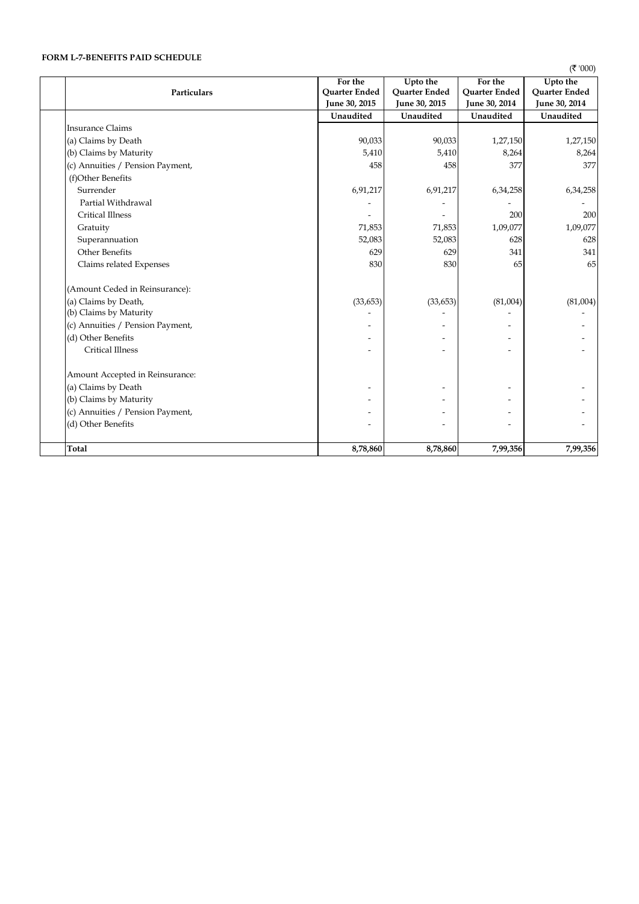**FORM L-7-BENEFITS PAID SCHEDULE**

(₹ '000)

| Particulars | For the Quarter Ended June 30, 2015 | Upto the Quarter Ended June 30, 2015 | For the Quarter Ended June 30, 2014 | Upto the Quarter Ended June 30, 2014 |
|---|---|---|---|---|
| | Unaudited | Unaudited | Unaudited | Unaudited |
| Insurance Claims | | | | |
| (a) Claims by Death | 90,033 | 90,033 | 1,27,150 | 1,27,150 |
| (b) Claims by Maturity | 5,410 | 5,410 | 8,264 | 8,264 |
| (c) Annuities / Pension Payment, | 458 | 458 | 377 | 377 |
| (f)Other Benefits | | | | |
| Surrender | 6,91,217 | 6,91,217 | 6,34,258 | 6,34,258 |
| Partial Withdrawal | - | - | - | - |
| Critical Illness | - | - | 200 | 200 |
| Gratuity | 71,853 | 71,853 | 1,09,077 | 1,09,077 |
| Superannuation | 52,083 | 52,083 | 628 | 628 |
| Other Benefits | 629 | 629 | 341 | 341 |
| Claims related Expenses | 830 | 830 | 65 | 65 |
| (Amount Ceded in Reinsurance): | | | | |
| (a) Claims by Death, | (33,653) | (33,653) | (81,004) | (81,004) |
| (b) Claims by Maturity | - | - | - | - |
| (c) Annuities / Pension Payment, | - | - | - | - |
| (d) Other Benefits | - | - | - | - |
| Critical Illness | - | - | - | - |
| Amount Accepted in Reinsurance: | | | | |
| (a) Claims by Death | - | - | - | - |
| (b) Claims by Maturity | - | - | - | - |
| (c) Annuities / Pension Payment, | - | - | - | - |
| (d) Other Benefits | - | - | - | - |
| **Total** | **8,78,860** | **8,78,860** | **7,99,356** | **7,99,356** |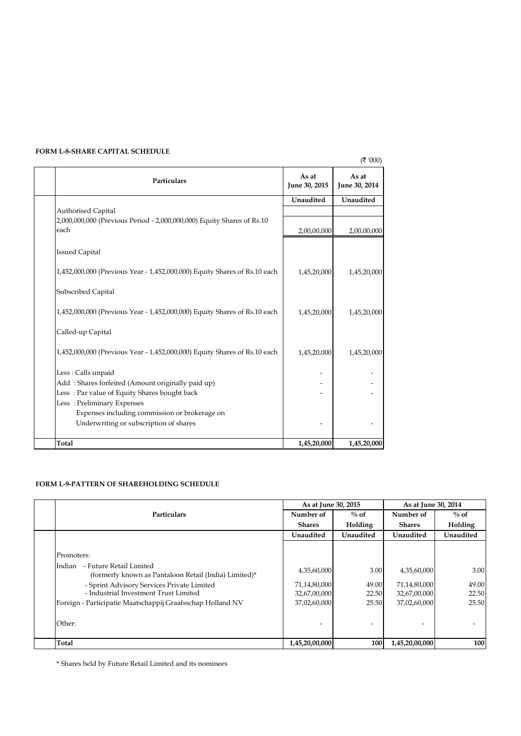## FORM L-8-SHARE CAPITAL SCHEDULE

(₹ '000)

| Particulars | As at June 30, 2015 | As at June 30, 2014 |
|---|---|---|
| | Unaudited | Unaudited |
| Authorised Capital | | |
| 2,000,000,000 (Previous Period - 2,000,000,000) Equity Shares of Rs.10 each | 2,00,00,000 | 2,00,00,000 |
| Issued Capital | | |
| 1,452,000,000 (Previous Year - 1,452,000,000) Equity Shares of Rs.10 each | 1,45,20,000 | 1,45,20,000 |
| Subscribed Capital | | |
| 1,452,000,000 (Previous Year - 1,452,000,000) Equity Shares of Rs.10 each | 1,45,20,000 | 1,45,20,000 |
| Called-up Capital | | |
| 1,452,000,000 (Previous Year - 1,452,000,000) Equity Shares of Rs.10 each | 1,45,20,000 | 1,45,20,000 |
| Less : Calls unpaid | - | - |
| Add : Shares forfeited (Amount originally paid up) | - | - |
| Less : Par value of Equity Shares bought back | - | - |
| Less : Preliminary Expenses | | |
| Expenses including commission or brokerage on Underwriting or subscription of shares | - | - |
| **Total** | **1,45,20,000** | **1,45,20,000** |

## FORM L-9-PATTERN OF SHAREHOLDING SCHEDULE

| Particulars | As at June 30, 2015 | | As at June 30, 2014 | |
|---|---|---|---|---|
| | Number of Shares | % of Holding | Number of Shares | % of Holding |
| | Unaudited | Unaudited | Unaudited | Unaudited |
| Promoters: | | | | |
| Indian - Future Retail Limited (formerly known as Pantaloon Retail (India) Limited)* | 4,35,60,000 | 3.00 | 4,35,60,000 | 3.00 |
| - Sprint Advisory Services Private Limited | 71,14,80,000 | 49.00 | 71,14,80,000 | 49.00 |
| - Industrial Investment Trust Limited | 32,67,00,000 | 22.50 | 32,67,00,000 | 22.50 |
| Foreign - Participatie Maatschappij Graafsschap Holland NV | 37,02,60,000 | 25.50 | 37,02,60,000 | 25.50 |
| Other: | - | - | - | - |
| **Total** | **1,45,20,00,000** | **100** | **1,45,20,00,000** | **100** |

* Shares held by Future Retail Limited and its nominees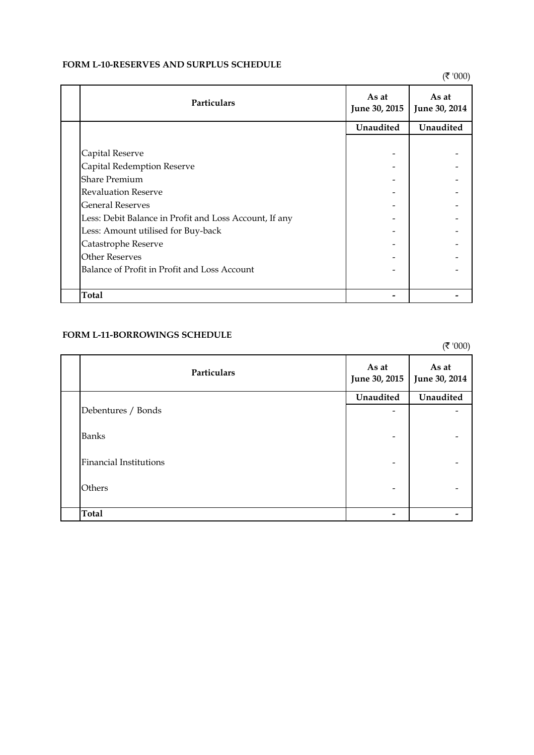### FORM L-10-RESERVES AND SURPLUS SCHEDULE

(₹ '000)

| Particulars | As at June 30, 2015 | As at June 30, 2014 |
|---|---|---|
| | Unaudited | Unaudited |
| Capital Reserve | - | - |
| Capital Redemption Reserve | - | - |
| Share Premium | - | - |
| Revaluation Reserve | - | - |
| General Reserves | - | - |
| Less: Debit Balance in Profit and Loss Account, If any | - | - |
| Less: Amount utilised for Buy-back | - | - |
| Catastrophe Reserve | - | - |
| Other Reserves | - | - |
| Balance of Profit in Profit and Loss Account | - | - |
| **Total** | **-** | **-** |

### FORM L-11-BORROWINGS SCHEDULE

(₹ '000)

| Particulars | As at June 30, 2015 | As at June 30, 2014 |
|---|---|---|
| | Unaudited | Unaudited |
| Debentures / Bonds | - | - |
| Banks | - | - |
| Financial Institutions | - | - |
| Others | - | - |
| **Total** | **-** | **-** |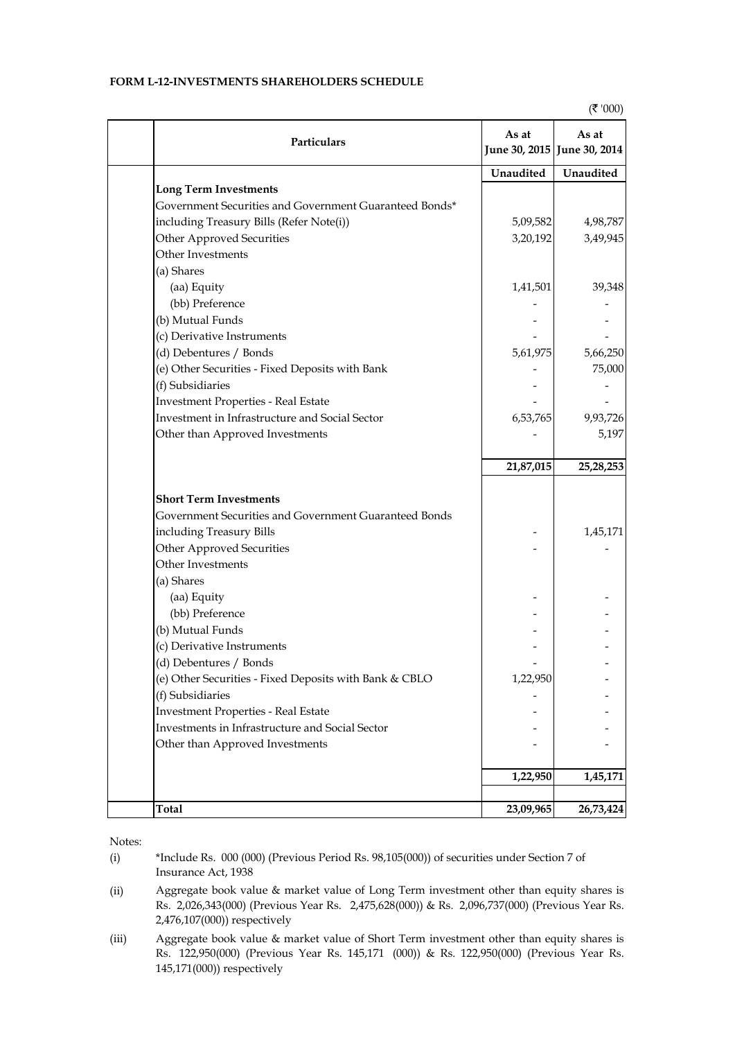**FORM L-12-INVESTMENTS SHAREHOLDERS SCHEDULE**

(₹ '000)

| Particulars | As at June 30, 2015 | As at June 30, 2014 |
|---|---|---|
| | Unaudited | Unaudited |
| **Long Term Investments** | | |
| Government Securities and Government Guaranteed Bonds* including Treasury Bills (Refer Note(i)) | 5,09,582 | 4,98,787 |
| Other Approved Securities | 3,20,192 | 3,49,945 |
| Other Investments | | |
| (a) Shares | | |
| (aa) Equity | 1,41,501 | 39,348 |
| (bb) Preference | - | - |
| (b) Mutual Funds | - | - |
| (c) Derivative Instruments | - | - |
| (d) Debentures / Bonds | 5,61,975 | 5,66,250 |
| (e) Other Securities - Fixed Deposits with Bank | - | 75,000 |
| (f) Subsidiaries | - | - |
| Investment Properties - Real Estate | - | - |
| Investment in Infrastructure and Social Sector | 6,53,765 | 9,93,726 |
| Other than Approved Investments | - | 5,197 |
| | **21,87,015** | **25,28,253** |
| **Short Term Investments** | | |
| Government Securities and Government Guaranteed Bonds including Treasury Bills | - | 1,45,171 |
| Other Approved Securities | - | - |
| Other Investments | | |
| (a) Shares | | |
| (aa) Equity | - | - |
| (bb) Preference | - | - |
| (b) Mutual Funds | - | - |
| (c) Derivative Instruments | - | - |
| (d) Debentures / Bonds | - | - |
| (e) Other Securities - Fixed Deposits with Bank & CBLO | 1,22,950 | - |
| (f) Subsidiaries | - | - |
| Investment Properties - Real Estate | - | - |
| Investments in Infrastructure and Social Sector | - | - |
| Other than Approved Investments | - | - |
| | **1,22,950** | **1,45,171** |
| **Total** | **23,09,965** | **26,73,424** |

Notes:

(i) *Include Rs. 000 (000) (Previous Period Rs. 98,105(000)) of securities under Section 7 of Insurance Act, 1938

(ii) Aggregate book value & market value of Long Term investment other than equity shares is Rs. 2,026,343(000) (Previous Year Rs. 2,475,628(000)) & Rs. 2,096,737(000) (Previous Year Rs. 2,476,107(000)) respectively

(iii) Aggregate book value & market value of Short Term investment other than equity shares is Rs. 122,950(000) (Previous Year Rs. 145,171 (000)) & Rs. 122,950(000) (Previous Year Rs. 145,171(000)) respectively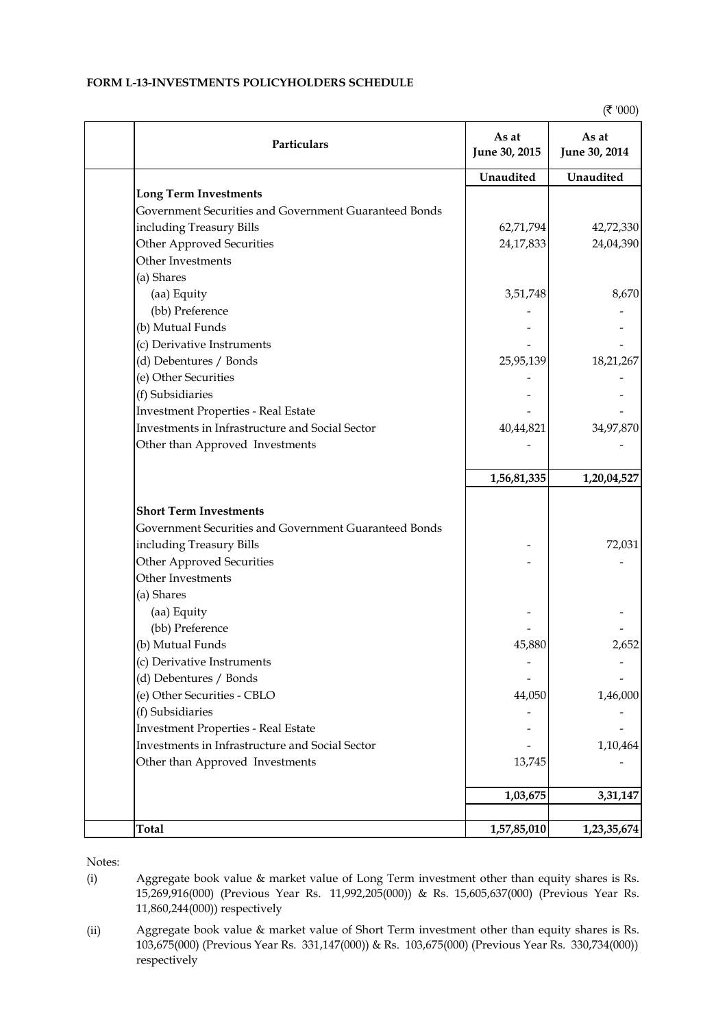**FORM L-13-INVESTMENTS POLICYHOLDERS SCHEDULE**

(₹ '000)

| | Particulars | As at June 30, 2015 | As at June 30, 2014 |
|---|---|---|---|
| | | Unaudited | Unaudited |
| | **Long Term Investments** | | |
| | Government Securities and Government Guaranteed Bonds including Treasury Bills | 62,71,794 | 42,72,330 |
| | Other Approved Securities | 24,17,833 | 24,04,390 |
| | Other Investments | | |
| | (a) Shares | | |
| | (aa) Equity | 3,51,748 | 8,670 |
| | (bb) Preference | - | - |
| | (b) Mutual Funds | - | - |
| | (c) Derivative Instruments | - | - |
| | (d) Debentures / Bonds | 25,95,139 | 18,21,267 |
| | (e) Other Securities | - | - |
| | (f) Subsidiaries | - | - |
| | Investment Properties - Real Estate | - | - |
| | Investments in Infrastructure and Social Sector | 40,44,821 | 34,97,870 |
| | Other than Approved Investments | - | - |
| | | **1,56,81,335** | **1,20,04,527** |
| | **Short Term Investments** | | |
| | Government Securities and Government Guaranteed Bonds including Treasury Bills | - | 72,031 |
| | Other Approved Securities | - | - |
| | Other Investments | | |
| | (a) Shares | | |
| | (aa) Equity | - | - |
| | (bb) Preference | - | - |
| | (b) Mutual Funds | 45,880 | 2,652 |
| | (c) Derivative Instruments | - | - |
| | (d) Debentures / Bonds | - | - |
| | (e) Other Securities - CBLO | 44,050 | 1,46,000 |
| | (f) Subsidiaries | - | - |
| | Investment Properties - Real Estate | - | - |
| | Investments in Infrastructure and Social Sector | - | 1,10,464 |
| | Other than Approved Investments | 13,745 | - |
| | | **1,03,675** | **3,31,147** |
| | **Total** | **1,57,85,010** | **1,23,35,674** |

Notes:

(i) Aggregate book value & market value of Long Term investment other than equity shares is Rs. 15,269,916(000) (Previous Year Rs. 11,992,205(000)) & Rs. 15,605,637(000) (Previous Year Rs. 11,860,244(000)) respectively

(ii) Aggregate book value & market value of Short Term investment other than equity shares is Rs. 103,675(000) (Previous Year Rs. 331,147(000)) & Rs. 103,675(000) (Previous Year Rs. 330,734(000)) respectively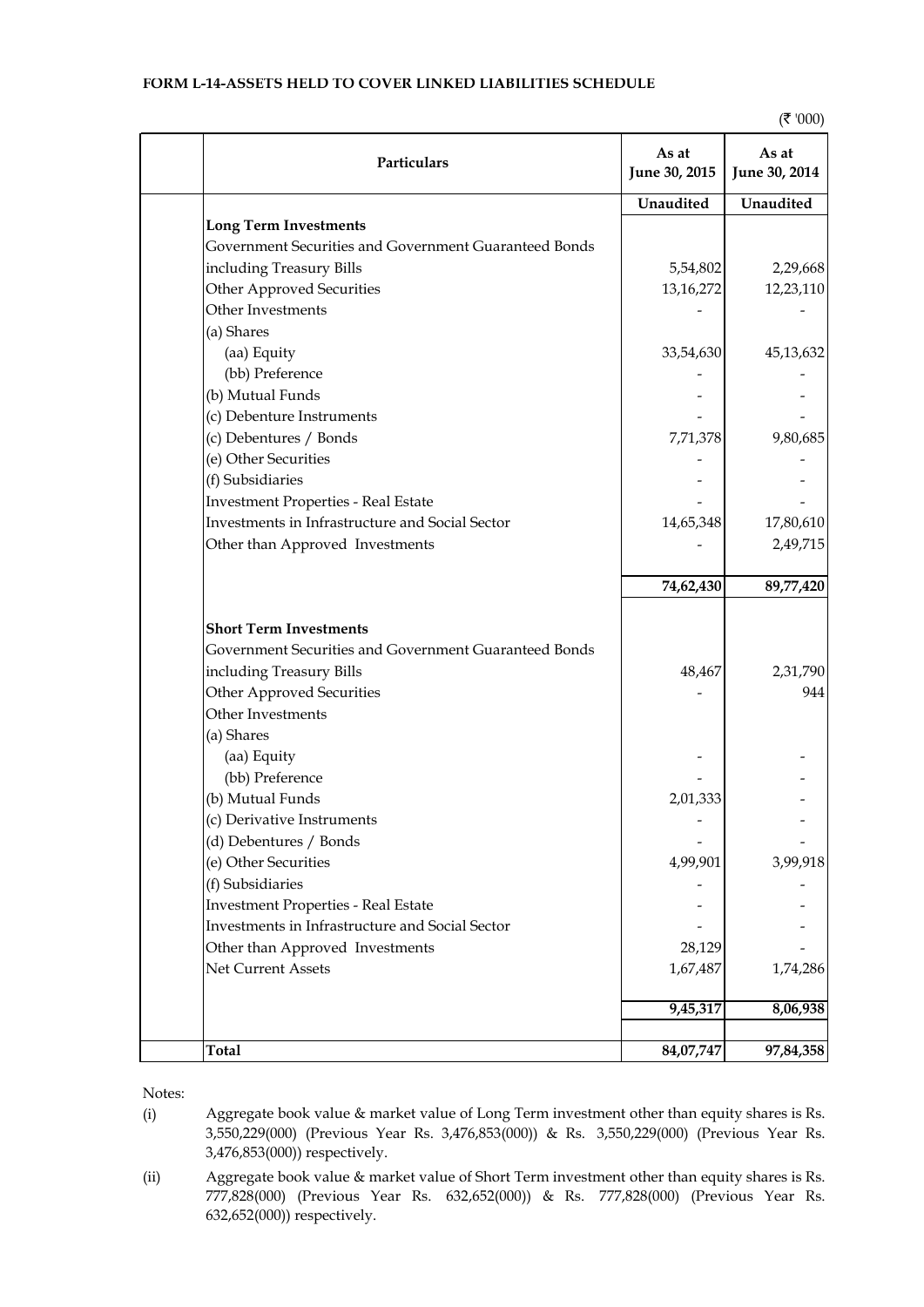**FORM L-14-ASSETS HELD TO COVER LINKED LIABILITIES SCHEDULE**

(₹ '000)

| | Particulars | As at June 30, 2015 | As at June 30, 2014 |
|---|---|---|---|
| | | Unaudited | Unaudited |
| | **Long Term Investments** | | |
| | Government Securities and Government Guaranteed Bonds including Treasury Bills | 5,54,802 | 2,29,668 |
| | Other Approved Securities | 13,16,272 | 12,23,110 |
| | Other Investments | - | - |
| | (a) Shares | | |
| | (aa) Equity | 33,54,630 | 45,13,632 |
| | (bb) Preference | - | - |
| | (b) Mutual Funds | - | - |
| | (c) Debenture Instruments | - | - |
| | (c) Debentures / Bonds | 7,71,378 | 9,80,685 |
| | (e) Other Securities | - | - |
| | (f) Subsidiaries | - | - |
| | Investment Properties - Real Estate | - | - |
| | Investments in Infrastructure and Social Sector | 14,65,348 | 17,80,610 |
| | Other than Approved Investments | - | 2,49,715 |
| | | **74,62,430** | **89,77,420** |
| | **Short Term Investments** | | |
| | Government Securities and Government Guaranteed Bonds including Treasury Bills | 48,467 | 2,31,790 |
| | Other Approved Securities | - | 944 |
| | Other Investments | | |
| | (a) Shares | | |
| | (aa) Equity | - | - |
| | (bb) Preference | - | - |
| | (b) Mutual Funds | 2,01,333 | - |
| | (c) Derivative Instruments | - | - |
| | (d) Debentures / Bonds | - | - |
| | (e) Other Securities | 4,99,901 | 3,99,918 |
| | (f) Subsidiaries | - | - |
| | Investment Properties - Real Estate | - | - |
| | Investments in Infrastructure and Social Sector | - | - |
| | Other than Approved Investments | 28,129 | - |
| | Net Current Assets | 1,67,487 | 1,74,286 |
| | | **9,45,317** | **8,06,938** |
| | **Total** | **84,07,747** | **97,84,358** |

Notes:

(i) Aggregate book value & market value of Long Term investment other than equity shares is Rs. 3,550,229(000) (Previous Year Rs. 3,476,853(000)) & Rs. 3,550,229(000) (Previous Year Rs. 3,476,853(000)) respectively.

(ii) Aggregate book value & market value of Short Term investment other than equity shares is Rs. 777,828(000) (Previous Year Rs. 632,652(000)) & Rs. 777,828(000) (Previous Year Rs. 632,652(000)) respectively.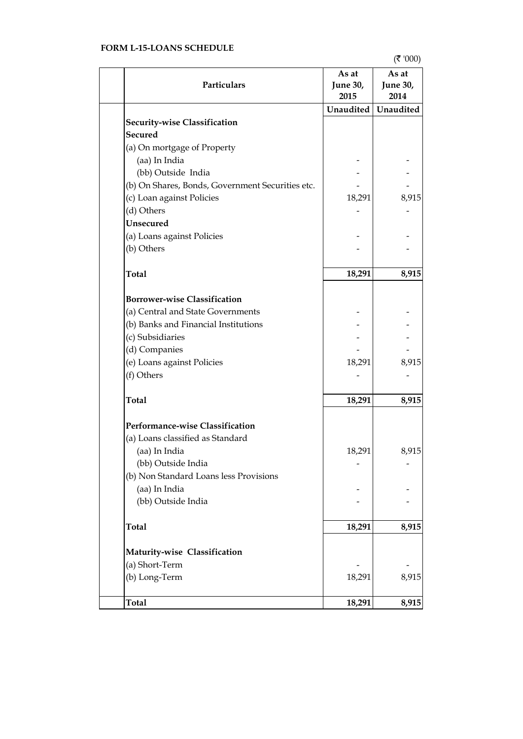**FORM L-15-LOANS SCHEDULE**

(₹ '000)

| Particulars | As at June 30, 2015 | As at June 30, 2014 |
|---|---|---|
| | **Unaudited** | **Unaudited** |
| **Security-wise Classification** | | |
| **Secured** | | |
| (a) On mortgage of Property | | |
| (aa) In India | - | - |
| (bb) Outside India | - | - |
| (b) On Shares, Bonds, Government Securities etc. | - | - |
| (c) Loan against Policies | 18,291 | 8,915 |
| (d) Others | - | - |
| **Unsecured** | | |
| (a) Loans against Policies | - | - |
| (b) Others | - | - |
| **Total** | **18,291** | **8,915** |
| **Borrower-wise Classification** | | |
| (a) Central and State Governments | - | - |
| (b) Banks and Financial Institutions | - | - |
| (c) Subsidiaries | - | - |
| (d) Companies | - | - |
| (e) Loans against Policies | 18,291 | 8,915 |
| (f) Others | - | - |
| **Total** | **18,291** | **8,915** |
| **Performance-wise Classification** | | |
| (a) Loans classified as Standard | | |
| (aa) In India | 18,291 | 8,915 |
| (bb) Outside India | - | - |
| (b) Non Standard Loans less Provisions | | |
| (aa) In India | - | - |
| (bb) Outside India | - | - |
| **Total** | **18,291** | **8,915** |
| **Maturity-wise Classification** | | |
| (a) Short-Term | - | - |
| (b) Long-Term | 18,291 | 8,915 |
| **Total** | **18,291** | **8,915** |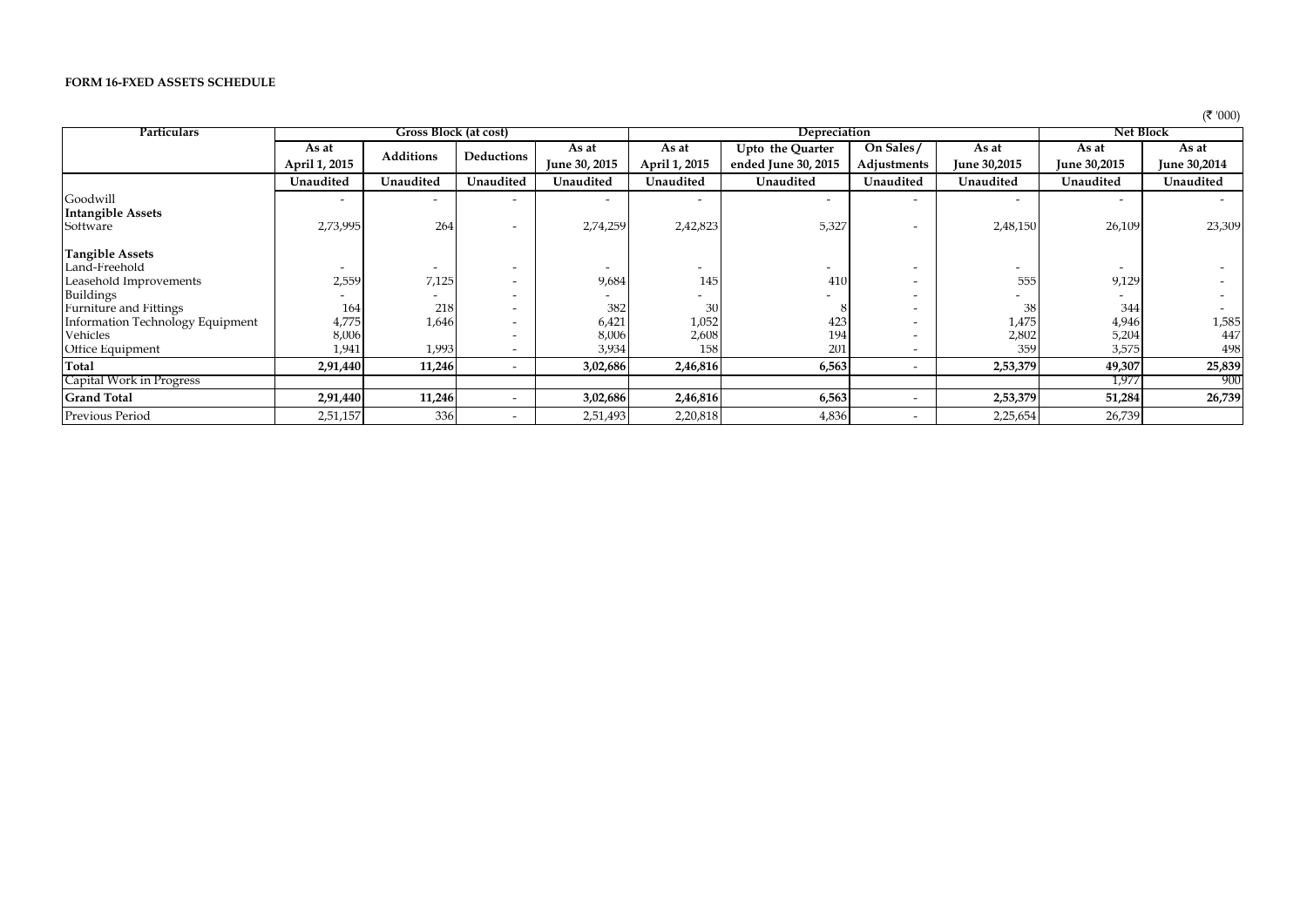**FORM 16-FXED ASSETS SCHEDULE**

(₹ '000)

| Particulars | Gross Block (at cost) | | | | Depreciation | | | | Net Block | |
|---|---|---|---|---|---|---|---|---|---|---|
| | As at April 1, 2015 | Additions | Deductions | As at June 30, 2015 | As at April 1, 2015 | Upto the Quarter ended June 30, 2015 | On Sales / Adjustments | As at June 30,2015 | As at June 30,2015 | As at June 30,2014 |
| | Unaudited | Unaudited | Unaudited | Unaudited | Unaudited | Unaudited | Unaudited | Unaudited | Unaudited | Unaudited |
| Goodwill | - | - | - | - | - | - | - | - | - | - |
| **Intangible Assets** | | | | | | | | | | |
| Software | 2,73,995 | 264 | - | 2,74,259 | 2,42,823 | 5,327 | - | 2,48,150 | 26,109 | 23,309 |
| **Tangible Assets** | | | | | | | | | | |
| Land-Freehold | - | - | - | - | - | - | - | - | - | - |
| Leasehold Improvements | 2,559 | 7,125 | - | 9,684 | 145 | 410 | - | 555 | 9,129 | - |
| Buildings | - | - | - | - | - | - | - | - | - | - |
| Furniture and Fittings | 164 | 218 | - | 382 | 30 | 8 | - | 38 | 344 | - |
| Information Technology Equipment | 4,775 | 1,646 | - | 6,421 | 1,052 | 423 | - | 1,475 | 4,946 | 1,585 |
| Vehicles | 8,006 | | - | 8,006 | 2,608 | 194 | - | 2,802 | 5,204 | 447 |
| Office Equipment | 1,941 | 1,993 | - | 3,934 | 158 | 201 | - | 359 | 3,575 | 498 |
| **Total** | **2,91,440** | **11,246** | - | **3,02,686** | **2,46,816** | **6,563** | - | **2,53,379** | **49,307** | **25,839** |
| Capital Work in Progress | | | | | | | | | 1,977 | 900 |
| **Grand Total** | **2,91,440** | **11,246** | - | **3,02,686** | **2,46,816** | **6,563** | - | **2,53,379** | **51,284** | **26,739** |
| Previous Period | 2,51,157 | 336 | - | 2,51,493 | 2,20,818 | 4,836 | - | 2,25,654 | 26,739 | |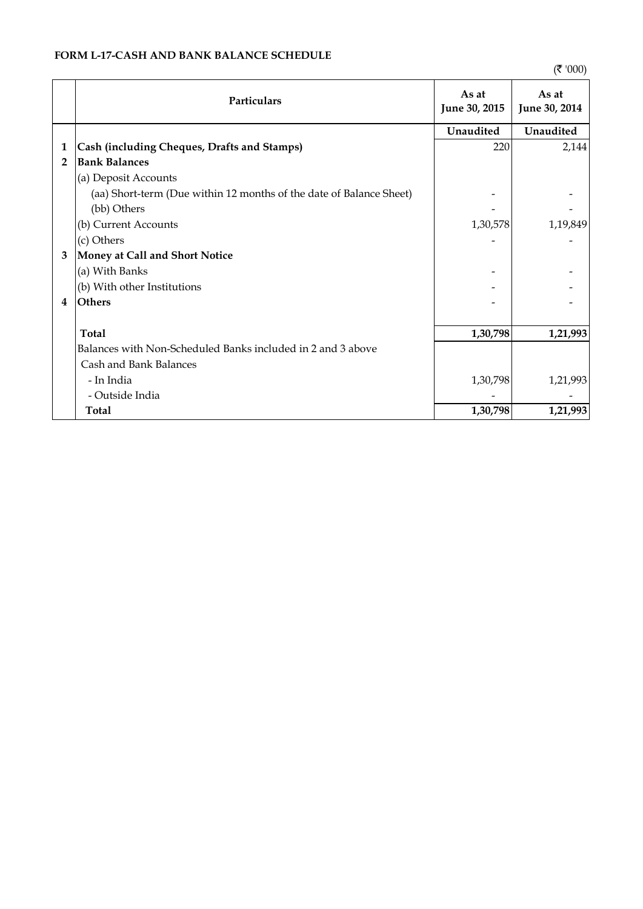**FORM L-17-CASH AND BANK BALANCE SCHEDULE**

(₹ '000)

| | Particulars | As at June 30, 2015 | As at June 30, 2014 |
|---|---|---|---|
| | | Unaudited | Unaudited |
| 1 | **Cash (including Cheques, Drafts and Stamps)** | 220 | 2,144 |
| 2 | **Bank Balances** | | |
| | (a) Deposit Accounts | | |
| | (aa) Short-term (Due within 12 months of the date of Balance Sheet) | - | - |
| | (bb) Others | - | - |
| | (b) Current Accounts | 1,30,578 | 1,19,849 |
| | (c) Others | - | - |
| 3 | **Money at Call and Short Notice** | | |
| | (a) With Banks | - | - |
| | (b) With other Institutions | - | - |
| 4 | **Others** | - | - |
| | **Total** | **1,30,798** | **1,21,993** |
| | Balances with Non-Scheduled Banks included in 2 and 3 above | | |
| | Cash and Bank Balances | | |
| | - In India | 1,30,798 | 1,21,993 |
| | - Outside India | - | - |
| | **Total** | **1,30,798** | **1,21,993** |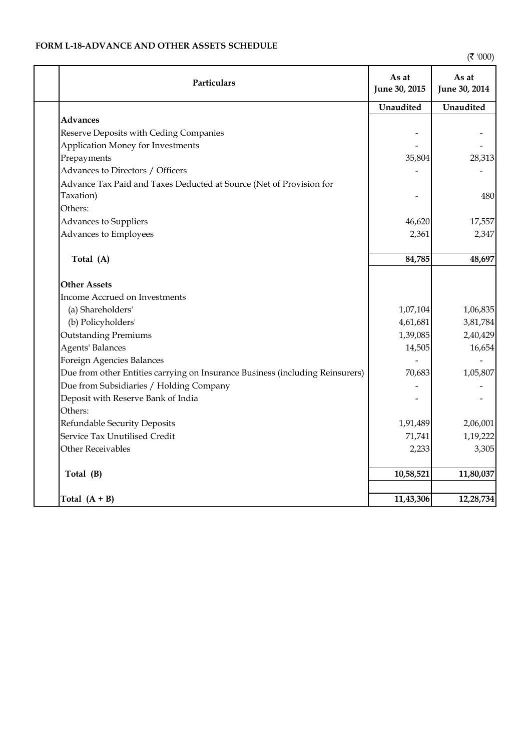**FORM L-18-ADVANCE AND OTHER ASSETS SCHEDULE**

(₹ '000)

| Particulars | As at June 30, 2015 | As at June 30, 2014 |
|---|---|---|
| | Unaudited | Unaudited |
| **Advances** | | |
| Reserve Deposits with Ceding Companies | - | - |
| Application Money for Investments | - | - |
| Prepayments | 35,804 | 28,313 |
| Advances to Directors / Officers | - | - |
| Advance Tax Paid and Taxes Deducted at Source (Net of Provision for Taxation) | - | 480 |
| Others: | | |
| Advances to Suppliers | 46,620 | 17,557 |
| Advances to Employees | 2,361 | 2,347 |
| **Total (A)** | **84,785** | **48,697** |
| **Other Assets** | | |
| Income Accrued on Investments | | |
| (a) Shareholders' | 1,07,104 | 1,06,835 |
| (b) Policyholders' | 4,61,681 | 3,81,784 |
| Outstanding Premiums | 1,39,085 | 2,40,429 |
| Agents' Balances | 14,505 | 16,654 |
| Foreign Agencies Balances | - | - |
| Due from other Entities carrying on Insurance Business (including Reinsurers) | 70,683 | 1,05,807 |
| Due from Subsidiaries / Holding Company | - | - |
| Deposit with Reserve Bank of India | - | - |
| Others: | | |
| Refundable Security Deposits | 1,91,489 | 2,06,001 |
| Service Tax Unutilised Credit | 71,741 | 1,19,222 |
| Other Receivables | 2,233 | 3,305 |
| **Total (B)** | **10,58,521** | **11,80,037** |
| **Total (A + B)** | **11,43,306** | **12,28,734** |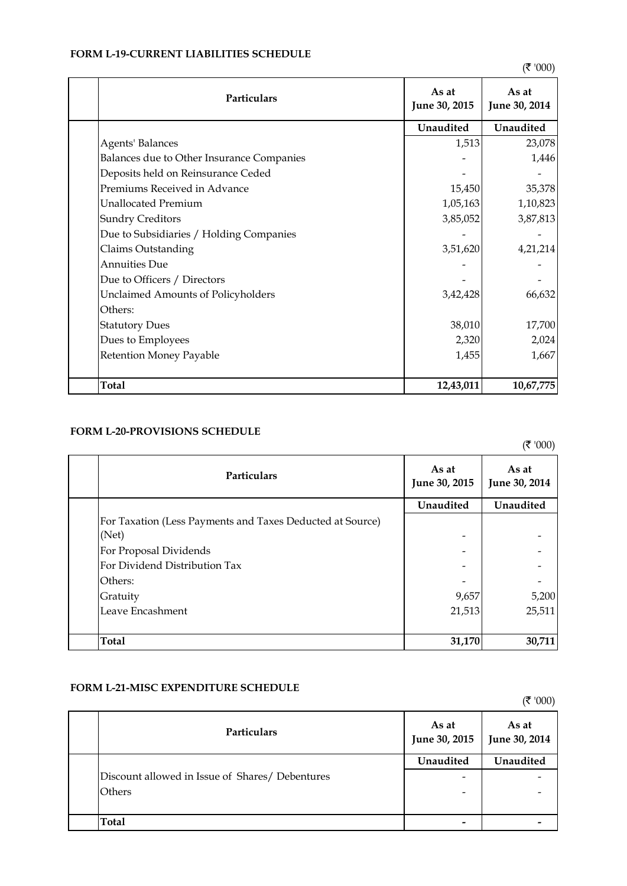## FORM L-19-CURRENT LIABILITIES SCHEDULE

(₹ '000)

| Particulars | As at June 30, 2015 | As at June 30, 2014 |
|---|---|---|
| | Unaudited | Unaudited |
| Agents' Balances | 1,513 | 23,078 |
| Balances due to Other Insurance Companies | - | 1,446 |
| Deposits held on Reinsurance Ceded | - | - |
| Premiums Received in Advance | 15,450 | 35,378 |
| Unallocated Premium | 1,05,163 | 1,10,823 |
| Sundry Creditors | 3,85,052 | 3,87,813 |
| Due to Subsidiaries / Holding Companies | - | - |
| Claims Outstanding | 3,51,620 | 4,21,214 |
| Annuities Due | - | - |
| Due to Officers / Directors | - | - |
| Unclaimed Amounts of Policyholders | 3,42,428 | 66,632 |
| Others: | | |
| Statutory Dues | 38,010 | 17,700 |
| Dues to Employees | 2,320 | 2,024 |
| Retention Money Payable | 1,455 | 1,667 |
| **Total** | **12,43,011** | **10,67,775** |

## FORM L-20-PROVISIONS SCHEDULE

(₹ '000)

| Particulars | As at June 30, 2015 | As at June 30, 2014 |
|---|---|---|
| | Unaudited | Unaudited |
| For Taxation (Less Payments and Taxes Deducted at Source) (Net) | - | - |
| For Proposal Dividends | - | - |
| For Dividend Distribution Tax | - | - |
| Others: | - | - |
| Gratuity | 9,657 | 5,200 |
| Leave Encashment | 21,513 | 25,511 |
| **Total** | **31,170** | **30,711** |

## FORM L-21-MISC EXPENDITURE SCHEDULE

(₹ '000)

| Particulars | As at June 30, 2015 | As at June 30, 2014 |
|---|---|---|
| | Unaudited | Unaudited |
| Discount allowed in Issue of Shares/ Debentures | - | - |
| Others | - | - |
| **Total** | **-** | **-** |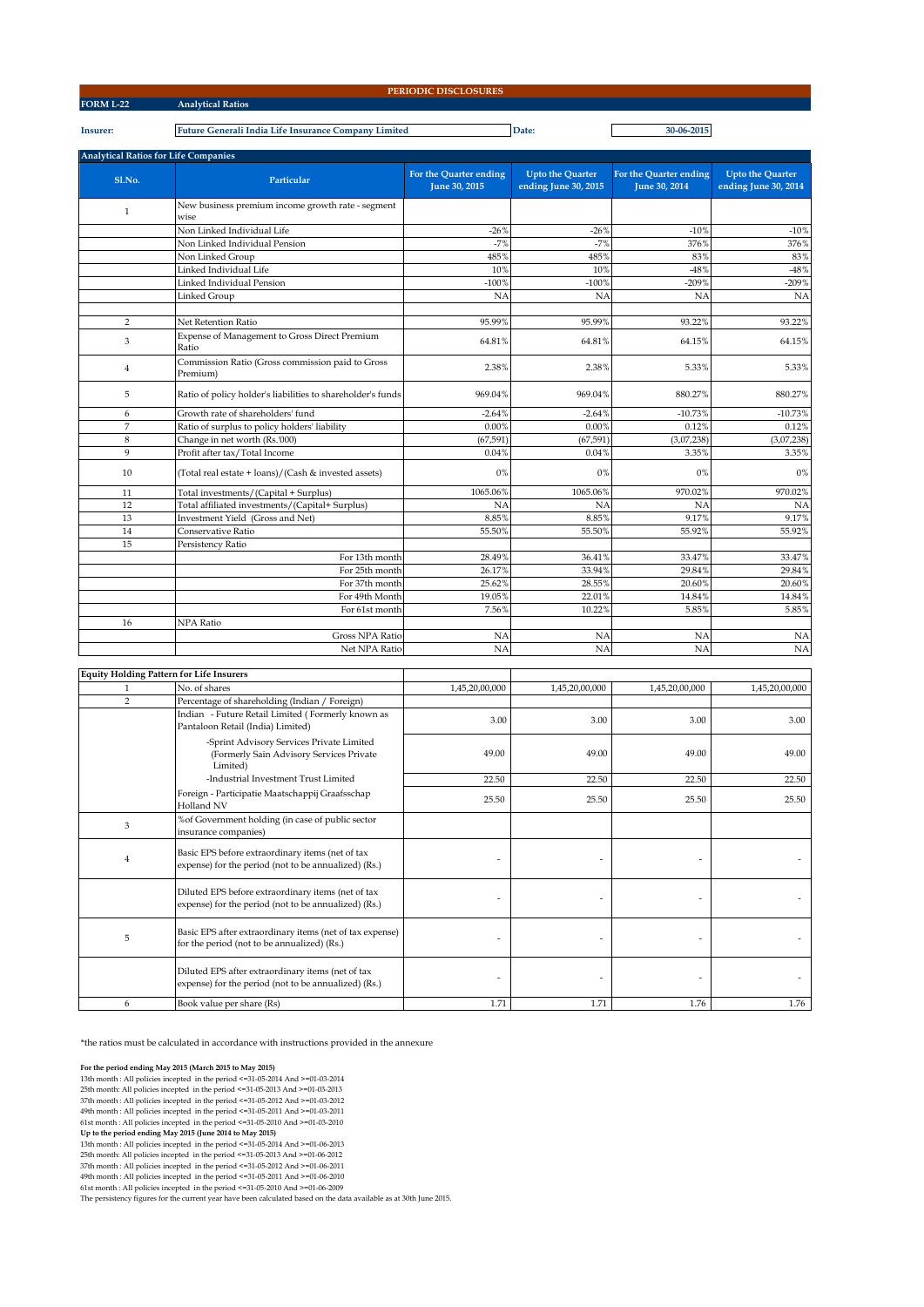**PERIODIC DISCLOSURES**

**FORM L-22** **Analytical Ratios**

**Insurer:** Future Generali India Life Insurance Company Limited **Date:** 30-06-2015

**Analytical Ratios for Life Companies**

| Sl.No. | Particular | For the Quarter ending June 30, 2015 | Upto the Quarter ending June 30, 2015 | For the Quarter ending June 30, 2014 | Upto the Quarter ending June 30, 2014 |
|---|---|---|---|---|---|
| 1 | New business premium income growth rate - segment wise | | | | |
| | Non Linked Individual Life | -26% | -26% | -10% | -10% |
| | Non Linked Individual Pension | -7% | -7% | 376% | 376% |
| | Non Linked Group | 485% | 485% | 83% | 83% |
| | Linked Individual Life | 10% | 10% | -48% | -48% |
| | Linked Individual Pension | -100% | -100% | -209% | -209% |
| | Linked Group | NA | NA | NA | NA |
| 2 | Net Retention Ratio | 95.99% | 95.99% | 93.22% | 93.22% |
| 3 | Expense of Management to Gross Direct Premium Ratio | 64.81% | 64.81% | 64.15% | 64.15% |
| 4 | Commission Ratio (Gross commission paid to Gross Premium) | 2.38% | 2.38% | 5.33% | 5.33% |
| 5 | Ratio of policy holder's liabilities to shareholder's funds | 969.04% | 969.04% | 880.27% | 880.27% |
| 6 | Growth rate of shareholders' fund | -2.64% | -2.64% | -10.73% | -10.73% |
| 7 | Ratio of surplus to policy holders' liability | 0.00% | 0.00% | 0.12% | 0.12% |
| 8 | Change in net worth (Rs.'000) | (67,591) | (67,591) | (3,07,238) | (3,07,238) |
| 9 | Profit after tax/Total Income | 0.04% | 0.04% | 3.35% | 3.35% |
| 10 | (Total real estate + loans)/(Cash & invested assets) | 0% | 0% | 0% | 0% |
| 11 | Total investments/(Capital + Surplus) | 1065.06% | 1065.06% | 970.02% | 970.02% |
| 12 | Total affiliated investments/(Capital+ Surplus) | NA | NA | NA | NA |
| 13 | Investment Yield (Gross and Net) | 8.85% | 8.85% | 9.17% | 9.17% |
| 14 | Conservative Ratio | 55.50% | 55.50% | 55.92% | 55.92% |
| 15 | Persistency Ratio | | | | |
| | For 13th month | 28.49% | 36.41% | 33.47% | 33.47% |
| | For 25th month | 26.17% | 33.94% | 29.84% | 29.84% |
| | For 37th month | 25.62% | 28.55% | 20.60% | 20.60% |
| | For 49th Month | 19.05% | 22.01% | 14.84% | 14.84% |
| | For 61st month | 7.56% | 10.22% | 5.85% | 5.85% |
| 16 | NPA Ratio | | | | |
| | Gross NPA Ratio | NA | NA | NA | NA |
| | Net NPA Ratio | NA | NA | NA | NA |

**Equity Holding Pattern for Life Insurers**

| | | | | | |
|---|---|---|---|---|---|
| 1 | No. of shares | 1,45,20,00,000 | 1,45,20,00,000 | 1,45,20,00,000 | 1,45,20,00,000 |
| 2 | Percentage of shareholding (Indian / Foreign) | | | | |
| | Indian - Future Retail Limited ( Formerly known as Pantaloon Retail (India) Limited) | 3.00 | 3.00 | 3.00 | 3.00 |
| | -Sprint Advisory Services Private Limited (Formerly Sain Advisory Services Private Limited) | 49.00 | 49.00 | 49.00 | 49.00 |
| | -Industrial Investment Trust Limited | 22.50 | 22.50 | 22.50 | 22.50 |
| | Foreign - Participatie Maatschappij Graafsschap Holland NV | 25.50 | 25.50 | 25.50 | 25.50 |
| 3 | %of Government holding (in case of public sector insurance companies) | | | | |
| 4 | Basic EPS before extraordinary items (net of tax expense) for the period (not to be annualized) (Rs.) | - | - | - | - |
| | Diluted EPS before extraordinary items (net of tax expense) for the period (not to be annualized) (Rs.) | - | - | - | - |
| 5 | Basic EPS after extraordinary items (net of tax expense) for the period (not to be annualized) (Rs.) | - | - | - | - |
| | Diluted EPS after extraordinary items (net of tax expense) for the period (not to be annualized) (Rs.) | - | - | - | - |
| 6 | Book value per share (Rs) | 1.71 | 1.71 | 1.76 | 1.76 |

*the ratios must be calculated in accordance with instructions provided in the annexure

**For the period ending May 2015 (March 2015 to May 2015)**

13th month : All policies incepted in the period <=31-05-2014 And >=01-03-2014
25th month: All policies incepted in the period <=31-05-2013 And >=01-03-2013
37th month : All policies incepted in the period <=31-05-2012 And >=01-03-2012
49th month : All policies incepted in the period <=31-05-2011 And >=01-03-2011
61st month : All policies incepted in the period <=31-05-2010 And >=01-03-2010

**Up to the period ending May 2015 (June 2014 to May 2015)**

13th month : All policies incepted in the period <=31-05-2014 And >=01-06-2013
25th month: All policies incepted in the period <=31-05-2013 And >=01-06-2012
37th month : All policies incepted in the period <=31-05-2012 And >=01-06-2011
49th month : All policies incepted in the period <=31-05-2011 And >=01-06-2010
61st month : All policies incepted in the period <=31-05-2010 And >=01-06-2009

The persistency figures for the current year have been calculated based on the data available as at 30th June 2015.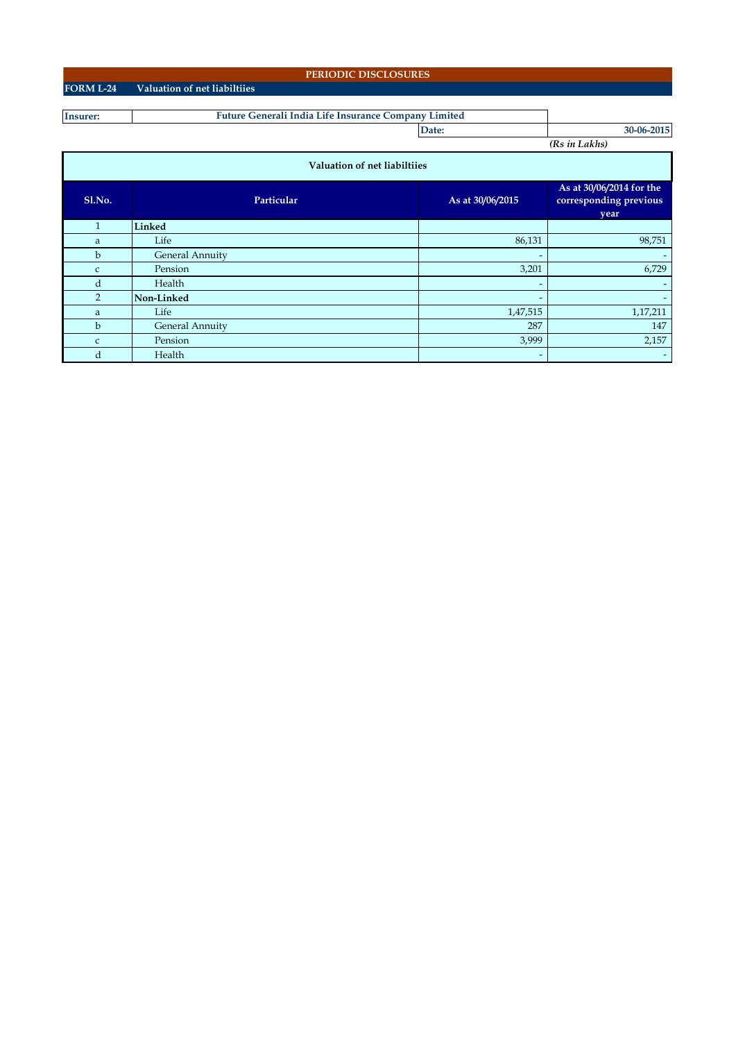**PERIODIC DISCLOSURES**

**FORM L-24 Valuation of net liabiltiies**

**Insurer:** Future Generali India Life Insurance Company Limited

**Date:** 30-06-2015

*(Rs in Lakhs)*

**Valuation of net liabiltiies**

| Sl.No. | Particular | As at 30/06/2015 | As at 30/06/2014 for the corresponding previous year |
|---|---|---|---|
| 1 | **Linked** | | |
| a | Life | 86,131 | 98,751 |
| b | General Annuity | - | - |
| c | Pension | 3,201 | 6,729 |
| d | Health | - | - |
| 2 | **Non-Linked** | - | - |
| a | Life | 1,47,515 | 1,17,211 |
| b | General Annuity | 287 | 147 |
| c | Pension | 3,999 | 2,157 |
| d | Health | - | - |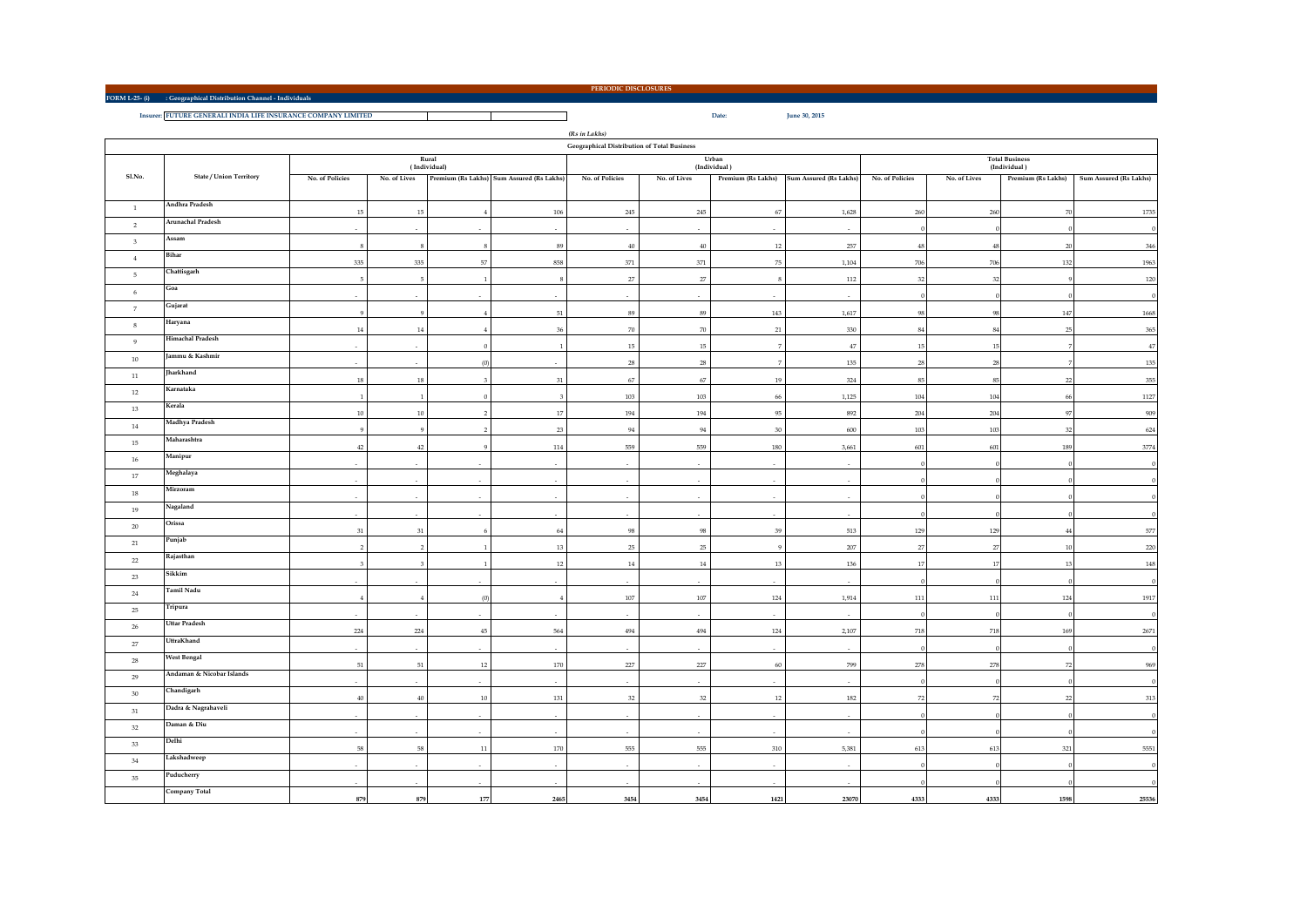PERIODIC DISCLOSURES

**FORM L-25- (i) : Geographical Distribution Channel - Individuals**

**Insurer: FUTURE GENERALI INDIA LIFE INSURANCE COMPANY LIMITED**

**Date: June 30, 2015**

*(Rs in Lakhs)*

**Geographical Distribution of Total Business**

| Sl.No. | State / Union Territory | Rural (Individual) | | | | Urban (Individual) | | | | Total Business (Individual) | | | |
|---|---|---|---|---|---|---|---|---|---|---|---|---|---|
| | | No. of Policies | No. of Lives | Premium (Rs Lakhs) | Sum Assured (Rs Lakhs) | No. of Policies | No. of Lives | Premium (Rs Lakhs) | Sum Assured (Rs Lakhs) | No. of Policies | No. of Lives | Premium (Rs Lakhs) | Sum Assured (Rs Lakhs) |
| 1 | Andhra Pradesh | 15 | 15 | 4 | 106 | 245 | 245 | 67 | 1,628 | 260 | 260 | 70 | 1735 |
| 2 | Arunachal Pradesh | - | - | - | - | - | - | - | - | 0 | 0 | 0 | 0 |
| 3 | Assam | 8 | 8 | 8 | 89 | 40 | 40 | 12 | 257 | 48 | 48 | 20 | 346 |
| 4 | Bihar | 335 | 335 | 57 | 858 | 371 | 371 | 75 | 1,104 | 706 | 706 | 132 | 1963 |
| 5 | Chattisgarh | 5 | 5 | 1 | 8 | 27 | 27 | 8 | 112 | 32 | 32 | 9 | 120 |
| 6 | Goa | - | - | - | - | - | - | - | - | 0 | 0 | 0 | 0 |
| 7 | Gujarat | 9 | 9 | 4 | 51 | 89 | 89 | 143 | 1,617 | 98 | 98 | 147 | 1668 |
| 8 | Haryana | 14 | 14 | 4 | 36 | 70 | 70 | 21 | 330 | 84 | 84 | 25 | 365 |
| 9 | Himachal Pradesh | - | - | 0 | 1 | 15 | 15 | 7 | 47 | 15 | 15 | 7 | 47 |
| 10 | Jammu & Kashmir | - | - | (0) | - | 28 | 28 | 7 | 135 | 28 | 28 | 7 | 135 |
| 11 | Jharkhand | 18 | 18 | 3 | 31 | 67 | 67 | 19 | 324 | 85 | 85 | 22 | 355 |
| 12 | Karnataka | 1 | 1 | 0 | 3 | 103 | 103 | 66 | 1,125 | 104 | 104 | 66 | 1127 |
| 13 | Kerala | 10 | 10 | 2 | 17 | 194 | 194 | 95 | 892 | 204 | 204 | 97 | 909 |
| 14 | Madhya Pradesh | 9 | 9 | 2 | 23 | 94 | 94 | 30 | 600 | 103 | 103 | 32 | 624 |
| 15 | Maharashtra | 42 | 42 | 9 | 114 | 559 | 559 | 180 | 3,661 | 601 | 601 | 189 | 3774 |
| 16 | Manipur | - | - | - | - | - | - | - | - | 0 | 0 | 0 | 0 |
| 17 | Meghalaya | - | - | - | - | - | - | - | - | 0 | 0 | 0 | 0 |
| 18 | Mirzoram | - | - | - | - | - | - | - | - | 0 | 0 | 0 | 0 |
| 19 | Nagaland | - | - | - | - | - | - | - | - | 0 | 0 | 0 | 0 |
| 20 | Orissa | 31 | 31 | 6 | 64 | 98 | 98 | 39 | 513 | 129 | 129 | 44 | 577 |
| 21 | Punjab | 2 | 2 | 1 | 13 | 25 | 25 | 9 | 207 | 27 | 27 | 10 | 220 |
| 22 | Rajasthan | 3 | 3 | 1 | 12 | 14 | 14 | 13 | 136 | 17 | 17 | 13 | 148 |
| 23 | Sikkim | - | - | - | - | - | - | - | - | 0 | 0 | 0 | 0 |
| 24 | Tamil Nadu | 4 | 4 | (0) | 4 | 107 | 107 | 124 | 1,914 | 111 | 111 | 124 | 1917 |
| 25 | Tripura | - | - | - | - | - | - | - | - | 0 | 0 | 0 | 0 |
| 26 | Uttar Pradesh | 224 | 224 | 45 | 564 | 494 | 494 | 124 | 2,107 | 718 | 718 | 169 | 2671 |
| 27 | UttraKhand | - | - | - | - | - | - | - | - | 0 | 0 | 0 | 0 |
| 28 | West Bengal | 51 | 51 | 12 | 170 | 227 | 227 | 60 | 799 | 278 | 278 | 72 | 969 |
| 29 | Andaman & Nicobar Islands | - | - | - | - | - | - | - | - | 0 | 0 | 0 | 0 |
| 30 | Chandigarh | 40 | 40 | 10 | 131 | 32 | 32 | 12 | 182 | 72 | 72 | 22 | 313 |
| 31 | Dadra & Nagrahaveli | - | - | - | - | - | - | - | - | 0 | 0 | 0 | 0 |
| 32 | Daman & Diu | - | - | - | - | - | - | - | - | 0 | 0 | 0 | 0 |
| 33 | Delhi | 58 | 58 | 11 | 170 | 555 | 555 | 310 | 5,381 | 613 | 613 | 321 | 5551 |
| 34 | Lakshadweep | - | - | - | - | - | - | - | - | 0 | 0 | 0 | 0 |
| 35 | Puducherry | - | - | - | - | - | - | - | - | 0 | 0 | 0 | 0 |
| | **Company Total** | **879** | **879** | **177** | **2465** | **3454** | **3454** | **1421** | **23070** | **4333** | **4333** | **1598** | **25536** |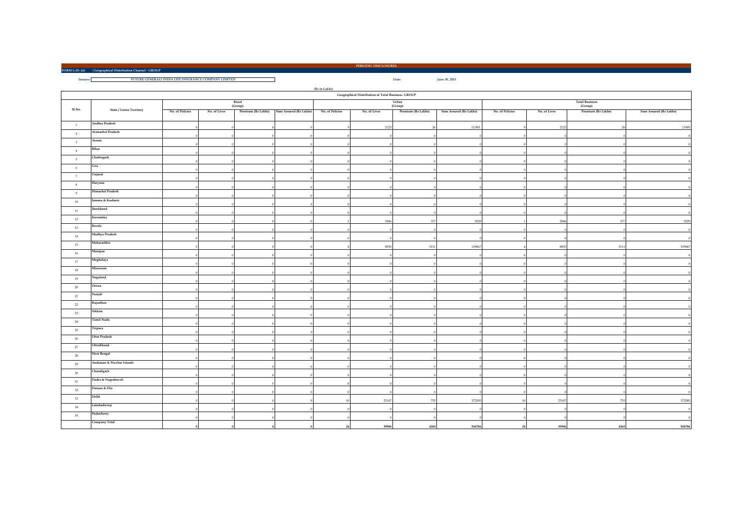PERIODIC DISCLOSURES

**FORM L-25- (ii) : Geographical Distribution Channel - GROUP**

**Insurer:** FUTURE GENERALI INDIA LIFE INSURANCE COMPANY LIMITED

**Date:** June 30, 2015

*(Rs in Lakhs)*

**Geographical Distribution of Total Business- GROUP**

| Sl.No. | State / Union Territory | Rural (Group) | | | | Urban (Group) | | | | Total Business (Group) | | | |
|---|---|---|---|---|---|---|---|---|---|---|---|---|---|
| | | No. of Policies | No. of Lives | Premium (Rs Lakhs) | Sum Assured (Rs Lakhs) | No. of Policies | No. of Lives | Premium (Rs Lakhs) | Sum Assured (Rs Lakhs) | No. of Policies | No. of Lives | Premium (Rs Lakhs) | Sum Assured (Rs Lakhs) |
| 1 | Andhra Pradesh | 0 | 0 | 0 | 0 | 9 | 2123 | 26 | 13,905 | 9 | 2123 | 26 | 13905 |
| 2 | Arunachal Pradesh | 0 | 0 | 0 | 0 | 0 | 0 | 0 | 0 | 0 | 0 | 0 | 0 |
| 3 | Assam | 0 | 0 | 0 | 0 | 0 | 0 | 0 | 0 | 0 | 0 | 0 | 0 |
| 4 | Bihar | 0 | 0 | 0 | 0 | 0 | 0 | 0 | 0 | 0 | 0 | 0 | 0 |
| 5 | Chattisgarh | 0 | 0 | 0 | 0 | 0 | 0 | 0 | 0 | 0 | 0 | 0 | 0 |
| 6 | Goa | 0 | 0 | 0 | 0 | 0 | 0 | 0 | 0 | 0 | 0 | 0 | 0 |
| 7 | Gujarat | 0 | 0 | 0 | 0 | 0 | 0 | 0 | 0 | 0 | 0 | 0 | 0 |
| 8 | Haryana | 0 | 0 | 0 | 0 | 0 | 0 | 0 | 0 | 0 | 0 | 0 | 0 |
| 9 | Himachal Pradesh | 0 | 0 | 0 | 0 | 0 | 0 | 0 | 0 | 0 | 0 | 0 | 0 |
| 10 | Jammu & Kashmir | 0 | 0 | 0 | 0 | 0 | 0 | 0 | 0 | 0 | 0 | 0 | 0 |
| 11 | Jharkhand | 0 | 0 | 0 | 0 | 0 | 0 | 0 | 0 | 0 | 0 | 0 | 0 |
| 12 | Karnataka | 0 | 0 | 0 | 0 | 1 | 5846 | 377 | 9229 | 1 | 5846 | 377 | 9229 |
| 13 | Kerala | 0 | 0 | 0 | 0 | 0 | 0 | 0 | 0 | 0 | 0 | 0 | 0 |
| 14 | Madhya Pradesh | 0 | 0 | 0 | 0 | 0 | 0 | 0 | 0 | 0 | 0 | 0 | 0 |
| 15 | Maharashtra | 0 | 0 | 0 | 0 | 4 | 8830 | 3111 | 109067 | 4 | 8830 | 3111 | 109067 |
| 16 | Manipur | 0 | 0 | 0 | 0 | 0 | 0 | 0 | 0 | 0 | 0 | 0 | 0 |
| 17 | Meghalaya | 0 | 0 | 0 | 0 | 0 | 0 | 0 | 0 | 0 | 0 | 0 | 0 |
| 18 | Mirzoram | 0 | 0 | 0 | 0 | 0 | 0 | 0 | 0 | 0 | 0 | 0 | 0 |
| 19 | Nagaland | 0 | 0 | 0 | 0 | 0 | 0 | 0 | 0 | 0 | 0 | 0 | 0 |
| 20 | Orissa | 0 | 0 | 0 | 0 | 0 | 0 | 0 | 0 | 0 | 0 | 0 | 0 |
| 21 | Punjab | 0 | 0 | 0 | 0 | 0 | 0 | 0 | 0 | 0 | 0 | 0 | 0 |
| 22 | Rajasthan | 0 | 0 | 0 | 0 | 0 | 0 | 0 | 0 | 0 | 0 | 0 | 0 |
| 23 | Sikkim | 0 | 0 | 0 | 0 | 0 | 0 | 0 | 0 | 0 | 0 | 0 | 0 |
| 24 | Tamil Nadu | 0 | 0 | 0 | 0 | 0 | 0 | 0 | 0 | 0 | 0 | 0 | 0 |
| 25 | Tripura | 0 | 0 | 0 | 0 | 0 | 0 | 0 | 0 | 0 | 0 | 0 | 0 |
| 26 | Uttar Pradesh | 0 | 0 | 0 | 0 | 0 | 0 | 0 | 0 | 0 | 0 | 0 | 0 |
| 27 | UttraKhand | 0 | 0 | 0 | 0 | 0 | 0 | 0 | 0 | 0 | 0 | 0 | 0 |
| 28 | West Bengal | 0 | 0 | 0 | 0 | 0 | 0 | 0 | 0 | 0 | 0 | 0 | 0 |
| 29 | Andaman & Nicobar Islands | 0 | 0 | 0 | 0 | 0 | 0 | 0 | 0 | 0 | 0 | 0 | 0 |
| 30 | Chandigarh | 0 | 0 | 0 | 0 | 0 | 0 | 0 | 0 | 0 | 0 | 0 | 0 |
| 31 | Dadra & Nagrahaveli | 0 | 0 | 0 | 0 | 0 | 0 | 0 | 0 | 0 | 0 | 0 | 0 |
| 32 | Daman & Diu | 0 | 0 | 0 | 0 | 0 | 0 | 0 | 0 | 0 | 0 | 0 | 0 |
| 33 | Delhi | 0 | 0 | 0 | 0 | 10 | 23107 | 755 | 372585 | 10 | 23107 | 755 | 372585 |
| 34 | Lakshadweep | 0 | 0 | 0 | 0 | 0 | 0 | 0 | 0 | 0 | 0 | 0 | 0 |
| 35 | Puducherry | 0 | 0 | 0 | 0 | 0 | 0 | 0 | 0 | 0 | 0 | 0 | 0 |
| | **Company Total** | **0** | **0** | **0** | **0** | **24** | **39906** | **4269** | **504786** | **24** | **39906** | **4269** | **504786** |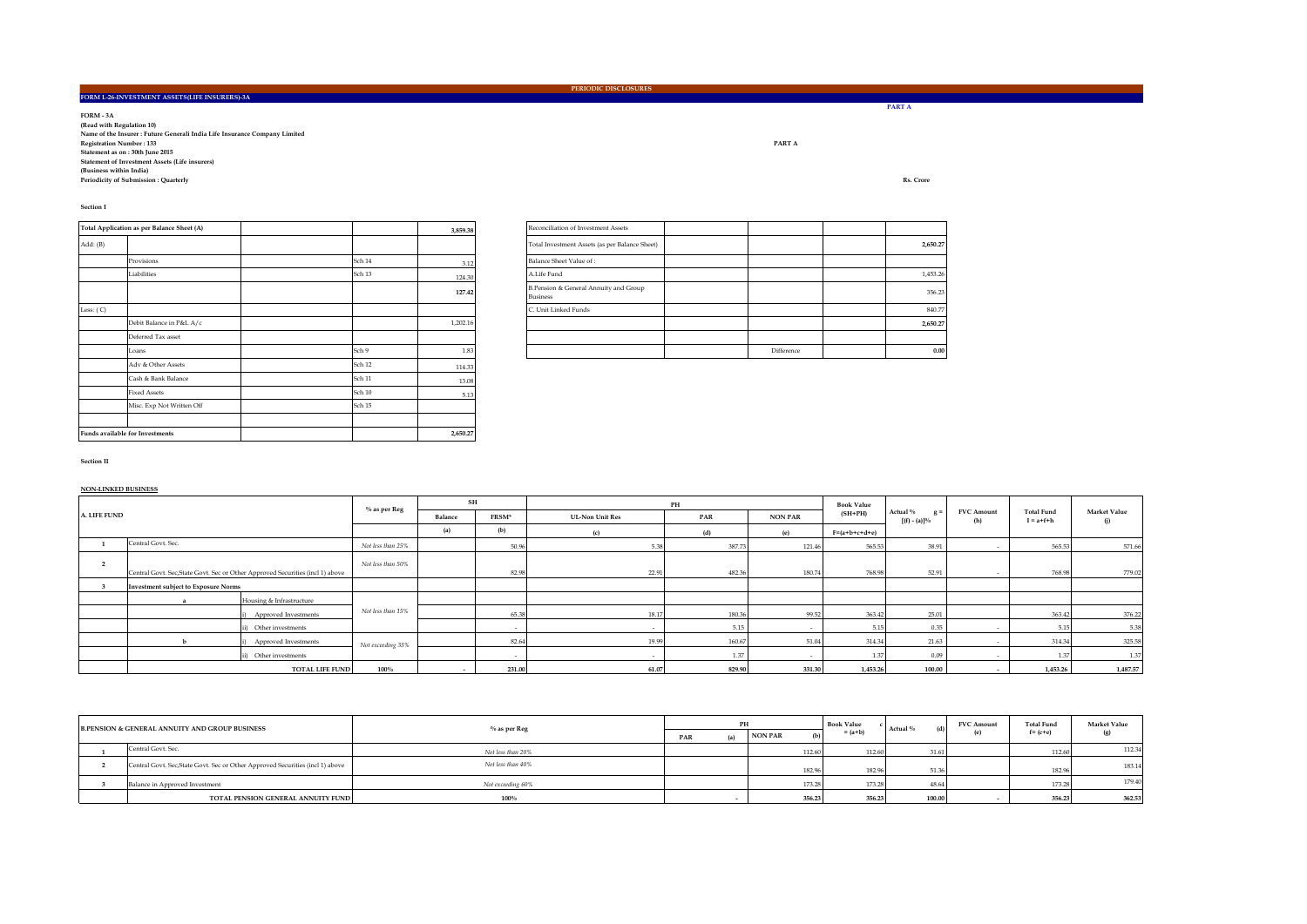PERIODIC DISCLOSURES

**FORM L-26-INVESTMENT ASSETS(LIFE INSURERS)-3A**

PART A

**FORM - 3A**
**(Read with Regulation 10)**
**Name of the Insurer : Future Generali India Life Insurance Company Limited**
**Registration Number : 133**
**Statement as on : 30th June 2015**
**Statement of Investment Assets (Life insurers)**
**(Business within India)**
**Periodicity of Submission : Quarterly**

PART A

Rs. Crore

**Section I**

| Total Application as per Balance Sheet (A) | | | 3,859.38 |
|---|---|---|---|
| Add: (B) | | | |
| | Provisions | Sch 14 | 3.12 |
| | Liabilities | Sch 13 | 124.30 |
| | | | 127.42 |
| Less: ( C) | | | |
| | Debit Balance in P&L A/c | | 1,202.16 |
| | Deferred Tax asset | | |
| | Loans | Sch 9 | 1.83 |
| | Adv & Other Assets | Sch 12 | 114.33 |
| | Cash & Bank Balance | Sch 11 | 13.08 |
| | Fixed Assets | Sch 10 | 5.13 |
| | Misc. Exp Not Written Off | Sch 15 | |
| | | | |
| **Funds available for Investments** | | | **2,650.27** |

| Reconciliation of Investment Assets | | | |
|---|---|---|---|
| Total Investment Assets (as per Balance Sheet) | | | **2,650.27** |
| Balance Sheet Value of : | | | |
| A.Life Fund | | | 1,453.26 |
| B.Pension & General Annuity and Group Business | | | 356.23 |
| C. Unit Linked Funds | | | 840.77 |
| | | | **2,650.27** |
| | | | |
| | Difference | | **0.00** |

**Section II**

**NON-LINKED BUSINESS**

| A. LIFE FUND | | | % as per Reg | SH | | PH | | | Book Value (SH+PH) | Actual % g = [(f) - (a)]% | FVC Amount (h) | Total Fund I = a+f+h | Market Value (j) |
|---|---|---|---|---|---|---|---|---|---|---|---|---|---|
| | | | | Balance | FRSM* | UL-Non Unit Res | PAR | NON PAR | | | | | |
| | | | | (a) | (b) | (c) | (d) | (e) | F=(a+b+c+d+e) | | | | |
| 1 | Central Govt. Sec. | | Not less than 25% | | 50.96 | 5.38 | 387.73 | 121.46 | 565.53 | 38.91 | - | 565.53 | 571.66 |
| 2 | Central Govt. Sec,State Govt. Sec or Other Approved Securities (incl 1) above | | Not less than 50% | | 82.98 | 22.91 | 482.36 | 180.74 | 768.98 | 52.91 | - | 768.98 | 779.02 |
| 3 | Investment subject to Exposure Norms | | | | | | | | | | | | |
| | a | Housing & Infrastructure | | | | | | | | | | | |
| | | i) Approved Investments | Not less than 15% | | 65.38 | 18.17 | 180.36 | 99.52 | 363.42 | 25.01 | | 363.42 | 376.22 |
| | | ii) Other investments | | | - | - | 5.15 | - | 5.15 | 0.35 | - | 5.15 | 5.38 |
| | b | i) Approved Investments | Not exceeding 35% | | 82.64 | 19.99 | 160.67 | 51.04 | 314.34 | 21.63 | - | 314.34 | 325.38 |
| | | ii) Other investments | | | - | - | 1.37 | - | 1.37 | 0.09 | - | 1.37 | 1.37 |
| | | **TOTAL LIFE FUND** | **100%** | **-** | **231.00** | **61.07** | **829.90** | **331.30** | **1,453.26** | **100.00** | **-** | **1,453.26** | **1,487.57** |

| B.PENSION & GENERAL ANNUITY AND GROUP BUSINESS | | % as per Reg | PH | | Book Value c = (a+b) | Actual % (d) | FVC Amount (e) | Total Fund f= (c+e) | Market Value (g) |
|---|---|---|---|---|---|---|---|---|---|
| | | | PAR (a) | NON PAR (b) | | | | | |
| 1 | Central Govt. Sec. | Not less than 20% | | 112.60 | 112.60 | 31.61 | | 112.60 | 112.34 |
| 2 | Central Govt. Sec,State Govt. Sec or Other Approved Securities (incl 1) above | Not less than 40% | | 182.96 | 182.96 | 51.36 | | 182.96 | 183.14 |
| 3 | Balance in Approved Investment | Not exceeding 60% | | 173.28 | 173.28 | 48.64 | | 173.28 | 179.40 |
| | **TOTAL PENSION GENERAL ANNUITY FUND** | **100%** | **-** | **356.23** | **356.23** | **100.00** | **-** | **356.23** | **362.53** |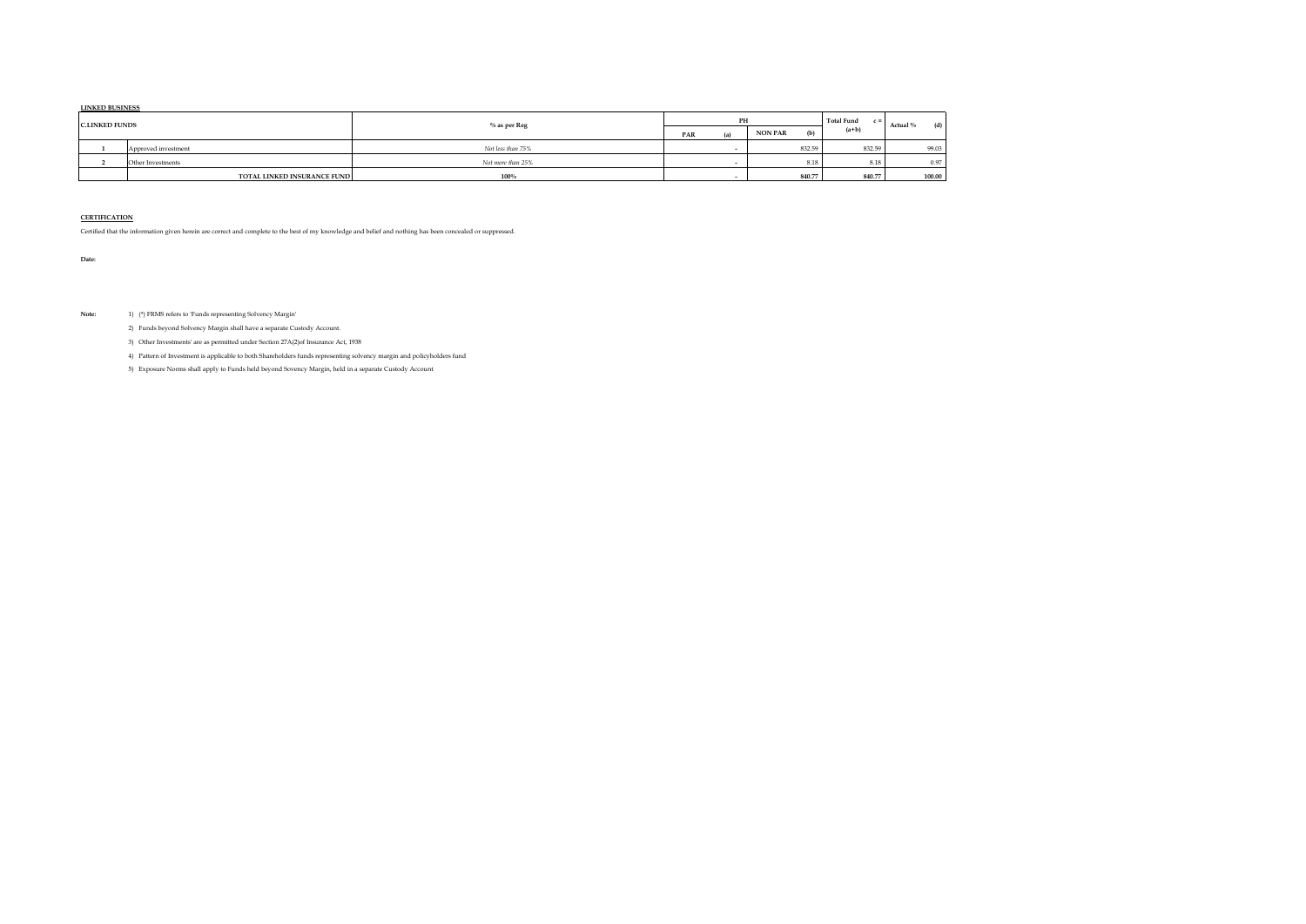**LINKED BUSINESS**

| C.LINKED FUNDS | | % as per Reg | PH | | Total Fund c = (a+b) | Actual % (d) |
|---|---|---|---|---|---|---|
| | | | PAR (a) | NON PAR (b) | | |
| 1 | Approved investment | *Not less than 75%* | - | 832.59 | 832.59 | 99.03 |
| 2 | Other Investments | *Not more than 25%* | - | 8.18 | 8.18 | 0.97 |
| | TOTAL LINKED INSURANCE FUND | 100% | - | 840.77 | 840.77 | 100.00 |

**CERTIFICATION**

Certified that the information given herein are correct and complete to the best of my knowledge and belief and nothing has been concealed or suppressed.

**Date:**

**Note:**

1) (*) FRMS refers to 'Funds representing Solvency Margin'

2) Funds beyond Solvency Margin shall have a separate Custody Account.

3) Other Investments' are as permitted under Section 27A(2)of Insurance Act, 1938

4) Pattern of Investment is applicable to both Shareholders funds representing solvency margin and policyholders fund

5) Exposure Norms shall apply to Funds held beyond Sovency Margin, held in a separate Custody Account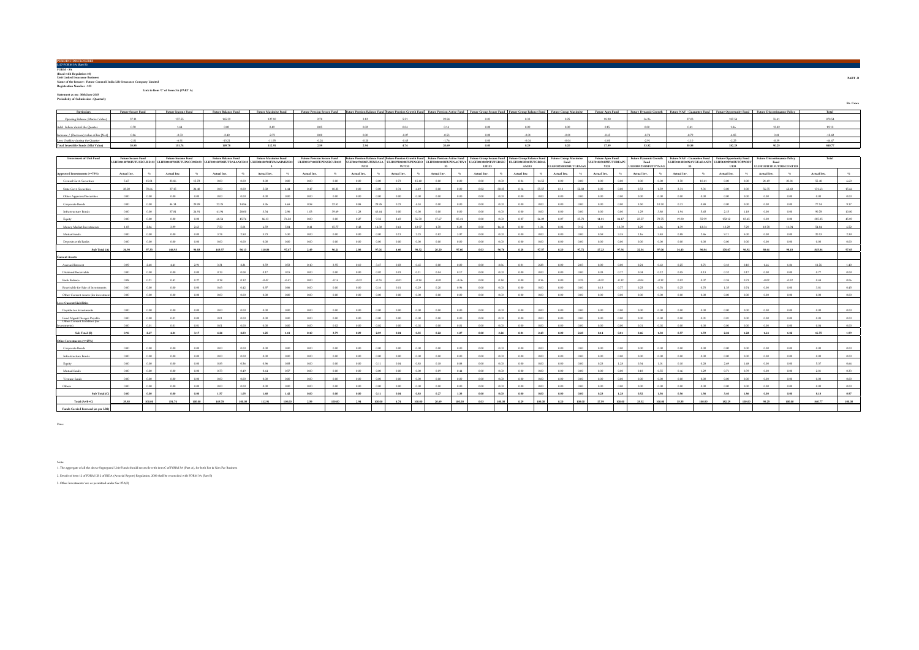**PERIODIC DISCLOSURES**
**L-27-FORM 3A (Part B)**

**FORM - 3A**
**(Read with Regulation 10)**
**Unit Linked Insurance Business**
**Name of the Insurer : Future Generali India Life Insurance Company Limited**
**Registration Number : 133**

**PART -B**

Link to Item 'C' of Form 3A (PART A)

**Statement as on : 30th June 2018**
**Periodicity of Submission : Quarterly**

Rs. Crore

| Particulars | Future Secure Fund | Future Income Fund | Future Balance Fund | Future Maximise Fund | Future Pension Secure Fund | Future Pension Balance Fund | Future Pension Growth Fund | Future Pension Active Fund | Future Group Secure Fund | Future Group Balance Fund | Future Group Maximise | Future Apex Fund | Future Dynamic Growth | Future NAV - Guarantee Fund | Future Opportunity Fund | Future Discontinuance Policy | Total |
|---|---|---|---|---|---|---|---|---|---|---|---|---|---|---|---|---|---|
| Opening Balance (Market Value) | 37.11 | 157.55 | 165.39 | 127.10 | 2.78 | 3.12 | 5.21 | 22.86 | 0.03 | 0.33 | 0.21 | 18.80 | 36.96 | 37.03 | 187.54 | 76.41 | 878.54 |
| Add: Inflows during the Quarter | 0.70 | 1.44 | 0.05 | 0.49 | 0.05 | 0.02 | 0.04 | 0.16 | 0.00 | 0.00 | 0.00 | 0.13 | 0.00 | 0.61 | 1.86 | 13.82 | 19.12 |
| Increase / (Decrease) value of Inv [Net] | 0.06 | -0.33 | -2.40 | -2.73 | 0.00 | 0.00 | -0.07 | -0.55 | 0.00 | -0.01 | -0.01 | -0.45 | -0.74 | -0.79 | -4.85 | 0.41 | -12.42 |
| Less: Outflow during the Quarter | -2.01 | -6.95 | -13.21 | -11.95 | -0.24 | -0.20 | -0.43 | -1.76 | 0.00 | -0.04 | -0.00 | -1.08 | -2.95 | -1.10 | -2.25 | -0.39 | -44.47 |
| Total Investible Funds (Mkt Value) | 35.85 | 151.74 | 149.78 | 112.91 | 2.59 | 2.94 | 4.74 | 20.69 | 0.03 | 0.29 | 0.20 | 17.59 | 33.32 | 35.55 | 182.29 | 90.25 | 840.77 |

| Investment of Unit Fund | Future Secure Fund ULIF001180708FUTUSECURE133 | | Future Income Fund ULIF002180708FUTUINCOME133 | | Future Balance Fund ULIF003180708FUTBALANCE133 | | Future Maximise Fund ULIF004180708FUMAXIMIZE133 | | Future Pension Secure Fund ULIF005171008FUPENSECUR133 | | Future Pension Balance Fund ULIF006171008FUPENBALAN133 | | Future Pension Growth Fund ULIF007201008FUPENGROWT133 | | Future Pension Active Fund ULIF008201008FUPENACTIV133 | | Future Group Secure Fund ULGF001300309FUTGRSECUR133 | | Future Group Balance Fund ULGF003150210FUTGRBALAN133 | | Future Group Maximise Fund ULGF002300309FUTGRMAX133 | | Future Apex Fund ULIF010231209FUTUREAPEX133 | | Future Dynamic Growth Fund ULIF009121009FUTDYNAG133 | | Future NAV - Guarantee Fund ULIF011180510NAVGUARANT133 | | Future Opportunity Fund ULIF012090910FUTOPPORT133 | | Future Discontinuance Policy Fund ULIF013011111FUTDISCONT133 | | Total | |
|---|---|---|---|---|---|---|---|---|---|---|---|---|---|---|---|---|---|---|---|---|---|---|---|---|---|---|---|---|---|---|---|---|---|---|
| **Approved Investments (>=75%)** | Actual Inv. | % | Actual Inv. | % | Actual Inv. | % | Actual Inv. | % | Actual Inv. | % | Actual Inv. | % | Actual Inv. | % | Actual Inv. | % | Actual Inv. | % | Actual Inv. | % | Actual Inv. | % | Actual Inv. | % | Actual Inv. | % | Actual Inv. | % | Actual Inv. | % | Actual Inv. | % | Actual Inv. | % |
| Central Govt. Securities | 5.67 | 15.81 | 23.86 | 15.72 | 0.00 | 0.00 | 0.00 | 0.00 | 0.00 | 0.00 | 0.00 | 0.00 | 0.73 | 15.48 | 0.00 | 0.00 | 0.00 | 0.00 | 0.04 | 14.55 | 0.00 | 0.00 | 0.00 | 0.00 | 0.00 | 0.00 | 3.70 | 10.41 | 0.00 | 0.00 | 21.49 | 23.81 | 55.48 | 6.60 |
| State Govt. Securities | 28.20 | 78.66 | 37.15 | 24.48 | 0.00 | 0.00 | 5.02 | 4.44 | 0.47 | 18.23 | 0.00 | 0.00 | 0.31 | 6.47 | 0.00 | 0.00 | 0.02 | 80.55 | 0.16 | 55.57 | 0.11 | 52.82 | 0.00 | 0.00 | 0.00 | 0.00 | 3.31 | 9.31 | 0.00 | 0.00 | 56.33 | 62.43 | 131.65 | 15.66 |
| Other Approved Securities | 0.00 | 0.00 | 0.00 | 0.00 | 0.00 | 0.00 | 0.00 | 0.00 | 0.00 | 0.00 | 0.00 | 0.00 | 0.00 | 0.00 | 0.00 | 0.00 | 0.00 | 0.00 | 0.00 | 0.00 | 0.00 | 0.00 | 0.00 | 0.00 | 0.00 | 0.00 | 0.00 | 0.00 | 0.00 | 0.00 | 0.00 | 0.00 | 0.00 | 0.00 |
| Corporate Bonds | 0.00 | 0.00 | 44.34 | 29.22 | 22.25 | 14.86 | 5.26 | 4.65 | 0.58 | 22.51 | 0.88 | 29.95 | 0.31 | 6.53 | 0.00 | 0.00 | 0.00 | 0.00 | 0.00 | 0.00 | 0.00 | 0.00 | 0.00 | 0.00 | 3.50 | 10.50 | 0.31 | 0.88 | 0.00 | 0.00 | 0.00 | 0.00 | 77.24 | 9.17 |
| Infrastructure Bonds | 0.00 | 0.00 | 37.81 | 24.91 | 43.94 | 29.34 | 3.34 | 2.96 | 1.03 | 39.69 | 1.28 | 43.44 | 0.00 | 0.00 | 0.00 | 0.00 | 0.00 | 0.00 | 0.00 | 0.00 | 0.00 | 0.00 | 0.00 | 0.00 | 1.29 | 3.88 | 1.94 | 5.45 | 2.15 | 1.18 | 0.00 | 0.00 | 90.78 | 10.80 |
| Equity | 0.00 | 0.00 | 0.00 | 0.00 | 68.54 | 45.76 | 86.13 | 76.28 | 0.00 | 0.00 | 0.27 | 9.52 | 2.69 | 56.74 | 17.67 | 85.41 | 0.00 | 0.00 | 0.07 | 26.09 | 0.07 | 35.78 | 14.81 | 84.17 | 23.37 | 70.15 | 19.90 | 55.99 | 152.12 | 83.45 | 0.00 | 0.00 | 385.85 | 45.89 |
| Money Market Investments | 1.03 | 2.86 | 3.99 | 2.63 | 7.50 | 5.01 | 6.59 | 5.84 | 0.41 | 15.77 | 0.42 | 14.31 | 0.61 | 12.97 | 1.70 | 8.23 | 0.00 | 16.41 | 0.00 | 1.36 | 0.02 | 9.12 | 1.83 | 10.39 | 2.29 | 6.86 | 4.39 | 12.34 | 13.29 | 7.29 | 10.78 | 11.94 | 54.84 | 6.52 |
| Mutual funds | 0.00 | 0.00 | 0.00 | 0.00 | 3.74 | 2.50 | 3.73 | 3.30 | 0.00 | 0.00 | 0.00 | 0.00 | 0.11 | 2.23 | 0.82 | 3.97 | 0.00 | 0.00 | 0.00 | 0.00 | 0.00 | 0.00 | 0.59 | 3.35 | 1.16 | 3.48 | 0.88 | 2.46 | 9.11 | 5.00 | 0.00 | 0.00 | 20.13 | 2.39 |
| Deposits with Banks | 0.00 | 0.00 | 0.00 | 0.00 | 0.00 | 0.00 | 0.00 | 0.00 | 0.00 | 0.00 | 0.00 | 0.00 | 0.00 | 0.00 | 0.00 | 0.00 | 0.00 | 0.00 | 0.00 | 0.00 | 0.00 | 0.00 | 0.00 | 0.00 | 0.00 | 0.00 | 0.00 | 0.00 | 0.00 | 0.00 | 0.00 | 0.00 | 0.00 | 0.00 |
| **Sub Total (A)** | 34.90 | 97.33 | 146.93 | 96.83 | 145.97 | 97.46 | 110.06 | 97.47 | 2.49 | 96.21 | 2.86 | 97.31 | 4.66 | 98.32 | 20.20 | 97.60 | 0.03 | 96.76 | 0.28 | 97.57 | 0.20 | 97.72 | 17.23 | 97.91 | 32.34 | 97.06 | 34.43 | 96.84 | 176.67 | 96.92 | 88.61 | 98.18 | 815.84 | 97.03 |
| **Current Assets:** | | | | | | | | | | | | | | | | | | | | | | | | | | | | | | | | | | |
| Accrued Interest | 0.89 | 2.48 | 4.41 | 2.91 | 3.31 | 2.21 | 0.59 | 0.53 | 0.10 | 3.95 | 0.10 | 3.47 | 0.03 | 0.65 | 0.00 | 0.00 | 0.00 | 2.56 | 0.01 | 2.28 | 0.00 | 2.03 | 0.00 | 0.03 | 0.21 | 0.64 | 0.25 | 0.71 | 0.18 | 0.10 | 1.66 | 1.84 | 11.76 | 1.40 |
| Dividend Receivable | 0.00 | 0.00 | 0.00 | 0.00 | 0.13 | 0.08 | 0.17 | 0.15 | 0.00 | 0.00 | 0.00 | 0.02 | 0.01 | 0.11 | 0.04 | 0.17 | 0.00 | 0.00 | 0.00 | 0.00 | 0.00 | 0.00 | 0.03 | 0.17 | 0.04 | 0.12 | 0.05 | 0.13 | 0.32 | 0.17 | 0.00 | 0.00 | 0.77 | 0.09 |
| Bank Balance | 0.08 | 0.21 | 0.41 | 0.27 | 0.18 | 0.12 | -0.47 | -0.41 | 0.00 | -0.14 | -0.02 | -0.74 | -0.01 | -0.18 | -0.01 | -0.06 | 0.00 | 0.18 | 0.00 | 0.16 | 0.00 | 0.25 | -0.02 | -0.12 | -0.04 | -0.12 | 0.02 | 0.07 | 0.38 | 0.21 | -0.02 | -0.02 | 0.48 | 0.06 |
| Receivable for Sale of Investments | 0.00 | 0.00 | 0.00 | 0.00 | 0.63 | 0.42 | 0.97 | 0.86 | 0.00 | 0.00 | 0.00 | 0.16 | 0.01 | 0.29 | 0.20 | 0.96 | 0.00 | 0.00 | 0.00 | 0.00 | 0.00 | 0.00 | 0.13 | 0.77 | 0.25 | 0.76 | 0.25 | 0.70 | 1.35 | 0.74 | 0.00 | 0.00 | 3.81 | 0.45 |
| Other Current Assets (for investments) | 0.00 | 0.00 | 0.00 | 0.00 | 0.00 | 0.00 | 0.00 | 0.00 | 0.00 | 0.00 | 0.00 | 0.00 | 0.00 | 0.00 | 0.00 | 0.00 | 0.00 | 0.00 | 0.00 | 0.00 | 0.00 | 0.00 | 0.00 | 0.00 | 0.00 | 0.00 | 0.00 | 0.00 | 0.00 | 0.00 | 0.00 | 0.00 | 0.00 | 0.00 |
| **Less: Current Liabilities** | | | | | | | | | | | | | | | | | | | | | | | | | | | | | | | | | | |
| Payable for Investments | 0.00 | 0.00 | 0.00 | 0.00 | 0.00 | 0.00 | 0.00 | 0.00 | 0.00 | 0.00 | 0.00 | 0.00 | 0.00 | 0.00 | 0.00 | 0.00 | 0.00 | 0.00 | 0.00 | 0.00 | 0.00 | 0.00 | 0.00 | 0.00 | 0.00 | 0.00 | 0.00 | 0.00 | 0.00 | 0.00 | 0.00 | 0.00 | 0.00 | 0.00 |
| Fund Mgmt Charges Payable | 0.00 | 0.00 | 0.01 | 0.00 | 0.01 | 0.00 | 0.00 | 0.00 | 0.00 | 0.00 | 0.00 | 0.00 | 0.00 | 0.00 | 0.00 | 0.00 | 0.00 | 0.00 | 0.00 | 0.00 | 0.00 | 0.00 | 0.00 | 0.00 | 0.00 | 0.00 | 0.00 | 0.01 | 0.01 | 0.00 | 0.00 | 0.00 | 0.03 | 0.00 |
| Other Current Liabilities (for investments) | 0.00 | 0.01 | 0.01 | 0.01 | 0.01 | 0.01 | 0.00 | 0.00 | 0.00 | 0.02 | 0.00 | 0.02 | 0.00 | 0.02 | 0.00 | 0.01 | 0.00 | 0.00 | 0.00 | 0.00 | 0.00 | 0.00 | 0.00 | 0.00 | 0.01 | 0.02 | 0.00 | 0.00 | 0.01 | 0.00 | 0.00 | 0.00 | 0.04 | 0.00 |
| **Sub Total (B)** | 0.96 | 2.67 | 4.81 | 3.17 | 4.24 | 2.83 | 1.25 | 1.11 | 0.10 | 3.79 | 0.08 | 2.89 | 0.04 | 0.85 | 0.22 | 1.07 | 0.00 | 3.24 | 0.01 | 2.43 | 0.00 | 2.28 | 0.14 | 0.81 | 0.46 | 1.38 | 0.57 | 1.59 | 2.22 | 1.22 | 1.64 | 1.82 | 16.75 | 1.99 |
| **Other Investments (<=25%)** | | | | | | | | | | | | | | | | | | | | | | | | | | | | | | | | | | |
| Corporate Bonds | 0.00 | 0.00 | 0.00 | 0.00 | 0.00 | 0.00 | 0.00 | 0.00 | 0.00 | 0.00 | 0.00 | 0.00 | 0.00 | 0.00 | 0.00 | 0.00 | 0.00 | 0.00 | 0.00 | 0.00 | 0.00 | 0.00 | 0.00 | 0.00 | 0.00 | 0.00 | 0.00 | 0.00 | 0.00 | 0.00 | 0.00 | 0.00 | 0.00 | 0.00 |
| Infrastructure Bonds | 0.00 | 0.00 | 0.00 | 0.00 | 0.00 | 0.00 | 0.00 | 0.00 | 0.00 | 0.00 | 0.00 | 0.00 | 0.00 | 0.00 | 0.00 | 0.00 | 0.00 | 0.00 | 0.00 | 0.00 | 0.00 | 0.00 | 0.00 | 0.00 | 0.00 | 0.00 | 0.00 | 0.00 | 0.00 | 0.00 | 0.00 | 0.00 | 0.00 | 0.00 |
| Equity | 0.00 | 0.00 | 0.00 | 0.00 | 0.83 | 0.56 | 0.96 | 0.85 | 0.00 | 0.00 | 0.00 | 0.11 | 0.04 | 0.83 | 0.18 | 0.88 | 0.00 | 0.00 | 0.00 | 0.00 | 0.00 | 0.00 | 0.23 | 1.28 | 0.34 | 1.01 | 0.10 | 0.28 | 2.69 | 1.48 | 0.00 | 0.00 | 5.37 | 0.64 |
| Mutual funds | 0.00 | 0.00 | 0.00 | 0.00 | 0.73 | 0.49 | 0.64 | 0.57 | 0.00 | 0.00 | 0.00 | 0.00 | 0.00 | 0.00 | 0.09 | 0.44 | 0.00 | 0.00 | 0.00 | 0.00 | 0.00 | 0.00 | 0.00 | 0.00 | 0.18 | 0.55 | 0.46 | 1.29 | 0.71 | 0.39 | 0.00 | 0.00 | 2.81 | 0.33 |
| Venture funds | 0.00 | 0.00 | 0.00 | 0.00 | 0.00 | 0.00 | 0.00 | 0.00 | 0.00 | 0.00 | 0.00 | 0.00 | 0.00 | 0.00 | 0.00 | 0.00 | 0.00 | 0.00 | 0.00 | 0.00 | 0.00 | 0.00 | 0.00 | 0.00 | 0.00 | 0.00 | 0.00 | 0.00 | 0.00 | 0.00 | 0.00 | 0.00 | 0.00 | 0.00 |
| Others | 0.00 | 0.00 | 0.00 | 0.00 | 0.00 | 0.00 | 0.00 | 0.00 | 0.00 | 0.00 | 0.00 | 0.00 | 0.00 | 0.00 | 0.00 | 0.00 | 0.00 | 0.00 | 0.00 | 0.00 | 0.00 | 0.00 | 0.00 | 0.00 | 0.00 | 0.00 | 0.00 | 0.00 | 0.00 | 0.00 | 0.00 | 0.00 | 0.00 | 0.00 |
| **Sub Total (C)** | 0.00 | 0.00 | 0.00 | 0.00 | 1.57 | 1.05 | 1.60 | 1.42 | 0.00 | 0.00 | 0.00 | 0.11 | 0.04 | 0.83 | 0.27 | 1.33 | 0.00 | 0.00 | 0.00 | 0.00 | 0.00 | 0.00 | 0.23 | 1.28 | 0.52 | 1.56 | 0.56 | 1.56 | 3.40 | 1.86 | 0.00 | 0.00 | 8.18 | 0.97 |
| **Total (A+B+C)** | 35.85 | 100.00 | 151.74 | 100.00 | 149.78 | 100.00 | 112.91 | 100.00 | 2.59 | 100.00 | 2.94 | 100.00 | 4.74 | 100.00 | 20.69 | 100.00 | 0.03 | 100.00 | 0.29 | 100.00 | 0.20 | 100.00 | 17.59 | 100.00 | 33.32 | 100.00 | 35.55 | 100.00 | 182.29 | 100.00 | 90.25 | 100.00 | 840.77 | 100.00 |
| **Funds Carried Forward (as per LB2)** | | | | | | | | | | | | | | | | | | | | | | | | | | | | | | | | | | |

Date:

Note:

1. The aggregate of all the above Segregated Unit-Funds should reconcile with item C of FORM 3A (Part A), for both Par & Non Par Business
2. Details of item 12 of FORM LB 2 of IRDA (Actuarial Report) Regulation, 2000 shall be reconciled with FORM 3A (Part B)
3. Other Investments' are as permitted under Sec 27A(2)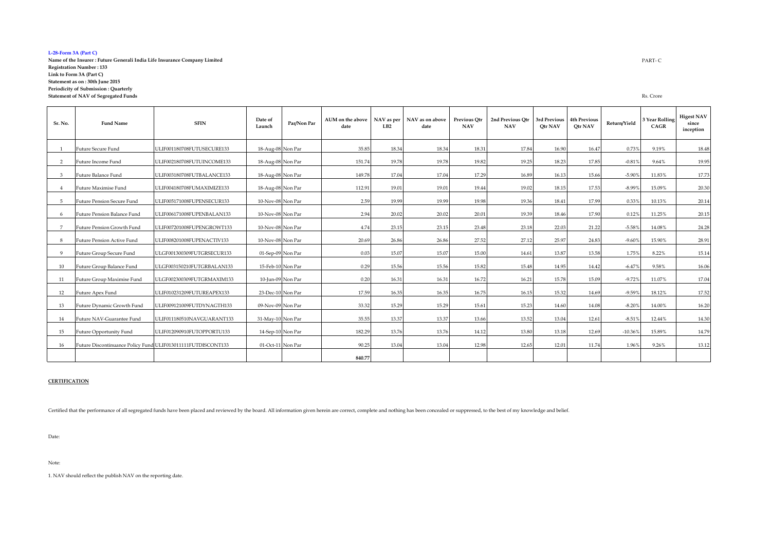**L-28-Form 3A (Part C)**

**Name of the Insurer : Future Generali India Life Insurance Company Limited**

**Registration Number : 133**

**Link to Form 3A (Part C)**

**Statement as on : 30th June 2015**

**Periodicity of Submission : Quarterly**

**Statement of NAV of Segregated Funds**

PART- C

Rs. Crore

| Sr. No. | Fund Name | SFIN | Date of Launch | Par/Non Par | AUM on the above date | NAV as per LB2 | NAV as on above date | Previous Qtr NAV | 2nd Previous Qtr NAV | 3rd Previous Qtr NAV | 4th Previous Qtr NAV | Return/Yield | 3 Year Rolling CAGR | Higest NAV since inception |
|---|---|---|---|---|---|---|---|---|---|---|---|---|---|---|
| 1 | Future Secure Fund | ULIF001180708FUTUSECURE133 | 18-Aug-08 | Non Par | 35.85 | 18.34 | 18.34 | 18.31 | 17.84 | 16.90 | 16.47 | 0.73% | 9.19% | 18.48 |
| 2 | Future Income Fund | ULIF002180708FUTUINCOME133 | 18-Aug-08 | Non Par | 151.74 | 19.78 | 19.78 | 19.82 | 19.25 | 18.23 | 17.85 | -0.81% | 9.64% | 19.95 |
| 3 | Future Balance Fund | ULIF003180708FUTBALANCE133 | 18-Aug-08 | Non Par | 149.78 | 17.04 | 17.04 | 17.29 | 16.89 | 16.13 | 15.66 | -5.90% | 11.83% | 17.73 |
| 4 | Future Maximise Fund | ULIF004180708FUMAXIMIZE133 | 18-Aug-08 | Non Par | 112.91 | 19.01 | 19.01 | 19.44 | 19.02 | 18.15 | 17.53 | -8.99% | 15.09% | 20.30 |
| 5 | Future Pension Secure Fund | ULIF005171008FUPENSECUR133 | 10-Nov-08 | Non Par | 2.59 | 19.99 | 19.99 | 19.98 | 19.36 | 18.41 | 17.99 | 0.33% | 10.13% | 20.14 |
| 6 | Future Pension Balance Fund | ULIF006171008FUPENBALAN133 | 10-Nov-08 | Non Par | 2.94 | 20.02 | 20.02 | 20.01 | 19.39 | 18.46 | 17.90 | 0.12% | 11.25% | 20.15 |
| 7 | Future Pension Growth Fund | ULIF007201008FUPENGROWT133 | 10-Nov-08 | Non Par | 4.74 | 23.15 | 23.15 | 23.48 | 23.18 | 22.03 | 21.22 | -5.58% | 14.08% | 24.28 |
| 8 | Future Pension Active Fund | ULIF008201008FUPENACTIV133 | 10-Nov-08 | Non Par | 20.69 | 26.86 | 26.86 | 27.52 | 27.12 | 25.97 | 24.83 | -9.60% | 15.90% | 28.91 |
| 9 | Future Group Secure Fund | ULGF001300309FUTGRSECUR133 | 01-Sep-09 | Non Par | 0.03 | 15.07 | 15.07 | 15.00 | 14.61 | 13.87 | 13.58 | 1.75% | 8.22% | 15.14 |
| 10 | Future Group Balance Fund | ULGF003150210FUTGRBALAN133 | 15-Feb-10 | Non Par | 0.29 | 15.56 | 15.56 | 15.82 | 15.48 | 14.95 | 14.42 | -6.47% | 9.58% | 16.06 |
| 11 | Future Group Maximise Fund | ULGF002300309FUTGRMAXIM133 | 10-Jun-09 | Non Par | 0.20 | 16.31 | 16.31 | 16.72 | 16.21 | 15.78 | 15.09 | -9.72% | 11.07% | 17.04 |
| 12 | Future Apex Fund | ULIF010231209FUTUREAPEX133 | 23-Dec-10 | Non Par | 17.59 | 16.35 | 16.35 | 16.75 | 16.15 | 15.32 | 14.69 | -9.59% | 18.12% | 17.52 |
| 13 | Future Dynamic Growth Fund | ULIF009121009FUTDYNAGTH133 | 09-Nov-09 | Non Par | 33.32 | 15.29 | 15.29 | 15.61 | 15.23 | 14.60 | 14.08 | -8.20% | 14.00% | 16.20 |
| 14 | Future NAV-Guarantee Fund | ULIF011180510NAVGUARANT133 | 31-May-10 | Non Par | 35.55 | 13.37 | 13.37 | 13.66 | 13.52 | 13.04 | 12.61 | -8.51% | 12.44% | 14.30 |
| 15 | Future Opportunity Fund | ULIF012090910FUTOPPORTU133 | 14-Sep-10 | Non Par | 182.29 | 13.76 | 13.76 | 14.12 | 13.80 | 13.18 | 12.69 | -10.36% | 15.89% | 14.79 |
| 16 | Future Discontinuance Policy Fund | ULIF013011111FUTDISCONT133 | 01-Oct-11 | Non Par | 90.25 | 13.04 | 13.04 | 12.98 | 12.65 | 12.01 | 11.74 | 1.96% | 9.26% | 13.12 |
| | | | | | 840.77 | | | | | | | | | |

**CERTIFICATION**

Certified that the performance of all segregated funds have been placed and reviewed by the board. All information given herein are correct, complete and nothing has been concealed or suppressed, to the best of my knowledge and belief.

Date:

Note:

1. NAV should reflect the publish NAV on the reporting date.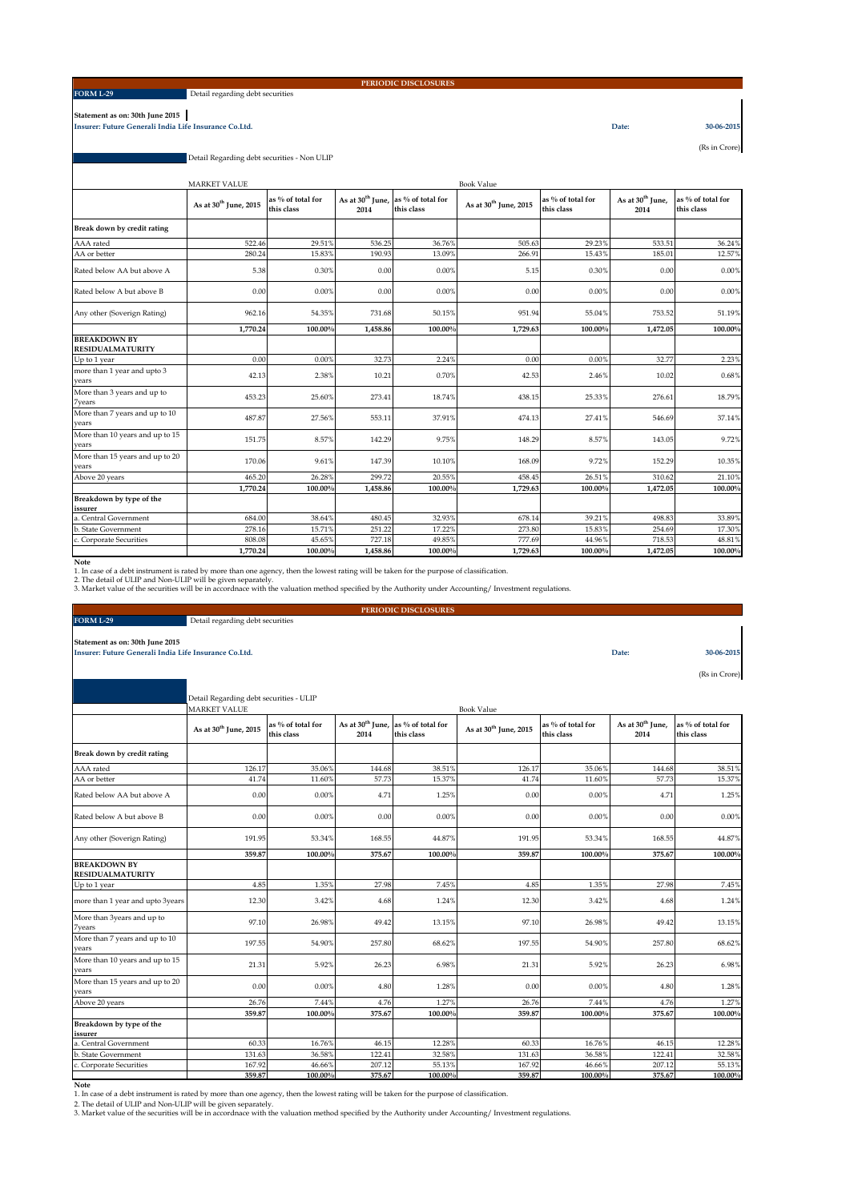**PERIODIC DISCLOSURES**

**FORM L-29** Detail regarding debt securities

**Statement as on: 30th June 2015**

**Insurer: Future Generali India Life Insurance Co.Ltd.** **Date: 30-06-2015**

(Rs in Crore)

Detail Regarding debt securities - Non ULIP

| | MARKET VALUE | | | | Book Value | | | |
|---|---|---|---|---|---|---|---|---|
| | As at 30th June, 2015 | as % of total for this class | As at 30th June, 2014 | as % of total for this class | As at 30th June, 2015 | as % of total for this class | As at 30th June, 2014 | as % of total for this class |
| **Break down by credit rating** | | | | | | | | |
| AAA rated | 522.46 | 29.51% | 536.25 | 36.76% | 505.63 | 29.23% | 533.51 | 36.24% |
| AA or better | 280.24 | 15.83% | 190.93 | 13.09% | 266.91 | 15.43% | 185.01 | 12.57% |
| Rated below AA but above A | 5.38 | 0.30% | 0.00 | 0.00% | 5.15 | 0.30% | 0.00 | 0.00% |
| Rated below A but above B | 0.00 | 0.00% | 0.00 | 0.00% | 0.00 | 0.00% | 0.00 | 0.00% |
| Any other (Soverign Rating) | 962.16 | 54.35% | 731.68 | 50.15% | 951.94 | 55.04% | 753.52 | 51.19% |
| | **1,770.24** | **100.00%** | **1,458.86** | **100.00%** | **1,729.63** | **100.00%** | **1,472.05** | **100.00%** |
| **BREAKDOWN BY RESIDUALMATURITY** | | | | | | | | |
| Up to 1 year | 0.00 | 0.00% | 32.73 | 2.24% | 0.00 | 0.00% | 32.77 | 2.23% |
| more than 1 year and upto 3 years | 42.13 | 2.38% | 10.21 | 0.70% | 42.53 | 2.46% | 10.02 | 0.68% |
| More than 3 years and up to 7years | 453.23 | 25.60% | 273.41 | 18.74% | 438.15 | 25.33% | 276.61 | 18.79% |
| More than 7 years and up to 10 years | 487.87 | 27.56% | 553.11 | 37.91% | 474.13 | 27.41% | 546.69 | 37.14% |
| More than 10 years and up to 15 years | 151.75 | 8.57% | 142.29 | 9.75% | 148.29 | 8.57% | 143.05 | 9.72% |
| More than 15 years and up to 20 years | 170.06 | 9.61% | 147.39 | 10.10% | 168.09 | 9.72% | 152.29 | 10.35% |
| Above 20 years | 465.20 | 26.28% | 299.72 | 20.55% | 458.45 | 26.51% | 310.62 | 21.10% |
| | **1,770.24** | **100.00%** | **1,458.86** | **100.00%** | **1,729.63** | **100.00%** | **1,472.05** | **100.00%** |
| **Breakdown by type of the issurer** | | | | | | | | |
| a. Central Government | 684.00 | 38.64% | 480.45 | 32.93% | 678.14 | 39.21% | 498.83 | 33.89% |
| b. State Government | 278.16 | 15.71% | 251.22 | 17.22% | 273.80 | 15.83% | 254.69 | 17.30% |
| c. Corporate Securities | 808.08 | 45.65% | 727.18 | 49.85% | 777.69 | 44.96% | 718.53 | 48.81% |
| | **1,770.24** | **100.00%** | **1,458.86** | **100.00%** | **1,729.63** | **100.00%** | **1,472.05** | **100.00%** |

**Note**

1. In case of a debt instrument is rated by more than one agency, then the lowest rating will be taken for the purpose of classification.
2. The detail of ULIP and Non-ULIP will be given separately.
3. Market value of the securities will be in accordnace with the valuation method specified by the Authority under Accounting/ Investment regulations.

**PERIODIC DISCLOSURES**

**FORM L-29** Detail regarding debt securities

**Statement as on: 30th June 2015**

**Insurer: Future Generali India Life Insurance Co.Ltd.** **Date: 30-06-2015**

(Rs in Crore)

Detail Regarding debt securities - ULIP

| | MARKET VALUE | | | | Book Value | | | |
|---|---|---|---|---|---|---|---|---|
| | As at 30th June, 2015 | as % of total for this class | As at 30th June, 2014 | as % of total for this class | As at 30th June, 2015 | as % of total for this class | As at 30th June, 2014 | as % of total for this class |
| **Break down by credit rating** | | | | | | | | |
| AAA rated | 126.17 | 35.06% | 144.68 | 38.51% | 126.17 | 35.06% | 144.68 | 38.51% |
| AA or better | 41.74 | 11.60% | 57.73 | 15.37% | 41.74 | 11.60% | 57.73 | 15.37% |
| Rated below AA but above A | 0.00 | 0.00% | 4.71 | 1.25% | 0.00 | 0.00% | 4.71 | 1.25% |
| Rated below A but above B | 0.00 | 0.00% | 0.00 | 0.00% | 0.00 | 0.00% | 0.00 | 0.00% |
| Any other (Soverign Rating) | 191.95 | 53.34% | 168.55 | 44.87% | 191.95 | 53.34% | 168.55 | 44.87% |
| | **359.87** | **100.00%** | **375.67** | **100.00%** | **359.87** | **100.00%** | **375.67** | **100.00%** |
| **BREAKDOWN BY RESIDUALMATURITY** | | | | | | | | |
| Up to 1 year | 4.85 | 1.35% | 27.98 | 7.45% | 4.85 | 1.35% | 27.98 | 7.45% |
| more than 1 year and upto 3years | 12.30 | 3.42% | 4.68 | 1.24% | 12.30 | 3.42% | 4.68 | 1.24% |
| More than 3years and up to 7years | 97.10 | 26.98% | 49.42 | 13.15% | 97.10 | 26.98% | 49.42 | 13.15% |
| More than 7 years and up to 10 years | 197.55 | 54.90% | 257.80 | 68.62% | 197.55 | 54.90% | 257.80 | 68.62% |
| More than 10 years and up to 15 years | 21.31 | 5.92% | 26.23 | 6.98% | 21.31 | 5.92% | 26.23 | 6.98% |
| More than 15 years and up to 20 years | 0.00 | 0.00% | 4.80 | 1.28% | 0.00 | 0.00% | 4.80 | 1.28% |
| Above 20 years | 26.76 | 7.44% | 4.76 | 1.27% | 26.76 | 7.44% | 4.76 | 1.27% |
| | **359.87** | **100.00%** | **375.67** | **100.00%** | **359.87** | **100.00%** | **375.67** | **100.00%** |
| **Breakdown by type of the issurer** | | | | | | | | |
| a. Central Government | 60.33 | 16.76% | 46.15 | 12.28% | 60.33 | 16.76% | 46.15 | 12.28% |
| b. State Government | 131.63 | 36.58% | 122.41 | 32.58% | 131.63 | 36.58% | 122.41 | 32.58% |
| c. Corporate Securities | 167.92 | 46.66% | 207.12 | 55.13% | 167.92 | 46.66% | 207.12 | 55.13% |
| | **359.87** | **100.00%** | **375.67** | **100.00%** | **359.87** | **100.00%** | **375.67** | **100.00%** |

**Note**

1. In case of a debt instrument is rated by more than one agency, then the lowest rating will be taken for the purpose of classification.
2. The detail of ULIP and Non-ULIP will be given separately.
3. Market value of the securities will be in accordnace with the valuation method specified by the Authority under Accounting/ Investment regulations.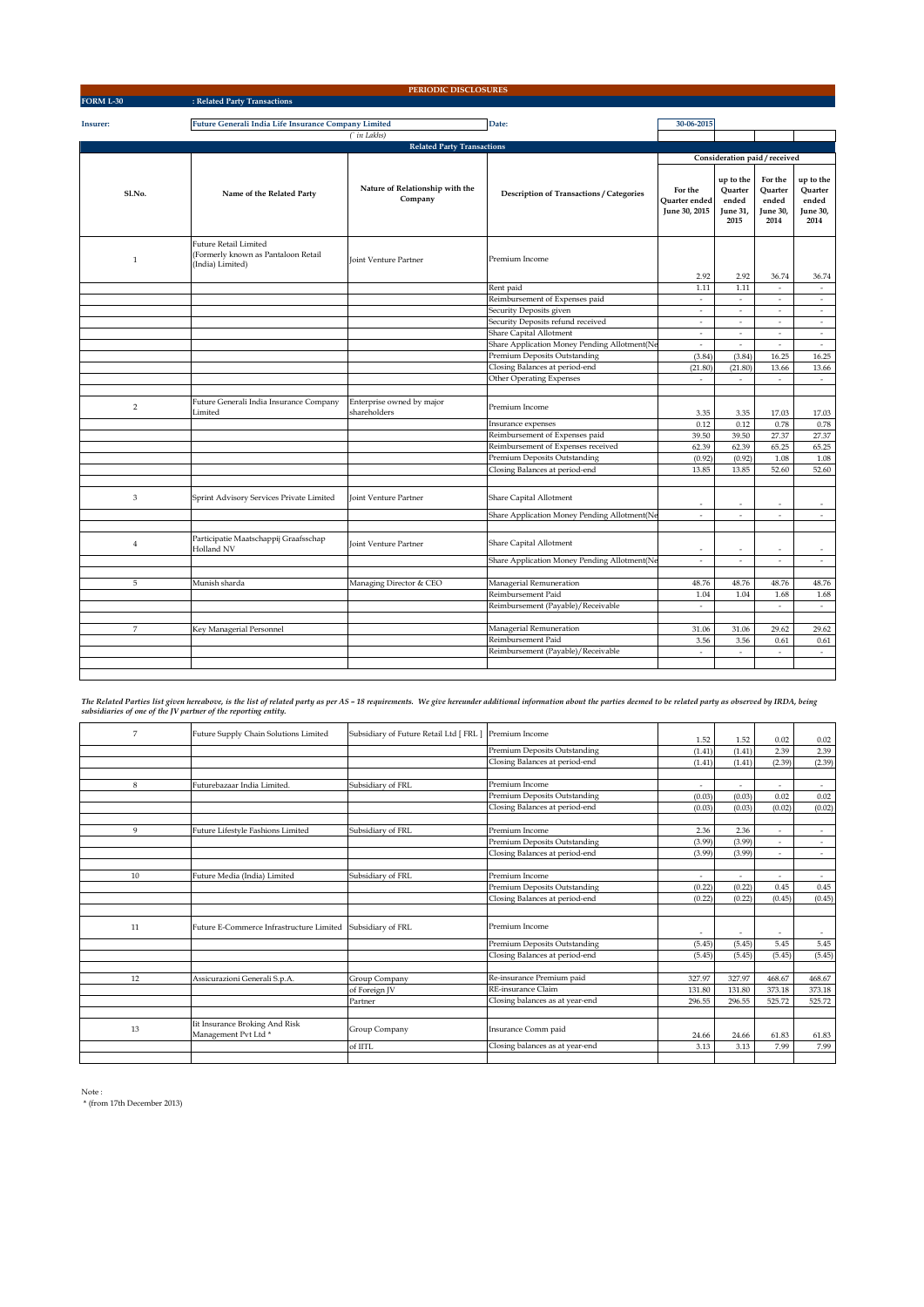**PERIODIC DISCLOSURES**

**FORM L-30** **: Related Party Transactions**

**Insurer:** **Future Generali India Life Insurance Company Limited** **Date:** **30-06-2015**

(`in Lakhs)

**Related Party Transactions**

| Sl.No. | Name of the Related Party | Nature of Relationship with the Company | Description of Transactions / Categories | Consideration paid / received | | | |
|---|---|---|---|---|---|---|---|
| | | | | For the Quarter ended June 30, 2015 | up to the Quarter ended June 31, 2015 | For the Quarter ended June 30, 2014 | up to the Quarter ended June 30, 2014 |
| 1 | Future Retail Limited (Formerly known as Pantaloon Retail (India) Limited) | Joint Venture Partner | Premium Income | 2.92 | 2.92 | 36.74 | 36.74 |
| | | | Rent paid | 1.11 | 1.11 | - | - |
| | | | Reimbursement of Expenses paid | - | - | - | - |
| | | | Security Deposits given | - | - | - | - |
| | | | Security Deposits refund received | - | - | - | - |
| | | | Share Capital Allotment | - | - | - | - |
| | | | Share Application Money Pending Allotment(Ne | - | - | - | - |
| | | | Premium Deposits Outstanding | (3.84) | (3.84) | 16.25 | 16.25 |
| | | | Closing Balances at period-end | (21.80) | (21.80) | 13.66 | 13.66 |
| | | | Other Operating Expenses | - | - | - | - |
| 2 | Future Generali India Insurance Company Limited | Enterprise owned by major shareholders | Premium Income | 3.35 | 3.35 | 17.03 | 17.03 |
| | | | Insurance expenses | 0.12 | 0.12 | 0.78 | 0.78 |
| | | | Reimbursement of Expenses paid | 39.50 | 39.50 | 27.37 | 27.37 |
| | | | Reimbursement of Expenses received | 62.39 | 62.39 | 65.25 | 65.25 |
| | | | Premium Deposits Outstanding | (0.92) | (0.92) | 1.08 | 1.08 |
| | | | Closing Balances at period-end | 13.85 | 13.85 | 52.60 | 52.60 |
| 3 | Sprint Advisory Services Private Limited | Joint Venture Partner | Share Capital Allotment | - | - | - | - |
| | | | Share Application Money Pending Allotment(Ne | - | - | - | - |
| 4 | Participatie Maatschappij Graafsschap Holland NV | Joint Venture Partner | Share Capital Allotment | - | - | - | - |
| | | | Share Application Money Pending Allotment(Ne | - | - | - | - |
| 5 | Munish sharda | Managing Director & CEO | Managerial Remuneration | 48.76 | 48.76 | 48.76 | 48.76 |
| | | | Reimbursement Paid | 1.04 | 1.04 | 1.68 | 1.68 |
| | | | Reimbursement (Payable)/Receivable | - | | - | - |
| 7 | Key Managerial Personnel | | Managerial Remuneration | 31.06 | 31.06 | 29.62 | 29.62 |
| | | | Reimbursement Paid | 3.56 | 3.56 | 0.61 | 0.61 |
| | | | Reimbursement (Payable)/Receivable | - | - | - | - |

*The Related Parties list given hereabove, is the list of related party as per AS – 18 requirements. We give hereunder additional information about the parties deemed to be related party as observed by IRDA, being subsidiaries of one of the JV partner of the reporting entity.*

| Sl.No. | Name of the Related Party | Nature of Relationship with the Company | Description of Transactions / Categories | For the Quarter ended June 30, 2015 | up to the Quarter ended June 31, 2015 | For the Quarter ended June 30, 2014 | up to the Quarter ended June 30, 2014 |
|---|---|---|---|---|---|---|---|
| 7 | Future Supply Chain Solutions Limited | Subsidiary of Future Retail Ltd [ FRL ] | Premium Income | 1.52 | 1.52 | 0.02 | 0.02 |
| | | | Premium Deposits Outstanding | (1.41) | (1.41) | 2.39 | 2.39 |
| | | | Closing Balances at period-end | (1.41) | (1.41) | (2.39) | (2.39) |
| 8 | Futurebazaar India Limited. | Subsidiary of FRL | Premium Income | - | - | - | - |
| | | | Premium Deposits Outstanding | (0.03) | (0.03) | 0.02 | 0.02 |
| | | | Closing Balances at period-end | (0.03) | (0.03) | (0.02) | (0.02) |
| 9 | Future Lifestyle Fashions Limited | Subsidiary of FRL | Premium Income | 2.36 | 2.36 | - | - |
| | | | Premium Deposits Outstanding | (3.99) | (3.99) | - | - |
| | | | Closing Balances at period-end | (3.99) | (3.99) | - | - |
| 10 | Future Media (India) Limited | Subsidiary of FRL | Premium Income | - | - | - | - |
| | | | Premium Deposits Outstanding | (0.22) | (0.22) | 0.45 | 0.45 |
| | | | Closing Balances at period-end | (0.22) | (0.22) | (0.45) | (0.45) |
| 11 | Future E-Commerce Infrastructure Limited | Subsidiary of FRL | Premium Income | - | - | - | - |
| | | | Premium Deposits Outstanding | (5.45) | (5.45) | 5.45 | 5.45 |
| | | | Closing Balances at period-end | (5.45) | (5.45) | (5.45) | (5.45) |
| 12 | Assicurazioni Generali S.p.A. | Group Company | Re-insurance Premium paid | 327.97 | 327.97 | 468.67 | 468.67 |
| | | of Foreign JV | RE-insurance Claim | 131.80 | 131.80 | 373.18 | 373.18 |
| | | Partner | Closing balances as at year-end | 296.55 | 296.55 | 525.72 | 525.72 |
| 13 | Iit Insurance Broking And Risk Management Pvt Ltd * | Group Company | Insurance Comm paid | 24.66 | 24.66 | 61.83 | 61.83 |
| | | of IITL | Closing balances as at year-end | 3.13 | 3.13 | 7.99 | 7.99 |

Note :
* (from 17th December 2013)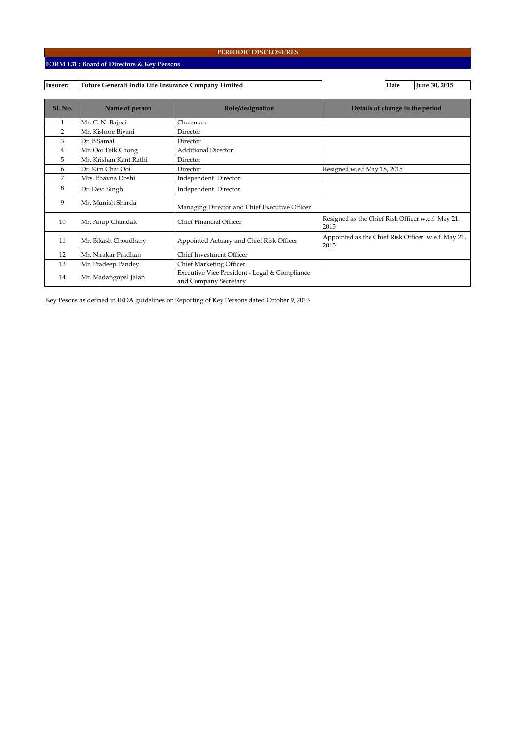**PERIODIC DISCLOSURES**

**FORM L31 : Board of Directors & Key Persons**

| **Insurer:** | **Future Generali India Life Insurance Company Limited** | **Date** | **June 30, 2015** |
|---|---|---|---|

| Sl. No. | Name of person | Role/designation | Details of change in the period |
|---|---|---|---|
| 1 | Mr. G. N. Bajpai | Chairman | |
| 2 | Mr. Kishore Biyani | Director | |
| 3 | Dr. B Samal | Director | |
| 4 | Mr. Ooi Teik Chong | Additional Director | |
| 5 | Mr. Krishan Kant Rathi | Director | |
| 6 | Dr. Kim Chai Ooi | Director | Resigned w.e.f May 18, 2015 |
| 7 | Mrs. Bhavna Doshi | Independent Director | |
| 8 | Dr. Devi Singh | Independent Director | |
| 9 | Mr. Munish Sharda | Managing Director and Chief Executive Officer | |
| 10 | Mr. Anup Chandak | Chief Financial Officer | Resigned as the Chief Risk Officer w.e.f. May 21, 2015 |
| 11 | Mr. Bikash Choudhary | Appointed Actuary and Chief Risk Officer | Appointed as the Chief Risk Officer w.e.f. May 21, 2015 |
| 12 | Mr. Nirakar Pradhan | Chief Investment Officer | |
| 13 | Mr. Pradeep Pandey | Chief Marketing Officer | |
| 14 | Mr. Madangopal Jalan | Executive Vice President - Legal & Compliance and Company Secretary | |

Key Pesons as defined in IRDA guidelines on Reporting of Key Persons dated October 9, 2013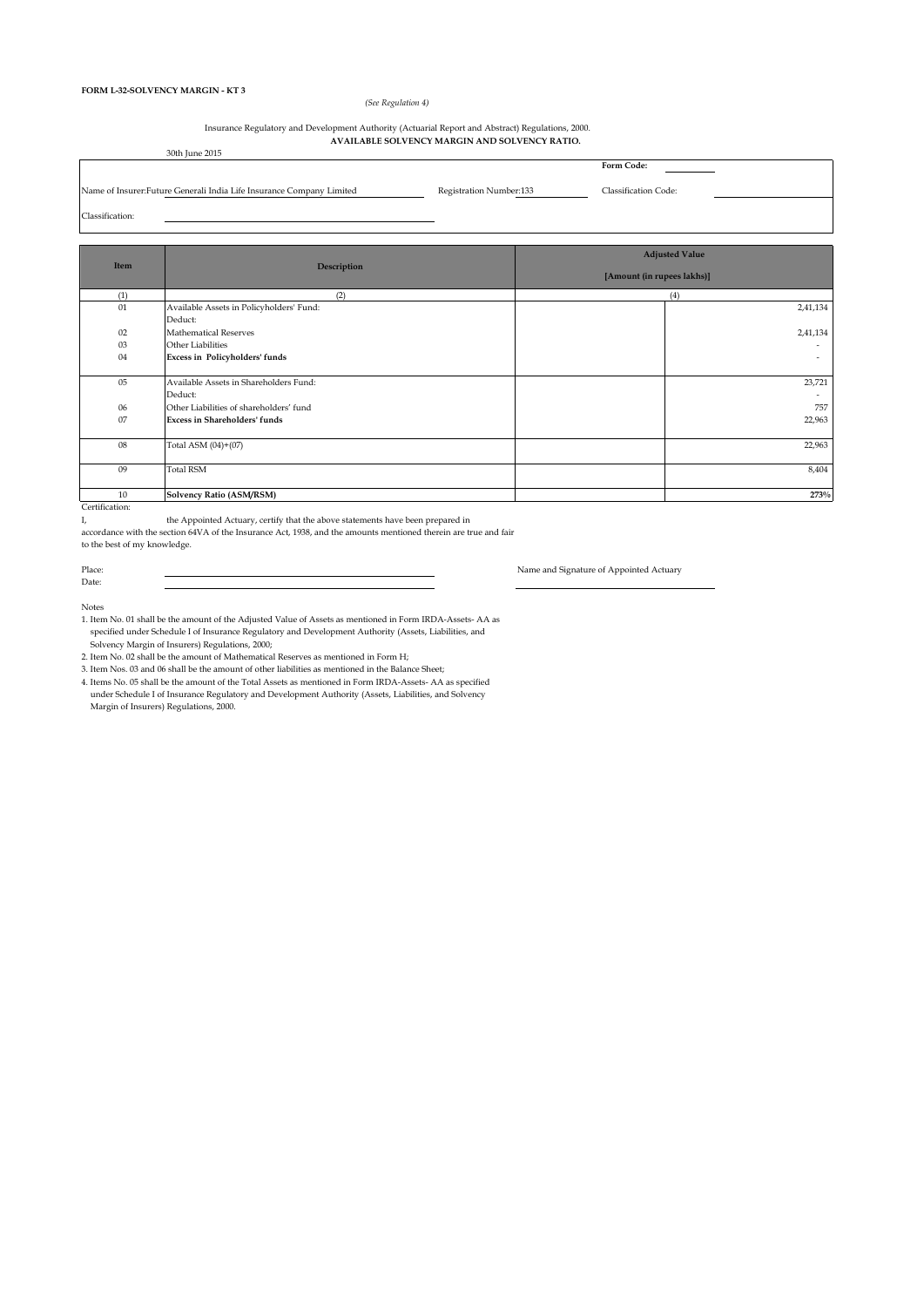**FORM L-32-SOLVENCY MARGIN - KT 3**

*(See Regulation 4)*

Insurance Regulatory and Development Authority (Actuarial Report and Abstract) Regulations, 2000.

**AVAILABLE SOLVENCY MARGIN AND SOLVENCY RATIO.**

30th June 2015

**Form Code:**

Name of Insurer:Future Generali India Life Insurance Company Limited

Registration Number:133

Classification Code:

Classification:

| Item | Description | Adjusted Value [Amount (in rupees lakhs)] | |
|---|---|---|---|
| (1) | (2) | (4) | |
| 01 | Available Assets in Policyholders' Fund: | | 2,41,134 |
| | Deduct: | | |
| 02 | Mathematical Reserves | | 2,41,134 |
| 03 | Other Liabilities | | - |
| 04 | **Excess in Policyholders' funds** | | - |
| 05 | Available Assets in Shareholders Fund: | | 23,721 |
| | Deduct: | | - |
| 06 | Other Liabilities of shareholders' fund | | 757 |
| 07 | **Excess in Shareholders' funds** | | 22,963 |
| 08 | Total ASM (04)+(07) | | 22,963 |
| 09 | Total RSM | | 8,404 |
| 10 | **Solvency Ratio (ASM/RSM)** | | **273%** |

Certification:

I, the Appointed Actuary, certify that the above statements have been prepared in accordance with the section 64VA of the Insurance Act, 1938, and the amounts mentioned therein are true and fair to the best of my knowledge.

Place:

Date:

Name and Signature of Appointed Actuary

Notes

1. Item No. 01 shall be the amount of the Adjusted Value of Assets as mentioned in Form IRDA-Assets- AA as specified under Schedule I of Insurance Regulatory and Development Authority (Assets, Liabilities, and Solvency Margin of Insurers) Regulations, 2000;
2. Item No. 02 shall be the amount of Mathematical Reserves as mentioned in Form H;
3. Item Nos. 03 and 06 shall be the amount of other liabilities as mentioned in the Balance Sheet;
4. Items No. 05 shall be the amount of the Total Assets as mentioned in Form IRDA-Assets- AA as specified under Schedule I of Insurance Regulatory and Development Authority (Assets, Liabilities, and Solvency Margin of Insurers) Regulations, 2000.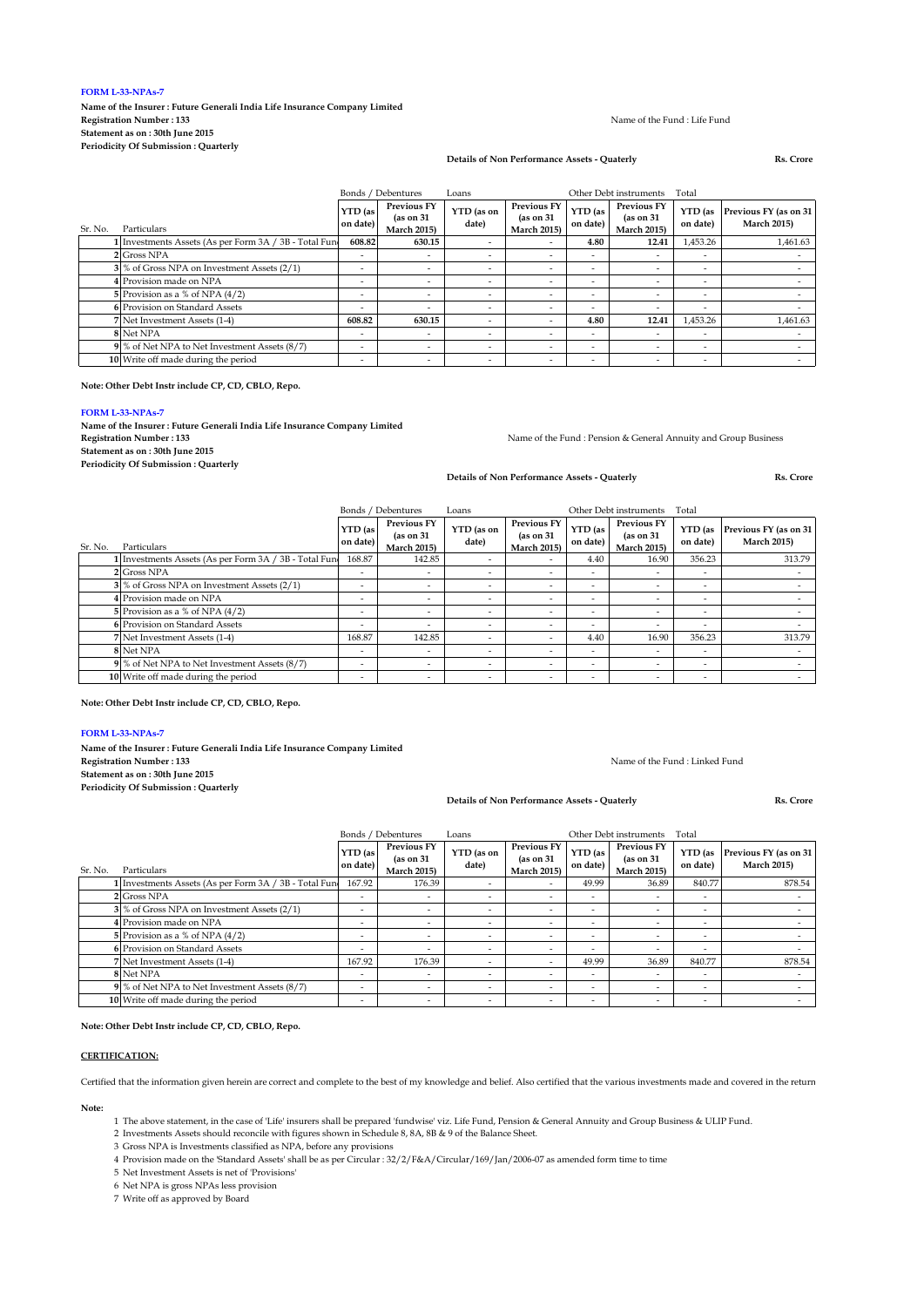**FORM L-33-NPAs-7**

**Name of the Insurer : Future Generali India Life Insurance Company Limited**
**Registration Number : 133**
**Statement as on : 30th June 2015**
**Periodicity Of Submission : Quarterly**

Name of the Fund : Life Fund

**Details of Non Performance Assets - Quaterly**

**Rs. Crore**

| Sr. No. | Particulars | Bonds / Debentures | | Loans | | Other Debt instruments | | Total | |
|---|---|---|---|---|---|---|---|---|---|
| | | YTD (as on date) | Previous FY (as on 31 March 2015) | YTD (as on date) | Previous FY (as on 31 March 2015) | YTD (as on date) | Previous FY (as on 31 March 2015) | YTD (as on date) | Previous FY (as on 31 March 2015) |
| 1 | Investments Assets (As per Form 3A / 3B - Total Fund | 608.82 | 630.15 | - | - | 4.80 | 12.41 | 1,453.26 | 1,461.63 |
| 2 | Gross NPA | - | - | - | - | - | - | - | - |
| 3 | % of Gross NPA on Investment Assets (2/1) | - | - | - | - | - | - | - | - |
| 4 | Provision made on NPA | - | - | - | - | - | - | - | - |
| 5 | Provision as a % of NPA (4/2) | - | - | - | - | - | - | - | - |
| 6 | Provision on Standard Assets | - | - | - | - | - | - | - | - |
| 7 | Net Investment Assets (1-4) | 608.82 | 630.15 | - | - | 4.80 | 12.41 | 1,453.26 | 1,461.63 |
| 8 | Net NPA | - | - | - | - | - | - | - | - |
| 9 | % of Net NPA to Net Investment Assets (8/7) | - | - | - | - | - | - | - | - |
| 10 | Write off made during the period | - | - | - | - | - | - | - | - |

**Note: Other Debt Instr include CP, CD, CBLO, Repo.**

**FORM L-33-NPAs-7**

**Name of the Insurer : Future Generali India Life Insurance Company Limited**
**Registration Number : 133**
**Statement as on : 30th June 2015**
**Periodicity Of Submission : Quarterly**

Name of the Fund : Pension & General Annuity and Group Business

**Details of Non Performance Assets - Quaterly**

**Rs. Crore**

| Sr. No. | Particulars | Bonds / Debentures | | Loans | | Other Debt instruments | | Total | |
|---|---|---|---|---|---|---|---|---|---|
| | | YTD (as on date) | Previous FY (as on 31 March 2015) | YTD (as on date) | Previous FY (as on 31 March 2015) | YTD (as on date) | Previous FY (as on 31 March 2015) | YTD (as on date) | Previous FY (as on 31 March 2015) |
| 1 | Investments Assets (As per Form 3A / 3B - Total Fund | 168.87 | 142.85 | - | - | 4.40 | 16.90 | 356.23 | 313.79 |
| 2 | Gross NPA | - | - | - | - | - | - | - | - |
| 3 | % of Gross NPA on Investment Assets (2/1) | - | - | - | - | - | - | - | - |
| 4 | Provision made on NPA | - | - | - | - | - | - | - | - |
| 5 | Provision as a % of NPA (4/2) | - | - | - | - | - | - | - | - |
| 6 | Provision on Standard Assets | - | - | - | - | - | - | - | - |
| 7 | Net Investment Assets (1-4) | 168.87 | 142.85 | - | - | 4.40 | 16.90 | 356.23 | 313.79 |
| 8 | Net NPA | - | - | - | - | - | - | - | - |
| 9 | % of Net NPA to Net Investment Assets (8/7) | - | - | - | - | - | - | - | - |
| 10 | Write off made during the period | - | - | - | - | - | - | - | - |

**Note: Other Debt Instr include CP, CD, CBLO, Repo.**

**FORM L-33-NPAs-7**

**Name of the Insurer : Future Generali India Life Insurance Company Limited**
**Registration Number : 133**
**Statement as on : 30th June 2015**
**Periodicity Of Submission : Quarterly**

Name of the Fund : Linked Fund

**Details of Non Performance Assets - Quaterly**

**Rs. Crore**

| Sr. No. | Particulars | Bonds / Debentures | | Loans | | Other Debt instruments | | Total | |
|---|---|---|---|---|---|---|---|---|---|
| | | YTD (as on date) | Previous FY (as on 31 March 2015) | YTD (as on date) | Previous FY (as on 31 March 2015) | YTD (as on date) | Previous FY (as on 31 March 2015) | YTD (as on date) | Previous FY (as on 31 March 2015) |
| 1 | Investments Assets (As per Form 3A / 3B - Total Fund | 167.92 | 176.39 | - | - | 49.99 | 36.89 | 840.77 | 878.54 |
| 2 | Gross NPA | - | - | - | - | - | - | - | - |
| 3 | % of Gross NPA on Investment Assets (2/1) | - | - | - | - | - | - | - | - |
| 4 | Provision made on NPA | - | - | - | - | - | - | - | - |
| 5 | Provision as a % of NPA (4/2) | - | - | - | - | - | - | - | - |
| 6 | Provision on Standard Assets | - | - | - | - | - | - | - | - |
| 7 | Net Investment Assets (1-4) | 167.92 | 176.39 | - | - | 49.99 | 36.89 | 840.77 | 878.54 |
| 8 | Net NPA | - | - | - | - | - | - | - | - |
| 9 | % of Net NPA to Net Investment Assets (8/7) | - | - | - | - | - | - | - | - |
| 10 | Write off made during the period | - | - | - | - | - | - | - | - |

**Note: Other Debt Instr include CP, CD, CBLO, Repo.**

**CERTIFICATION:**

Certified that the information given herein are correct and complete to the best of my knowledge and belief. Also certified that the various investments made and covered in the return

**Note:**

1. The above statement, in the case of 'Life' insurers shall be prepared 'fundwise' viz. Life Fund, Pension & General Annuity and Group Business & ULIP Fund.
2. Investments Assets should reconcile with figures shown in Schedule 8, 8A, 8B & 9 of the Balance Sheet.
3. Gross NPA is Investments classified as NPA, before any provisions
4. Provision made on the 'Standard Assets' shall be as per Circular : 32/2/F&A/Circular/169/Jan/2006-07 as amended form time to time
5. Net Investment Assets is net of 'Provisions'
6. Net NPA is gross NPAs less provision
7. Write off as approved by Board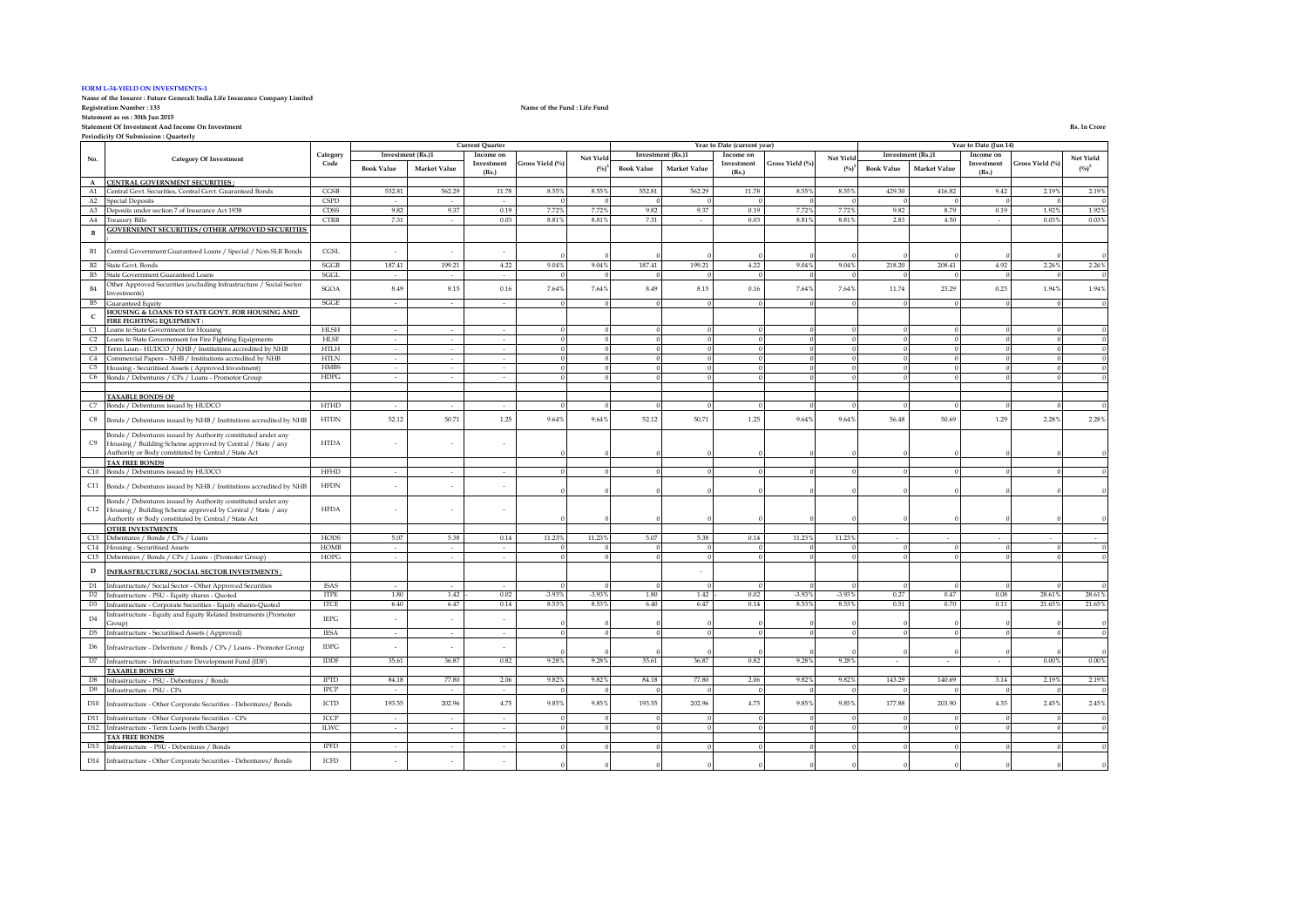**FORM L-34-YIELD ON INVESTMENTS-1**

**Name of the Insurer : Future Generali India Life Insurance Company Limited**

**Registration Number : 133** Name of the Fund : Life Fund

**Statement as on : 30th Jun 2015**

**Statement Of Investment And Income On Investment** Rs. In Crore

**Periodicity Of Submission : Quarterly**

| No. | Category Of Investment | Category Code | Current Quarter | | | | | Year to Date (current year) | | | | | Year to Date (Jun 14) | | | | |
|---|---|---|---|---|---|---|---|---|---|---|---|---|---|---|---|---|---|
| | | | Investment (Rs.)1 | | Income on Investment (Rs.) | Gross Yield (%) | Net Yield (%)2 | Investment (Rs.)1 | | Income on Investment (Rs.) | Gross Yield (%) | Net Yield (%)2 | Investment (Rs.)1 | | Income on Investment (Rs.) | Gross Yield (%) | Net Yield (%)2 |
| | | | Book Value | Market Value | | | | Book Value | Market Value | | | | Book Value | Market Value | | | |
| A | CENTRAL GOVERNMENT SECURITIES : | | | | | | | | | | | | | | | | |
| A1 | Central Govt. Securities, Central Govt. Guaranteed Bonds | CGSB | 552.81 | 562.29 | 11.78 | 8.55% | 8.55% | 552.81 | 562.29 | 11.78 | 8.55% | 8.55% | 429.30 | 416.82 | 9.42 | 2.19% | 2.19% |
| A2 | Special Deposits | CSPD | - | - | - | 0 | 0 | 0 | 0 | 0 | 0 | 0 | 0 | 0 | 0 | 0 | 0 |
| A3 | Deposits under section 7 of Insurance Act 1938 | CDSS | 9.82 | 9.37 | 0.19 | 7.72% | 7.72% | 9.82 | 9.37 | 0.19 | 7.72% | 7.72% | 9.82 | 8.79 | 0.19 | 1.92% | 1.92% |
| A4 | Treasury Bills | CTRB | 7.31 | - | 0.03 | 8.81% | 8.81% | 7.31 | - | 0.03 | 8.81% | 8.81% | 2.83 | 4.50 | - | 0.03% | 0.03% |
| B | GOVERNEMNT SECURITIES / OTHER APPROVED SECURITIES : | | | | | | | | | | | | | | | | |
| B1 | Central Government Guaranteed Loans / Special / Non-SLR Bonds | CGSL | - | - | - | 0 | 0 | 0 | 0 | 0 | 0 | 0 | 0 | 0 | 0 | 0 | 0 |
| B2 | State Govt. Bonds | SGGB | 187.41 | 199.21 | 4.22 | 9.04% | 9.04% | 187.41 | 199.21 | 4.22 | 9.04% | 9.04% | 218.20 | 208.41 | 4.92 | 2.26% | 2.26% |
| B3 | State Government Guaranteed Loans | SGGL | - | - | - | 0 | 0 | 0 | 0 | 0 | 0 | 0 | 0 | 0 | 0 | 0 | 0 |
| B4 | Other Approved Securities (excluding Infrastructure / Social Sector Investments) | SGOA | 8.49 | 8.15 | 0.16 | 7.64% | 7.64% | 8.49 | 8.15 | 0.16 | 7.64% | 7.64% | 11.74 | 23.29 | 0.23 | 1.94% | 1.94% |
| B5 | Guaranteed Equity | SGGE | - | - | - | 0 | 0 | 0 | 0 | 0 | 0 | 0 | 0 | 0 | 0 | 0 | 0 |
| C | HOUSING & LOANS TO STATE GOVT. FOR HOUSING AND FIRE FIGHTING EQUIPMENT : | | | | | | | | | | | | | | | | |
| C1 | Loans to State Government for Housing | HLSH | - | - | - | 0 | 0 | 0 | 0 | 0 | 0 | 0 | 0 | 0 | 0 | 0 | 0 |
| C2 | Loans to State Governement for Fire Fighting Equipments | HLSF | - | - | - | 0 | 0 | 0 | 0 | 0 | 0 | 0 | 0 | 0 | 0 | 0 | 0 |
| C3 | Term Loan - HUDCO / NHB / Institutions accredited by NHB | HTLH | - | - | - | 0 | 0 | 0 | 0 | 0 | 0 | 0 | 0 | 0 | 0 | 0 | 0 |
| C4 | Commercial Papers - NHB / Institutions accredited by NHB | HTLN | - | - | - | 0 | 0 | 0 | 0 | 0 | 0 | 0 | 0 | 0 | 0 | 0 | 0 |
| C5 | Housing - Securitised Assets ( Approved Investment) | HMBS | - | - | - | 0 | 0 | 0 | 0 | 0 | 0 | 0 | 0 | 0 | 0 | 0 | 0 |
| C6 | Bonds / Debentures / CPs / Loans - Promotor Group | HDPG | - | - | - | 0 | 0 | 0 | 0 | 0 | 0 | 0 | 0 | 0 | 0 | 0 | 0 |
| | TAXABLE BONDS OF | | | | | | | | | | | | | | | | |
| C7 | Bonds / Debentures issued by HUDCO | HTHD | - | - | - | 0 | 0 | 0 | 0 | 0 | 0 | 0 | 0 | 0 | 0 | 0 | 0 |
| C8 | Bonds / Debentures issued by NHB / Institutions accredited by NHB | HTDN | 52.12 | 50.71 | 1.25 | 9.64% | 9.64% | 52.12 | 50.71 | 1.25 | 9.64% | 9.64% | 56.48 | 50.69 | 1.29 | 2.28% | 2.28% |
| C9 | Bonds / Debentures issued by Authority constituted under any Housing / Building Scheme approved by Central / State / any Authority or Body constituted by Central / State Act | HTDA | - | - | - | 0 | 0 | 0 | 0 | 0 | 0 | 0 | 0 | 0 | 0 | 0 | 0 |
| | TAX FREE BONDS | | | | | | | | | | | | | | | | |
| C10 | Bonds / Debentures issued by HUDCO | HFHD | - | - | - | 0 | 0 | 0 | 0 | 0 | 0 | 0 | 0 | 0 | 0 | 0 | 0 |
| C11 | Bonds / Debentures issued by NHB / Institutions accredited by NHB | HFDN | - | - | - | 0 | 0 | 0 | 0 | 0 | 0 | 0 | 0 | 0 | 0 | 0 | 0 |
| C12 | Bonds / Debentures issued by Authority constituted under any Housing / Building Scheme approved by Central / State / any Authority or Body constituted by Central / State Act | HFDA | - | - | - | 0 | 0 | 0 | 0 | 0 | 0 | 0 | 0 | 0 | 0 | 0 | 0 |
| | OTHR INVESTMENTS | | | | | | | | | | | | | | | | |
| C13 | Debentures / Bonds / CPs / Loans | HODS | 5.07 | 5.38 | 0.14 | 11.23% | 11.23% | 5.07 | 5.38 | 0.14 | 11.23% | 11.23% | - | - | - | - | - |
| C14 | Housing - Securitised Assets | HOMB | - | - | - | 0 | 0 | 0 | 0 | 0 | 0 | 0 | 0 | 0 | 0 | 0 | 0 |
| C15 | Debentures / Bonds / CPs / Loans - (Promoter Group) | HOPG | - | - | - | 0 | 0 | 0 | 0 | 0 | 0 | 0 | 0 | 0 | 0 | 0 | 0 |
| D | INFRASTRUCTURE / SOCIAL SECTOR INVESTMENTS : | | | | | | | | - | | | | | | | | |
| D1 | Infrastructure/ Social Sector - Other Approved Securities | ISAS | - | - | - | 0 | 0 | 0 | 0 | 0 | 0 | 0 | 0 | 0 | 0 | 0 | 0 |
| D2 | Infrastructure - PSU - Equity shares - Quoted | ITPE | 1.80 | 1.42 | - 0.02 | -3.93% | -3.93% | 1.80 | 1.42 | 0.02 | -3.93% | -3.93% | 0.27 | 0.47 | 0.08 | 28.61% | 28.61% |
| D3 | Infrastructure - Corporate Securities - Equity shares-Quoted | ITCE | 6.40 | 6.47 | 0.14 | 8.53% | 8.53% | 6.40 | 6.47 | 0.14 | 8.53% | 8.53% | 0.51 | 0.70 | 0.11 | 21.65% | 21.65% |
| D4 | Infrastructure - Equity and Equity Related Instruments (Promoter Group) | IEPG | - | - | - | 0 | 0 | 0 | 0 | 0 | 0 | 0 | 0 | 0 | 0 | 0 | 0 |
| D5 | Infrastructure - Securitised Assets ( Approved) | IESA | - | - | - | 0 | 0 | 0 | 0 | 0 | 0 | 0 | 0 | 0 | 0 | 0 | 0 |
| D6 | Infrastructure - Debenture / Bonds / CPs / Loans - Promoter Group | IDPG | - | - | - | 0 | 0 | 0 | 0 | 0 | 0 | 0 | 0 | 0 | 0 | 0 | 0 |
| D7 | Infrastructure - Infrastructure Development Fund (IDF) | IDDF | 35.61 | 36.87 | 0.82 | 9.28% | 9.28% | 35.61 | 36.87 | 0.82 | 9.28% | 9.28% | - | - | - | 0.00% | 0.00% |
| | TAXABLE BONDS OF | | | | | | | | | | | | | | | | |
| D8 | Infrastructure - PSU - Debentures / Bonds | IPTD | 84.18 | 77.80 | 2.06 | 9.82% | 9.82% | 84.18 | 77.80 | 2.06 | 9.82% | 9.82% | 143.29 | 140.69 | 3.14 | 2.19% | 2.19% |
| D9 | Infrastructure - PSU - CPs | IPCP | - | - | - | 0 | 0 | 0 | 0 | 0 | 0 | 0 | 0 | 0 | 0 | 0 | 0 |
| D10 | Infrastructure - Other Corporate Securities - Debentures/ Bonds | ICTD | 193.55 | 202.96 | 4.75 | 9.85% | 9.85% | 193.55 | 202.96 | 4.75 | 9.85% | 9.85% | 177.88 | 203.90 | 4.35 | 2.45% | 2.45% |
| D11 | Infrastructure - Other Corporate Securities - CPs | ICCP | - | - | - | 0 | 0 | 0 | 0 | 0 | 0 | 0 | 0 | 0 | 0 | 0 | 0 |
| D12 | Infrastructure - Term Loans (with Charge) | ILWC | - | - | - | 0 | 0 | 0 | 0 | 0 | 0 | 0 | 0 | 0 | 0 | 0 | 0 |
| | TAX FREE BONDS | | | | | | | | | | | | | | | | |
| D13 | Infrastructure - PSU - Debentures / Bonds | IPFD | - | - | - | 0 | 0 | 0 | 0 | 0 | 0 | 0 | 0 | 0 | 0 | 0 | 0 |
| D14 | Infrastructure - Other Corporate Securities - Debentures/ Bonds | ICFD | - | - | - | 0 | 0 | 0 | 0 | 0 | 0 | 0 | 0 | 0 | 0 | 0 | 0 |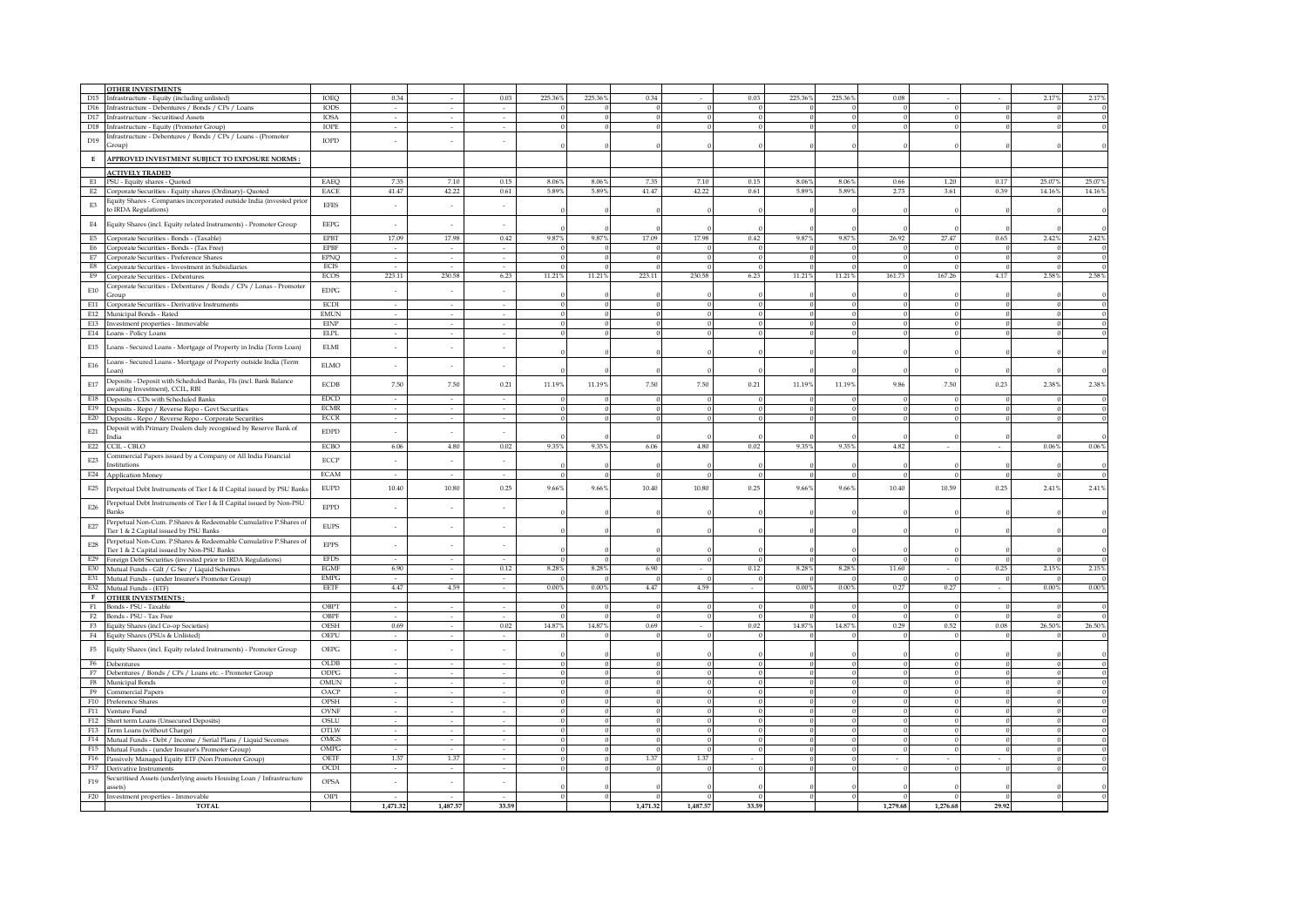| | | | | | | | | | | | | | | | | | |
|---|---|---|---|---|---|---|---|---|---|---|---|---|---|---|---|---|---|
| | **OTHER INVESTMENTS** | | | | | | | | | | | | | | | | |
| D15 | Infrastructure - Equity (including unlisted) | IOEQ | 0.34 | - | 0.03 | 225.36% | 225.36% | 0.34 | - | 0.03 | 225.36% | 225.36% | 0.08 | - | - | 2.17% | 2.17% |
| D16 | Infrastructure - Debentures / Bonds / CPs / Loans | IODS | - | - | - | 0 | 0 | 0 | 0 | 0 | 0 | 0 | 0 | 0 | 0 | 0 | 0 |
| D17 | Infrastructure - Securitised Assets | IOSA | - | - | - | 0 | 0 | 0 | 0 | 0 | 0 | 0 | 0 | 0 | 0 | 0 | 0 |
| D18 | Infrastructure - Equity (Promoter Group) | IOPE | - | - | - | 0 | 0 | 0 | 0 | 0 | 0 | 0 | 0 | 0 | 0 | 0 | 0 |
| D19 | Infrastructure - Debentures / Bonds / CPs / Loans - (Promoter Group) | IOPD | - | - | - | 0 | 0 | 0 | 0 | 0 | 0 | 0 | 0 | 0 | 0 | 0 | 0 |
| E | **APPROVED INVESTMENT SUBJECT TO EXPOSURE NORMS :** | | | | | | | | | | | | | | | | |
| | **ACTIVELY TRADED** | | | | | | | | | | | | | | | | |
| E1 | PSU - Equity shares - Quoted | EAEQ | 7.35 | 7.10 | 0.15 | 8.06% | 8.06% | 7.35 | 7.10 | 0.15 | 8.06% | 8.06% | 0.66 | 1.20 | 0.17 | 25.07% | 25.07% |
| E2 | Corporate Securities - Equity shares (Ordinary)- Quoted | EACE | 41.47 | 42.22 | 0.61 | 5.89% | 5.89% | 41.47 | 42.22 | 0.61 | 5.89% | 5.89% | 2.75 | 3.61 | 0.39 | 14.16% | 14.16% |
| E3 | Equity Shares - Companies incorporated outside India (invested prior to IRDA Regulations) | EFES | - | - | - | 0 | 0 | 0 | 0 | 0 | 0 | 0 | 0 | 0 | 0 | 0 | 0 |
| E4 | Equity Shares (incl. Equity related Instruments) - Promoter Group | EEPG | - | - | - | 0 | 0 | 0 | 0 | 0 | 0 | 0 | 0 | 0 | 0 | 0 | 0 |
| E5 | Corporate Securities - Bonds - (Taxable) | EPBT | 17.09 | 17.98 | 0.42 | 9.87% | 9.87% | 17.09 | 17.98 | 0.42 | 9.87% | 9.87% | 26.92 | 27.47 | 0.65 | 2.42% | 2.42% |
| E6 | Corporate Securities - Bonds - (Tax Free) | EPBF | - | - | - | 0 | 0 | 0 | 0 | 0 | 0 | 0 | 0 | 0 | 0 | 0 | 0 |
| E7 | Corporate Securities - Preference Shares | EPNQ | - | - | - | 0 | 0 | 0 | 0 | 0 | 0 | 0 | 0 | 0 | 0 | 0 | 0 |
| E8 | Corporate Securities - Investment in Subsidiaries | ECIS | - | - | - | 0 | 0 | 0 | 0 | 0 | 0 | 0 | 0 | 0 | 0 | 0 | 0 |
| E9 | Corporate Securities - Debentures | ECOS | 223.11 | 230.58 | 6.23 | 11.21% | 11.21% | 223.11 | 230.58 | 6.23 | 11.21% | 11.21% | 161.73 | 167.26 | 4.17 | 2.58% | 2.58% |
| E10 | Corporate Securities - Debentures / Bonds / CPs / Lonas - Promoter Group | EDPG | - | - | - | 0 | 0 | 0 | 0 | 0 | 0 | 0 | 0 | 0 | 0 | 0 | 0 |
| E11 | Corporate Securities - Derivative Instruments | ECDI | - | - | - | 0 | 0 | 0 | 0 | 0 | 0 | 0 | 0 | 0 | 0 | 0 | 0 |
| E12 | Municipal Bonds - Rated | EMUN | - | - | - | 0 | 0 | 0 | 0 | 0 | 0 | 0 | 0 | 0 | 0 | 0 | 0 |
| E13 | Investment properties - Immovable | EINP | - | - | - | 0 | 0 | 0 | 0 | 0 | 0 | 0 | 0 | 0 | 0 | 0 | 0 |
| E14 | Loans - Policy Loans | ELPL | - | - | - | 0 | 0 | 0 | 0 | 0 | 0 | 0 | 0 | 0 | 0 | 0 | 0 |
| E15 | Loans - Secured Loans - Mortgage of Property in India (Term Loan) | ELMI | - | - | - | 0 | 0 | 0 | 0 | 0 | 0 | 0 | 0 | 0 | 0 | 0 | 0 |
| E16 | Loans - Secured Loans - Mortgage of Property outside India (Term Loan) | ELMO | - | - | - | 0 | 0 | 0 | 0 | 0 | 0 | 0 | 0 | 0 | 0 | 0 | 0 |
| E17 | Deposits - Deposit with Scheduled Banks, FIs (incl. Bank Balance awaiting Investment), CCIL, RBI | ECDB | 7.50 | 7.50 | 0.21 | 11.19% | 11.19% | 7.50 | 7.50 | 0.21 | 11.19% | 11.19% | 9.86 | 7.50 | 0.23 | 2.38% | 2.38% |
| E18 | Deposits - CDs with Scheduled Banks | EDCD | - | - | - | 0 | 0 | 0 | 0 | 0 | 0 | 0 | 0 | 0 | 0 | 0 | 0 |
| E19 | Deposits - Repo / Reverse Repo - Govt Securities | ECMR | - | - | - | 0 | 0 | 0 | 0 | 0 | 0 | 0 | 0 | 0 | 0 | 0 | 0 |
| E20 | Deposits - Repo / Reverse Repo - Corporate Securities | ECCR | - | - | - | 0 | 0 | 0 | 0 | 0 | 0 | 0 | 0 | 0 | 0 | 0 | 0 |
| E21 | Deposit with Primary Dealers duly recognised by Reserve Bank of India | EDPD | - | - | - | 0 | 0 | 0 | 0 | 0 | 0 | 0 | 0 | 0 | 0 | 0 | 0 |
| E22 | CCIL - CBLO | ECBO | 6.06 | 4.80 | 0.02 | 9.35% | 9.35% | 6.06 | 4.80 | 0.02 | 9.35% | 9.35% | 4.82 | - | - | 0.06% | 0.06% |
| E23 | Commercial Papers issued by a Company or All India Financial Institutions | ECCP | - | - | - | 0 | 0 | 0 | 0 | 0 | 0 | 0 | 0 | 0 | 0 | 0 | 0 |
| E24 | Application Money | ECAM | - | - | - | 0 | 0 | 0 | 0 | 0 | 0 | 0 | 0 | 0 | 0 | 0 | 0 |
| E25 | Perpetual Debt Instruments of Tier I & II Capital issued by PSU Banks | EUPD | 10.40 | 10.80 | 0.25 | 9.66% | 9.66% | 10.40 | 10.80 | 0.25 | 9.66% | 9.66% | 10.40 | 10.59 | 0.25 | 2.41% | 2.41% |
| E26 | Perpetual Debt Instruments of Tier I & II Capital issued by Non-PSU Banks | EPPD | - | - | - | 0 | 0 | 0 | 0 | 0 | 0 | 0 | 0 | 0 | 0 | 0 | 0 |
| E27 | Perpetual Non-Cum. P.Shares & Redeemable Cumulative P.Shares of Tier 1 & 2 Capital issued by PSU Banks | EUPS | - | - | - | 0 | 0 | 0 | 0 | 0 | 0 | 0 | 0 | 0 | 0 | 0 | 0 |
| E28 | Perpetual Non-Cum. P.Shares & Redeemable Cumulative P.Shares of Tier 1 & 2 Capital issued by Non-PSU Banks | EPPS | - | - | - | 0 | 0 | 0 | 0 | 0 | 0 | 0 | 0 | 0 | 0 | 0 | 0 |
| E29 | Foreign Debt Securities (invested prior to IRDA Regulations) | EFDS | - | - | - | 0 | 0 | 0 | 0 | 0 | 0 | 0 | 0 | 0 | 0 | 0 | 0 |
| E30 | Mutual Funds - Gilt / G Sec / Liquid Schemes | EGMF | 6.90 | - | 0.12 | 8.28% | 8.28% | 6.90 | - | 0.12 | 8.28% | 8.28% | 11.60 | - | 0.25 | 2.15% | 2.15% |
| E31 | Mutual Funds - (under Insurer's Promoter Group) | EMPG | - | - | - | 0 | 0 | 0 | 0 | 0 | 0 | 0 | 0 | 0 | 0 | 0 | 0 |
| E32 | Mutual Funds - (ETF) | EETF | 4.47 | 4.59 | - | 0.00% | 0.00% | 4.47 | 4.59 | - | 0.00% | 0.00% | 0.27 | 0.27 | - | 0.00% | 0.00% |
| F | **OTHER INVESTMENTS :** | | | | | | | | | | | | | | | | |
| F1 | Bonds - PSU - Taxable | OBPT | - | - | - | 0 | 0 | 0 | 0 | 0 | 0 | 0 | 0 | 0 | 0 | 0 | 0 |
| F2 | Bonds - PSU - Tax Free | OBPF | - | - | - | 0 | 0 | 0 | 0 | 0 | 0 | 0 | 0 | 0 | 0 | 0 | 0 |
| F3 | Equity Shares (incl Co-op Societies) | OESH | 0.69 | - | 0.02 | 14.87% | 14.87% | 0.69 | - | 0.02 | 14.87% | 14.87% | 0.29 | 0.52 | 0.08 | 26.50% | 26.50% |
| F4 | Equity Shares (PSUs & Unlisted) | OEPU | - | - | - | 0 | 0 | 0 | 0 | 0 | 0 | 0 | 0 | 0 | 0 | 0 | 0 |
| F5 | Equity Shares (incl. Equity related Instruments) - Promoter Group | OEPG | - | - | - | 0 | 0 | 0 | 0 | 0 | 0 | 0 | 0 | 0 | 0 | 0 | 0 |
| F6 | Debentures | OLDB | - | - | - | 0 | 0 | 0 | 0 | 0 | 0 | 0 | 0 | 0 | 0 | 0 | 0 |
| F7 | Debentures / Bonds / CPs / Loans etc. - Promoter Group | ODPG | - | - | - | 0 | 0 | 0 | 0 | 0 | 0 | 0 | 0 | 0 | 0 | 0 | 0 |
| F8 | Municipal Bonds | OMUN | - | - | - | 0 | 0 | 0 | 0 | 0 | 0 | 0 | 0 | 0 | 0 | 0 | 0 |
| F9 | Commercial Papers | OACP | - | - | - | 0 | 0 | 0 | 0 | 0 | 0 | 0 | 0 | 0 | 0 | 0 | 0 |
| F10 | Preference Shares | OPSH | - | - | - | 0 | 0 | 0 | 0 | 0 | 0 | 0 | 0 | 0 | 0 | 0 | 0 |
| F11 | Venture Fund | OVNF | - | - | - | 0 | 0 | 0 | 0 | 0 | 0 | 0 | 0 | 0 | 0 | 0 | 0 |
| F12 | Short term Loans (Unsecured Deposits) | OSLU | - | - | - | 0 | 0 | 0 | 0 | 0 | 0 | 0 | 0 | 0 | 0 | 0 | 0 |
| F13 | Term Loans (without Charge) | OTLW | - | - | - | 0 | 0 | 0 | 0 | 0 | 0 | 0 | 0 | 0 | 0 | 0 | 0 |
| F14 | Mutual Funds - Debt / Income / Serial Plans / Liquid Secemes | OMGS | - | - | - | 0 | 0 | 0 | 0 | 0 | 0 | 0 | 0 | 0 | 0 | 0 | 0 |
| F15 | Mutual Funds - (under Insurer's Promoter Group) | OMPG | - | - | - | 0 | 0 | 0 | 0 | 0 | 0 | 0 | 0 | 0 | 0 | 0 | 0 |
| F16 | Passively Managed Equity ETF (Non Promoter Group) | OETF | 1.37 | 1.37 | - | 0 | 0 | 1.37 | 1.37 | - | 0 | 0 | - | - | - | 0 | 0 |
| F17 | Derivative Instruments | OCDI | - | - | - | 0 | 0 | 0 | 0 | 0 | 0 | 0 | 0 | 0 | 0 | 0 | 0 |
| F19 | Securitised Assets (underlying assets Housing Loan / Infrastructure assets) | OPSA | - | - | - | 0 | 0 | 0 | 0 | 0 | 0 | 0 | 0 | 0 | 0 | 0 | 0 |
| F20 | Investment properties - Immovable | OIPI | - | - | - | 0 | 0 | 0 | 0 | 0 | 0 | 0 | 0 | 0 | 0 | 0 | 0 |
| | **TOTAL** | | **1,471.32** | **1,487.57** | **33.59** | | | **1,471.32** | **1,487.57** | **33.59** | | | **1,279.68** | **1,276.68** | **29.92** | | |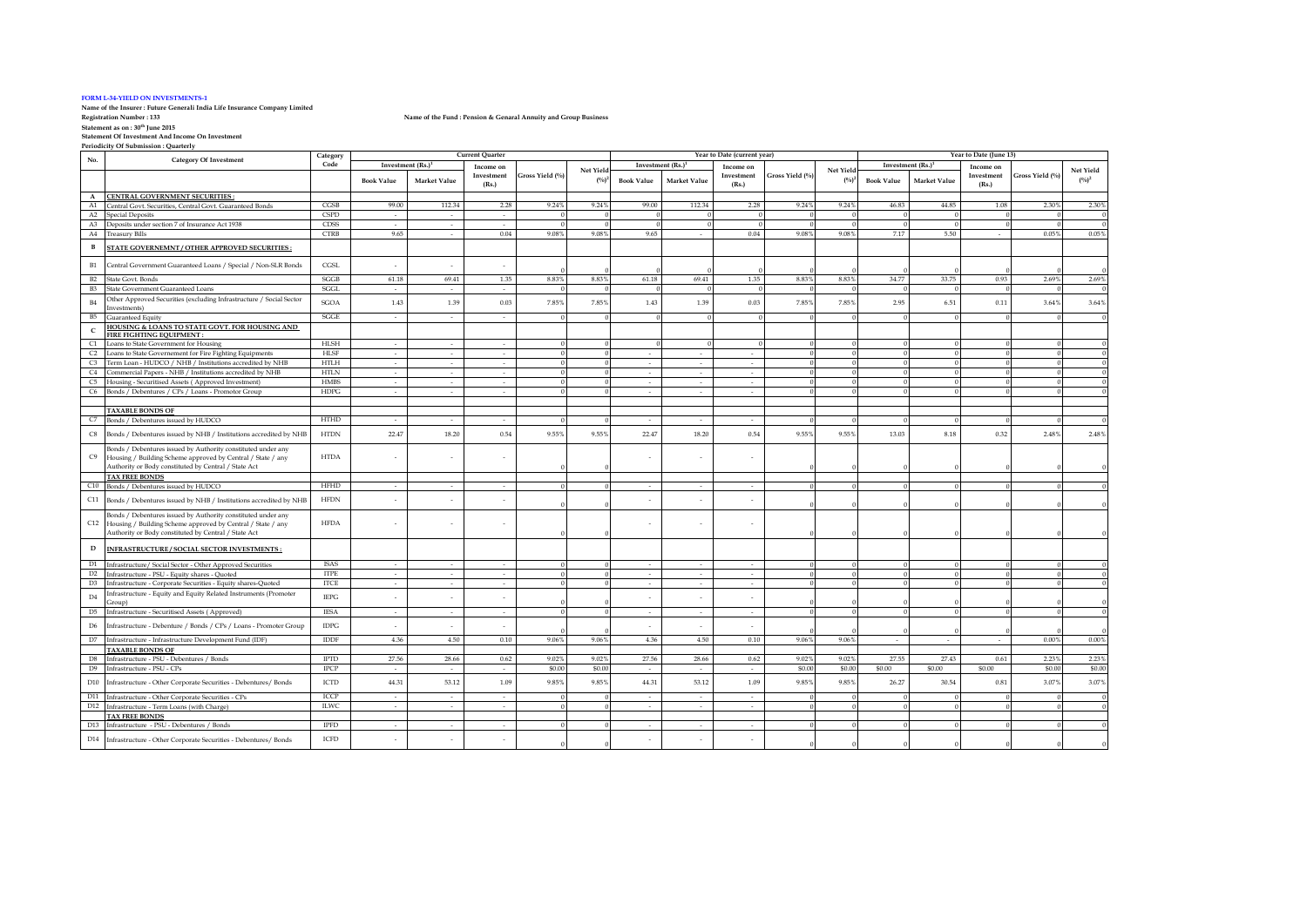**FORM L-34-YIELD ON INVESTMENTS-1**

**Name of the Insurer : Future Generali India Life Insurance Company Limited**

**Registration Number : 133** — **Name of the Fund : Pension & Genaral Annuity and Group Business**

**Statement as on : 30th June 2015**

**Statement Of Investment And Income On Investment**

**Periodicity Of Submission : Quarterly**

| No. | Category Of Investment | Category Code | Current Quarter | | | | | Year to Date (current year) | | | | | Year to Date (June 13) | | | | |
|---|---|---|---|---|---|---|---|---|---|---|---|---|---|---|---|---|---|
| | | | Investment (Rs.)[1] | | Income on Investment (Rs.) | Gross Yield (%) | Net Yield (%)[2] | Investment (Rs.)[1] | | Income on Investment (Rs.) | Gross Yield (%) | Net Yield (%)[2] | Investment (Rs.)[1] | | Income on Investment (Rs.) | Gross Yield (%) | Net Yield (%)[2] |
| | | | Book Value | Market Value | | | | Book Value | Market Value | | | | Book Value | Market Value | | | |
| A | **CENTRAL GOVERNMENT SECURITIES :** | | | | | | | | | | | | | | | | |
| A1 | Central Govt. Securities, Central Govt. Guaranteed Bonds | CGSB | 99.00 | 112.34 | 2.28 | 9.24% | 9.24% | 99.00 | 112.34 | 2.28 | 9.24% | 9.24% | 46.83 | 44.85 | 1.08 | 2.30% | 2.30% |
| A2 | Special Deposits | CSPD | - | - | - | 0 | 0 | 0 | 0 | 0 | 0 | 0 | 0 | 0 | 0 | 0 | 0 |
| A3 | Deposits under section 7 of Insurance Act 1938 | CDSS | - | - | - | 0 | 0 | 0 | 0 | 0 | 0 | 0 | 0 | 0 | 0 | 0 | 0 |
| A4 | Treasury Bills | CTRB | 9.65 | - | 0.04 | 9.08% | 9.08% | 9.65 | - | 0.04 | 9.08% | 9.08% | 7.17 | 5.50 | - | 0.05% | 0.05% |
| B | **STATE GOVERNEMNT / OTHER APPROVED SECURITIES :** | | | | | | | | | | | | | | | | |
| B1 | Central Government Guaranteed Loans / Special / Non-SLR Bonds | CGSL | - | - | - | 0 | 0 | 0 | 0 | 0 | 0 | 0 | 0 | 0 | 0 | 0 | 0 |
| B2 | State Govt. Bonds | SGGB | 61.18 | 69.41 | 1.35 | 8.83% | 8.83% | 61.18 | 69.41 | 1.35 | 8.83% | 8.83% | 34.77 | 33.75 | 0.93 | 2.69% | 2.69% |
| B3 | State Government Guaranteed Loans | SGGL | - | - | - | 0 | 0 | 0 | 0 | 0 | 0 | 0 | 0 | 0 | 0 | 0 | 0 |
| B4 | Other Approved Securities (excluding Infrastructure / Social Sector Investments) | SGOA | 1.43 | 1.39 | 0.03 | 7.85% | 7.85% | 1.43 | 1.39 | 0.03 | 7.85% | 7.85% | 2.95 | 6.51 | 0.11 | 3.64% | 3.64% |
| B5 | Guaranteed Equity | SGGE | - | - | - | 0 | 0 | 0 | 0 | 0 | 0 | 0 | 0 | 0 | 0 | 0 | 0 |
| C | **HOUSING & LOANS TO STATE GOVT. FOR HOUSING AND FIRE FIGHTING EQUIPMENT :** | | | | | | | | | | | | | | | | |
| C1 | Loans to State Government for Housing | HLSH | - | - | - | 0 | 0 | 0 | 0 | 0 | 0 | 0 | 0 | 0 | 0 | 0 | 0 |
| C2 | Loans to State Governement for Fire Fighting Equipments | HLSF | - | - | - | 0 | 0 | - | - | - | 0 | 0 | 0 | 0 | 0 | 0 | 0 |
| C3 | Term Loan - HUDCO / NHB / Institutions accredited by NHB | HTLH | - | - | - | 0 | 0 | - | - | - | 0 | 0 | 0 | 0 | 0 | 0 | 0 |
| C4 | Commercial Papers - NHB / Institutions accredited by NHB | HTLN | - | - | - | 0 | 0 | - | - | - | 0 | 0 | 0 | 0 | 0 | 0 | 0 |
| C5 | Housing - Securitised Assets ( Approved Investment) | HMBS | - | - | - | 0 | 0 | - | - | - | 0 | 0 | 0 | 0 | 0 | 0 | 0 |
| C6 | Bonds / Debentures / CPs / Loans - Promotor Group | HDPG | - | - | - | 0 | 0 | - | - | - | 0 | 0 | 0 | 0 | 0 | 0 | 0 |
| | **TAXABLE BONDS OF** | | | | | | | | | | | | | | | | |
| C7 | Bonds / Debentures issued by HUDCO | HTHD | - | - | - | 0 | 0 | - | - | - | 0 | 0 | 0 | 0 | 0 | 0 | 0 |
| C8 | Bonds / Debentures issued by NHB / Institutions accredited by NHB | HTDN | 22.47 | 18.20 | 0.54 | 9.55% | 9.55% | 22.47 | 18.20 | 0.54 | 9.55% | 9.55% | 13.03 | 8.18 | 0.32 | 2.48% | 2.48% |
| C9 | Bonds / Debentures issued by Authority constituted under any Housing / Building Scheme approved by Central / State / any Authority or Body constituted by Central / State Act | HTDA | - | - | - | 0 | 0 | - | - | - | 0 | 0 | 0 | 0 | 0 | 0 | 0 |
| | **TAX FREE BONDS** | | | | | | | | | | | | | | | | |
| C10 | Bonds / Debentures issued by HUDCO | HFHD | - | - | - | 0 | 0 | - | - | - | 0 | 0 | 0 | 0 | 0 | 0 | 0 |
| C11 | Bonds / Debentures issued by NHB / Institutions accredited by NHB | HFDN | - | - | - | 0 | 0 | - | - | - | 0 | 0 | 0 | 0 | 0 | 0 | 0 |
| C12 | Bonds / Debentures issued by Authority constituted under any Housing / Building Scheme approved by Central / State / any Authority or Body constituted by Central / State Act | HFDA | - | - | - | 0 | 0 | - | - | - | 0 | 0 | 0 | 0 | 0 | 0 | 0 |
| D | **INFRASTRUCTURE / SOCIAL SECTOR INVESTMENTS :** | | | | | | | | | | | | | | | | |
| D1 | Infrastructure/ Social Sector - Other Approved Securities | ISAS | - | - | - | 0 | 0 | - | - | - | 0 | 0 | 0 | 0 | 0 | 0 | 0 |
| D2 | Infrastructure - PSU - Equity shares - Quoted | ITPE | - | - | - | 0 | 0 | - | - | - | 0 | 0 | 0 | 0 | 0 | 0 | 0 |
| D3 | Infrastructure - Corporate Securities - Equity shares-Quoted | ITCE | - | - | - | 0 | 0 | - | - | - | 0 | 0 | 0 | 0 | 0 | 0 | 0 |
| D4 | Infrastructure - Equity and Equity Related Instruments (Promoter Group) | IEPG | - | - | - | 0 | 0 | - | - | - | 0 | 0 | 0 | 0 | 0 | 0 | 0 |
| D5 | Infrastructure - Securitised Assets ( Approved) | IESA | - | - | - | 0 | 0 | - | - | - | 0 | 0 | 0 | 0 | 0 | 0 | 0 |
| D6 | Infrastructure - Debenture / Bonds / CPs / Loans - Promoter Group | IDPG | - | - | - | 0 | 0 | - | - | - | 0 | 0 | 0 | 0 | 0 | 0 | 0 |
| D7 | Infrastructure - Infrastructure Development Fund (IDF) | IDDF | 4.36 | 4.50 | 0.10 | 9.06% | 9.06% | 4.36 | 4.50 | 0.10 | 9.06% | 9.06% | - | - | - | 0.00% | 0.00% |
| | **TAXABLE BONDS OF** | | | | | | | | | | | | | | | | |
| D8 | Infrastructure - PSU - Debentures / Bonds | IPTD | 27.56 | 28.66 | 0.62 | 9.02% | 9.02% | 27.56 | 28.66 | 0.62 | 9.02% | 9.02% | 27.55 | 27.43 | 0.61 | 2.23% | 2.23% |
| D9 | Infrastructure - PSU - CPs | IPCP | - | - | - | $0.00 | $0.00 | - | - | - | $0.00 | $0.00 | $0.00 | $0.00 | $0.00 | $0.00 | $0.00 |
| D10 | Infrastructure - Other Corporate Securities - Debentures/ Bonds | ICTD | 44.31 | 53.12 | 1.09 | 9.85% | 9.85% | 44.31 | 53.12 | 1.09 | 9.85% | 9.85% | 26.27 | 30.54 | 0.81 | 3.07% | 3.07% |
| D11 | Infrastructure - Other Corporate Securities - CPs | ICCP | - | - | - | 0 | 0 | - | - | - | 0 | 0 | 0 | 0 | 0 | 0 | 0 |
| D12 | Infrastructure - Term Loans (with Charge) | ILWC | - | - | - | 0 | 0 | - | - | - | 0 | 0 | 0 | 0 | 0 | 0 | 0 |
| | **TAX FREE BONDS** | | | | | | | | | | | | | | | | |
| D13 | Infrastructure - PSU - Debentures / Bonds | IPFD | - | - | - | 0 | 0 | - | - | - | 0 | 0 | 0 | 0 | 0 | 0 | 0 |
| D14 | Infrastructure - Other Corporate Securities - Debentures/ Bonds | ICFD | - | - | - | 0 | 0 | - | - | - | 0 | 0 | 0 | 0 | 0 | 0 | 0 |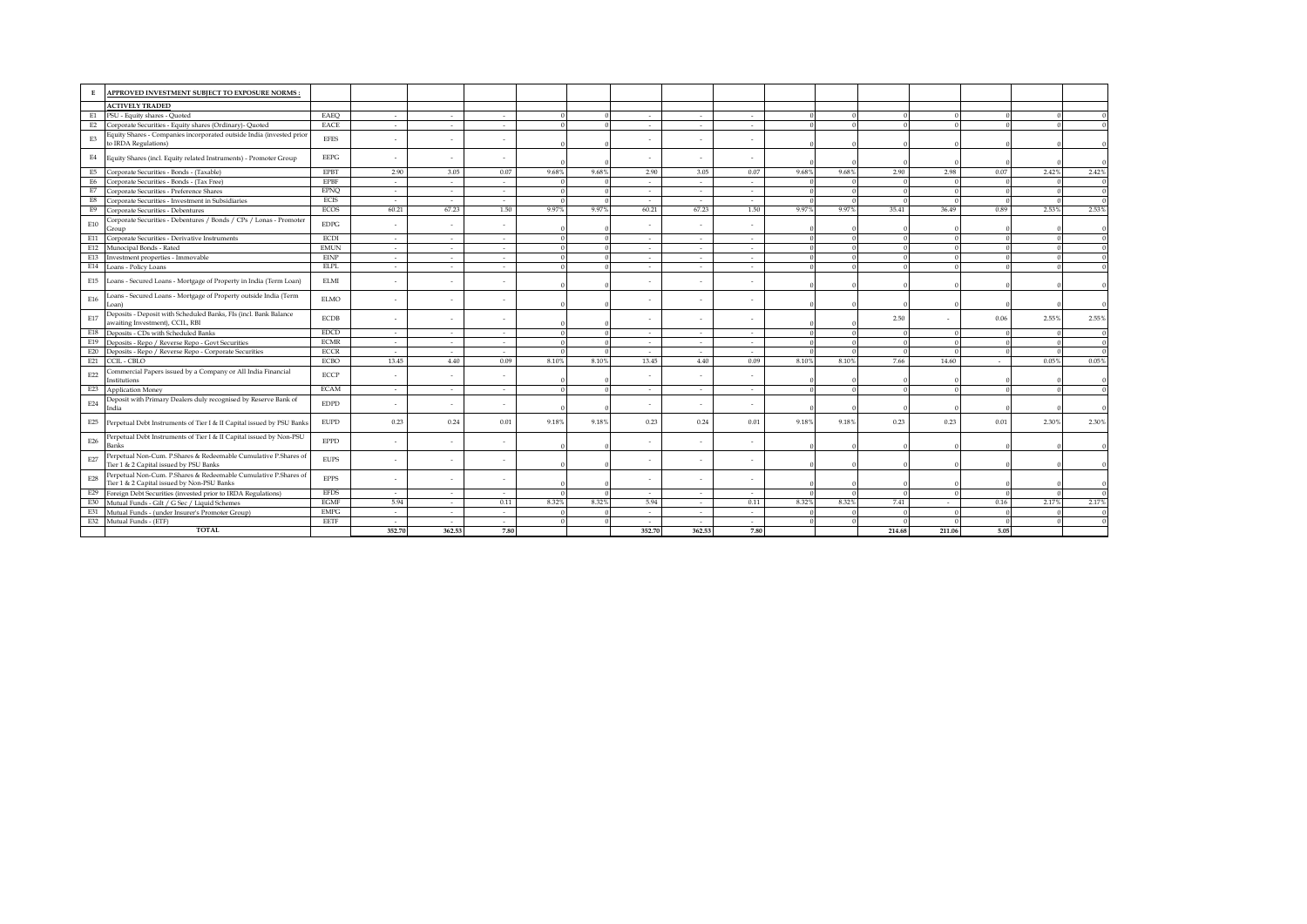| E | APPROVED INVESTMENT SUBJECT TO EXPOSURE NORMS : | | | | | | | | | | | | | | | | |
|---|---|---|---|---|---|---|---|---|---|---|---|---|---|---|---|---|---|
| | ACTIVELY TRADED | | | | | | | | | | | | | | | | |
| E1 | PSU - Equity shares - Quoted | EAEQ | - | - | - | 0 | 0 | - | - | - | 0 | 0 | 0 | 0 | 0 | 0 | 0 |
| E2 | Corporate Securities - Equity shares (Ordinary)- Quoted | EACE | - | - | - | 0 | 0 | - | - | - | 0 | 0 | 0 | 0 | 0 | 0 | 0 |
| E3 | Equity Shares - Companies incorporated outside India (invested prior to IRDA Regulations) | EFES | - | - | - | 0 | 0 | - | - | - | 0 | 0 | 0 | 0 | 0 | 0 | 0 |
| E4 | Equity Shares (incl. Equity related Instruments) - Promoter Group | EEPG | - | - | - | 0 | 0 | - | - | - | 0 | 0 | 0 | 0 | 0 | 0 | 0 |
| E5 | Corporate Securities - Bonds - (Taxable) | EPBT | 2.90 | 3.05 | 0.07 | 9.68% | 9.68% | 2.90 | 3.05 | 0.07 | 9.68% | 9.68% | 2.90 | 2.98 | 0.07 | 2.42% | 2.42% |
| E6 | Corporate Securities - Bonds - (Tax Free) | EPBF | - | - | - | 0 | 0 | - | - | - | 0 | 0 | 0 | 0 | 0 | 0 | 0 |
| E7 | Corporate Securities - Preference Shares | EPNQ | - | - | - | 0 | 0 | - | - | - | 0 | 0 | 0 | 0 | 0 | 0 | 0 |
| E8 | Corporate Securities - Investment in Subsidiaries | ECIS | - | - | - | 0 | 0 | - | - | - | 0 | 0 | 0 | 0 | 0 | 0 | 0 |
| E9 | Corporate Securities - Debentures | ECOS | 60.21 | 67.23 | 1.50 | 9.97% | 9.97% | 60.21 | 67.23 | 1.50 | 9.97% | 9.97% | 35.41 | 36.49 | 0.89 | 2.53% | 2.53% |
| E10 | Corporate Securities - Debentures / Bonds / CPs / Lonas - Promoter Group | EDPG | - | - | - | 0 | 0 | - | - | - | 0 | 0 | 0 | 0 | 0 | 0 | 0 |
| E11 | Corporate Securities - Derivative Instruments | ECDI | - | - | - | 0 | 0 | - | - | - | 0 | 0 | 0 | 0 | 0 | 0 | 0 |
| E12 | Municipal Bonds - Rated | EMUN | - | - | - | 0 | 0 | - | - | - | 0 | 0 | 0 | 0 | 0 | 0 | 0 |
| E13 | Investment properties - Immovable | EINP | - | - | - | 0 | 0 | - | - | - | 0 | 0 | 0 | 0 | 0 | 0 | 0 |
| E14 | Loans - Policy Loans | ELPL | - | - | - | 0 | 0 | - | - | - | 0 | 0 | 0 | 0 | 0 | 0 | 0 |
| E15 | Loans - Secured Loans - Mortgage of Property in India (Term Loan) | ELMI | - | - | - | 0 | 0 | - | - | - | 0 | 0 | 0 | 0 | 0 | 0 | 0 |
| E16 | Loans - Secured Loans - Mortgage of Property outside India (Term Loan) | ELMO | - | - | - | 0 | 0 | - | - | - | 0 | 0 | 0 | 0 | 0 | 0 | 0 |
| E17 | Deposits - Deposit with Scheduled Banks, FIs (incl. Bank Balance awaiting Investment), CCIL, RBI | ECDB | - | - | - | 0 | 0 | - | - | - | 0 | 0 | 2.50 | - | 0.06 | 2.55% | 2.55% |
| E18 | Deposits - CDs with Scheduled Banks | EDCD | - | - | - | 0 | 0 | - | - | - | 0 | 0 | 0 | 0 | 0 | 0 | 0 |
| E19 | Deposits - Repo / Reverse Repo - Govt Securities | ECMR | - | - | - | 0 | 0 | - | - | - | 0 | 0 | 0 | 0 | 0 | 0 | 0 |
| E20 | Deposits - Repo / Reverse Repo - Corporate Securities | ECCR | - | - | - | 0 | 0 | - | - | - | 0 | 0 | 0 | 0 | 0 | 0 | 0 |
| E21 | CCIL - CBLO | ECBO | 13.45 | 4.40 | 0.09 | 8.10% | 8.10% | 13.45 | 4.40 | 0.09 | 8.10% | 8.10% | 7.66 | 14.60 | - | 0.05% | 0.05% |
| E22 | Commercial Papers issued by a Company or All India Financial Institutions | ECCP | - | - | - | 0 | 0 | - | - | - | 0 | 0 | 0 | 0 | 0 | 0 | 0 |
| E23 | Application Money | ECAM | - | - | - | 0 | 0 | - | - | - | 0 | 0 | 0 | 0 | 0 | 0 | 0 |
| E24 | Deposit with Primary Dealers duly recognised by Reserve Bank of India | EDPD | - | - | - | 0 | 0 | - | - | - | 0 | 0 | 0 | 0 | 0 | 0 | 0 |
| E25 | Perpetual Debt Instruments of Tier I & II Capital issued by PSU Banks | EUPD | 0.23 | 0.24 | 0.01 | 9.18% | 9.18% | 0.23 | 0.24 | 0.01 | 9.18% | 9.18% | 0.23 | 0.23 | 0.01 | 2.30% | 2.30% |
| E26 | Perpetual Debt Instruments of Tier I & II Capital issued by Non-PSU Banks | EPPD | - | - | - | 0 | 0 | - | - | - | 0 | 0 | 0 | 0 | 0 | 0 | 0 |
| E27 | Perpetual Non-Cum. P.Shares & Redeemable Cumulative P.Shares of Tier 1 & 2 Capital issued by PSU Banks | EUPS | - | - | - | 0 | 0 | - | - | - | 0 | 0 | 0 | 0 | 0 | 0 | 0 |
| E28 | Perpetual Non-Cum. P.Shares & Redeemable Cumulative P.Shares of Tier 1 & 2 Capital issued by Non-PSU Banks | EPPS | - | - | - | 0 | 0 | - | - | - | 0 | 0 | 0 | 0 | 0 | 0 | 0 |
| E29 | Foreign Debt Securities (invested prior to IRDA Regulations) | EFDS | - | - | - | 0 | 0 | - | - | - | 0 | 0 | 0 | 0 | 0 | 0 | 0 |
| E30 | Mutual Funds - Gilt / G Sec / Liquid Schemes | EGMF | 5.94 | - | 0.11 | 8.32% | 8.32% | 5.94 | - | 0.11 | 8.32% | 8.32% | 7.41 | - | 0.16 | 2.17% | 2.17% |
| E31 | Mutual Funds - (under Insurer's Promoter Group) | EMPG | - | - | - | 0 | 0 | - | - | - | 0 | 0 | 0 | 0 | 0 | 0 | 0 |
| E32 | Mutual Funds - (ETF) | EETF | - | - | - | 0 | 0 | - | - | - | 0 | 0 | 0 | 0 | 0 | 0 | 0 |
| | TOTAL | | 352.70 | 362.53 | 7.80 | | | 352.70 | 362.53 | 7.80 | | | 214.68 | 211.06 | 5.05 | | |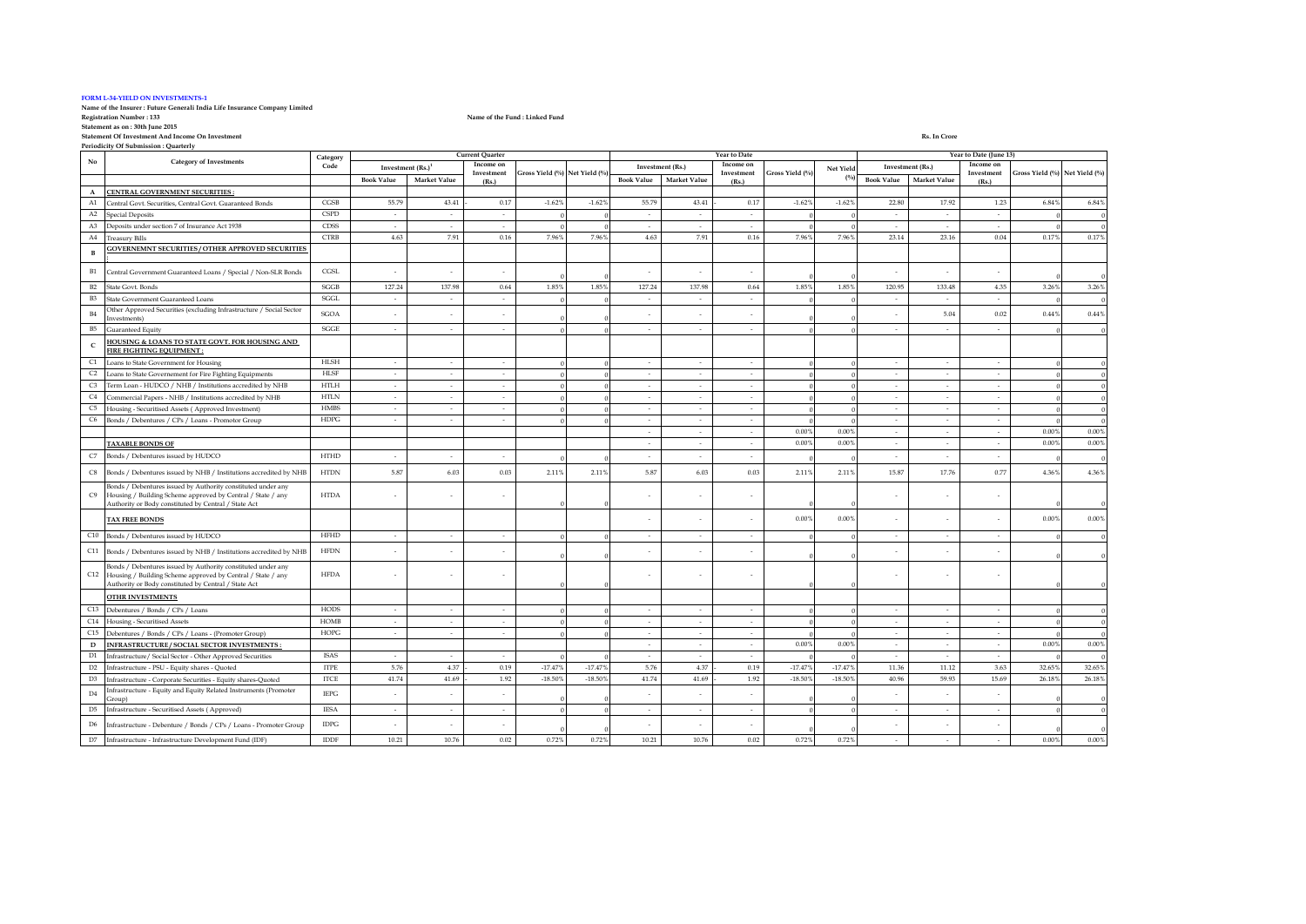**FORM L-34-YIELD ON INVESTMENTS-1**

**Name of the Insurer : Future Generali India Life Insurance Company Limited**

**Registration Number : 133** | **Name of the Fund : Linked Fund**

**Statement as on : 30th June 2015**

**Statement Of Investment And Income On Investment** | **Rs. In Crore**

**Periodicity Of Submission : Quarterly**

| No | Category of Investments | Category Code | Current Quarter | | | | | Year to Date | | | | | Year to Date (June 13) | | | | |
|---|---|---|---|---|---|---|---|---|---|---|---|---|---|---|---|---|---|
| | | | Investment (Rs.)[1] | | Income on Investment (Rs.) | Gross Yield (%) | Net Yield (%) | Investment (Rs.) | | Income on Investment (Rs.) | Gross Yield (%) | Net Yield (%) | Investment (Rs.) | | Income on Investment (Rs.) | Gross Yield (%) | Net Yield (%) |
| | | | Book Value | Market Value | | | | Book Value | Market Value | | | | Book Value | Market Value | | | |
| A | CENTRAL GOVERNMENT SECURITIES : | | | | | | | | | | | | | | | | |
| A1 | Central Govt. Securities, Central Govt. Guaranteed Bonds | CGSB | 55.79 | 43.41 | 0.17 | -1.62% | -1.62% | 55.79 | 43.41 | 0.17 | -1.62% | -1.62% | 22.80 | 17.92 | 1.23 | 6.84% | 6.84% |
| A2 | Special Deposits | CSPD | - | - | - | 0 | 0 | - | - | - | 0 | 0 | - | - | - | 0 | 0 |
| A3 | Deposits under section 7 of Insurance Act 1938 | CDSS | - | - | - | 0 | 0 | - | - | - | 0 | 0 | - | - | - | 0 | 0 |
| A4 | Treasury Bills | CTRB | 4.63 | 7.91 | 0.16 | 7.96% | 7.96% | 4.63 | 7.91 | 0.16 | 7.96% | 7.96% | 23.14 | 23.16 | 0.04 | 0.17% | 0.17% |
| B | GOVERNEMNT SECURITIES / OTHER APPROVED SECURITIES : | | | | | | | | | | | | | | | | |
| B1 | Central Government Guaranteed Loans / Special / Non-SLR Bonds | CGSL | - | - | - | 0 | 0 | - | - | - | 0 | 0 | - | - | - | 0 | 0 |
| B2 | State Govt. Bonds | SGGB | 127.24 | 137.98 | 0.64 | 1.85% | 1.85% | 127.24 | 137.98 | 0.64 | 1.85% | 1.85% | 120.95 | 133.48 | 4.35 | 3.26% | 3.26% |
| B3 | State Government Guaranteed Loans | SGGL | - | - | - | 0 | 0 | - | - | - | 0 | 0 | - | - | - | 0 | 0 |
| B4 | Other Approved Securities (excluding Infrastructure / Social Sector Investments) | SGOA | - | - | - | 0 | 0 | - | - | - | 0 | 0 | - | 5.04 | 0.02 | 0.44% | 0.44% |
| B5 | Guaranteed Equity | SGGE | - | - | - | 0 | 0 | - | - | - | 0 | 0 | - | - | - | 0 | 0 |
| C | HOUSING & LOANS TO STATE GOVT. FOR HOUSING AND FIRE FIGHTING EQUIPMENT : | | | | | | | | | | | | | | | | |
| C1 | Loans to State Government for Housing | HLSH | - | - | - | 0 | 0 | - | - | - | 0 | 0 | - | - | - | 0 | 0 |
| C2 | Loans to State Governement for Fire Fighting Equipments | HLSF | - | - | - | 0 | 0 | - | - | - | 0 | 0 | - | - | - | 0 | 0 |
| C3 | Term Loan - HUDCO / NHB / Institutions accredited by NHB | HTLH | - | - | - | 0 | 0 | - | - | - | 0 | 0 | - | - | - | 0 | 0 |
| C4 | Commercial Papers - NHB / Institutions accredited by NHB | HTLN | - | - | - | 0 | 0 | - | - | - | 0 | 0 | - | - | - | 0 | 0 |
| C5 | Housing - Securitised Assets ( Approved Investment) | HMBS | - | - | - | 0 | 0 | - | - | - | 0 | 0 | - | - | - | 0 | 0 |
| C6 | Bonds / Debentures / CPs / Loans - Promoter Group | HDPG | - | - | - | 0 | 0 | - | - | - | 0 | 0 | - | - | - | 0 | 0 |
| | | | | | | | | - | - | - | 0.00% | 0.00% | - | - | - | 0.00% | 0.00% |
| | TAXABLE BONDS OF | | | | | | | - | - | - | 0.00% | 0.00% | - | - | - | 0.00% | 0.00% |
| C7 | Bonds / Debentures issued by HUDCO | HTHD | - | - | - | 0 | 0 | - | - | - | 0 | 0 | - | - | - | 0 | 0 |
| C8 | Bonds / Debentures issued by NHB / Institutions accredited by NHB | HTDN | 5.87 | 6.03 | 0.03 | 2.11% | 2.11% | 5.87 | 6.03 | 0.03 | 2.11% | 2.11% | 15.87 | 17.76 | 0.77 | 4.36% | 4.36% |
| C9 | Bonds / Debentures issued by Authority constituted under any Housing / Building Scheme approved by Central / State / any Authority or Body constituted by Central / State Act | HTDA | - | - | - | 0 | 0 | - | - | - | 0 | 0 | - | - | - | 0 | 0 |
| | TAX FREE BONDS | | | | | | | - | - | - | 0.00% | 0.00% | - | - | - | 0.00% | 0.00% |
| C10 | Bonds / Debentures issued by HUDCO | HFHD | - | - | - | 0 | 0 | - | - | - | 0 | 0 | - | - | - | 0 | 0 |
| C11 | Bonds / Debentures issued by NHB / Institutions accredited by NHB | HFDN | - | - | - | 0 | 0 | - | - | - | 0 | 0 | - | - | - | 0 | 0 |
| C12 | Bonds / Debentures issued by Authority constituted under any Housing / Building Scheme approved by Central / State / any Authority or Body constituted by Central / State Act | HFDA | - | - | - | 0 | 0 | - | - | - | 0 | 0 | - | - | - | 0 | 0 |
| | OTHR INVESTMENTS | | | | | | | | | | | | | | | | |
| C13 | Debentures / Bonds / CPs / Loans | HODS | - | - | - | 0 | 0 | - | - | - | 0 | 0 | - | - | - | 0 | 0 |
| C14 | Housing - Securitised Assets | HOMB | - | - | - | 0 | 0 | - | - | - | 0 | 0 | - | - | - | 0 | 0 |
| C15 | Debentures / Bonds / CPs / Loans - (Promoter Group) | HOPG | - | - | - | 0 | 0 | - | - | - | 0 | 0 | - | - | - | 0 | 0 |
| D | INFRASTRUCTURE / SOCIAL SECTOR INVESTMENTS : | | | | | | | - | - | - | 0.00% | 0.00% | - | - | - | 0.00% | 0.00% |
| D1 | Infrastructure/ Social Sector - Other Approved Securities | ISAS | - | - | - | 0 | 0 | - | - | - | 0 | 0 | - | - | - | 0 | 0 |
| D2 | Infrastructure - PSU - Equity shares - Quoted | ITPE | 5.76 | 4.37 | 0.19 | -17.47% | -17.47% | 5.76 | 4.37 | 0.19 | -17.47% | -17.47% | 11.36 | 11.12 | 3.63 | 32.65% | 32.65% |
| D3 | Infrastructure - Corporate Securities - Equity shares-Quoted | ITCE | 41.74 | 41.69 | 1.92 | -18.50% | -18.50% | 41.74 | 41.69 | 1.92 | -18.50% | -18.50% | 40.96 | 59.93 | 15.69 | 26.18% | 26.18% |
| D4 | Infrastructure - Equity and Equity Related Instruments (Promoter Group) | IEPG | - | - | - | 0 | 0 | - | - | - | 0 | 0 | - | - | - | 0 | 0 |
| D5 | Infrastructure - Securitised Assets ( Approved) | IESA | - | - | - | 0 | 0 | - | - | - | 0 | 0 | - | - | - | 0 | 0 |
| D6 | Infrastructure - Debenture / Bonds / CPs / Loans - Promoter Group | IDPG | - | - | - | 0 | 0 | - | - | - | 0 | 0 | - | - | - | 0 | 0 |
| D7 | Infrastructure - Infrastructure Development Fund (IDF) | IDDF | 10.21 | 10.76 | 0.02 | 0.72% | 0.72% | 10.21 | 10.76 | 0.02 | 0.72% | 0.72% | - | - | - | 0.00% | 0.00% |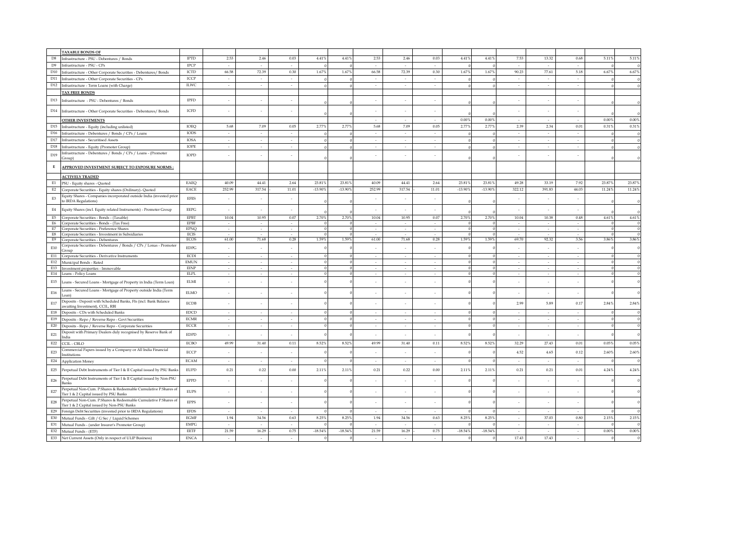| | | | | | | | | | | | | | | | | |
|---|---|---|---|---|---|---|---|---|---|---|---|---|---|---|---|---|
| | **TAXABLE BONDS OF** | | | | | | | | | | | | | | | |
| D8 | Infrastructure - PSU - Debentures / Bonds | IPTD | 2.53 | 2.46 | 0.03 | 4.41% | 4.41% | 2.53 | 2.46 | 0.03 | 4.41% | 4.41% | 7.53 | 13.32 | 0.68 | 5.11% | 5.11% |
| D9 | Infrastructure - PSU - CPs | IPCP | - | - | - | 0 | 0 | - | - | - | 0 | 0 | - | - | - | 0 | 0 |
| D10 | Infrastructure - Other Corporate Securities - Debentures/ Bonds | ICTD | 66.58 | 72.39 | 0.30 | 1.67% | 1.67% | 66.58 | 72.39 | 0.30 | 1.67% | 1.67% | 90.23 | 77.61 | 5.18 | 6.67% | 6.67% |
| D11 | Infrastructure - Other Corporate Securities - CPs | ICCP | - | - | - | 0 | 0 | - | - | - | 0 | 0 | - | - | - | 0 | 0 |
| D12 | Infrastructure - Term Loans (with Charge) | ILWC | - | - | - | 0 | 0 | - | - | - | 0 | 0 | - | - | - | 0 | 0 |
| | **TAX FREE BONDS** | | | | | | | | | | | | | | | |
| D13 | Infrastructure - PSU - Debentures / Bonds | IPFD | - | - | - | 0 | 0 | - | - | - | 0 | 0 | - | - | - | 0 | 0 |
| D14 | Infrastructure - Other Corporate Securities - Debentures/ Bonds | ICFD | - | - | - | 0 | 0 | - | - | - | 0 | 0 | - | - | - | 0 | 0 |
| | **OTHER INVESTMENTS** | | | | | | | - | - | - | 0.00% | 0.00% | - | - | - | 0.00% | 0.00% |
| D15 | Infrastructure - Equity (including unlisted) | IOEQ | 5.68 | 7.09 | 0.05 | 2.77% | 2.77% | 5.68 | 7.09 | 0.05 | 2.77% | 2.77% | 2.39 | 2.34 | 0.01 | 0.31% | 0.31% |
| D16 | Infrastructure - Debentures / Bonds / CPs / Loans | IODS | - | - | - | 0 | 0 | - | - | - | 0 | 0 | - | - | - | 0 | 0 |
| D17 | Infrastructure - Securitised Assets | IOSA | - | - | - | 0 | 0 | - | - | - | 0 | 0 | - | - | - | 0 | 0 |
| D18 | Infrastructure - Equity (Promoter Group) | IOPE | - | - | - | 0 | 0 | - | - | - | 0 | 0 | - | - | - | 0 | 0 |
| D19 | Infrastructure - Debentures / Bonds / CPs / Loans - (Promoter Group) | IOPD | - | - | - | 0 | 0 | - | - | - | 0 | 0 | - | - | - | 0 | 0 |
| E | **APPROVED INVESTMENT SUBJECT TO EXPOSURE NORMS :** | | | | | | | | | | | | | | | |
| | **ACTIVELY TRADED** | | | | | | | | | | | | | | | |
| E1 | PSU - Equity shares - Quoted | EAEQ | 40.09 | 44.41 | 2.64 | 23.81% | 23.81% | 40.09 | 44.41 | 2.64 | 23.81% | 23.81% | 49.28 | 33.19 | 7.92 | 23.87% | 23.87% |
| E2 | Corporate Securities - Equity shares (Ordinary)- Quoted | EACE | 252.99 | 317.54 | -11.01 | -13.90% | -13.90% | 252.99 | 317.54 | -11.01 | -13.90% | -13.90% | 322.12 | 391.83 | 44.03 | 11.24% | 11.24% |
| E3 | Equity Shares - Companies incorporated outside India (invested prior to IRDA Regulations) | EFES | - | - | - | 0 | 0 | - | - | - | 0 | 0 | - | - | - | 0 | 0 |
| E4 | Equity Shares (incl. Equity related Instruments) - Promoter Group | EEPG | - | - | - | 0 | 0 | - | - | - | 0 | 0 | - | - | - | 0 | 0 |
| E5 | Corporate Securities - Bonds - (Taxable) | EPBT | 10.04 | 10.95 | 0.07 | 2.70% | 2.70% | 10.04 | 10.95 | 0.07 | 2.70% | 2.70% | 10.04 | 10.38 | 0.48 | 4.61% | 4.61% |
| E6 | Corporate Securities - Bonds - (Tax Free) | EPBF | - | - | - | 0 | 0 | - | - | - | 0 | 0 | - | - | - | 0 | 0 |
| E7 | Corporate Securities - Preference Shares | EPNQ | - | - | - | 0 | 0 | - | - | - | 0 | 0 | - | - | - | 0 | 0 |
| E8 | Corporate Securities - Investment in Subsidiaries | ECIS | - | - | - | 0 | 0 | - | - | - | 0 | 0 | - | - | - | 0 | 0 |
| E9 | Corporate Securities - Debentures | ECOS | 61.00 | 71.68 | 0.28 | 1.59% | 1.59% | 61.00 | 71.68 | 0.28 | 1.59% | 1.59% | 69.70 | 92.32 | 3.56 | 3.86% | 3.86% |
| E10 | Corporate Securities - Debentures / Bonds / CPs / Lonas - Promoter Group | EDPG | - | - | - | 0 | 0 | - | - | - | 0 | 0 | - | - | - | 0 | 0 |
| E11 | Corporate Securities - Derivative Instruments | ECDI | - | - | - | 0 | 0 | - | - | - | 0 | 0 | - | - | - | 0 | 0 |
| E12 | Municipal Bonds - Rated | EMUN | - | - | - | 0 | 0 | - | - | - | 0 | 0 | - | - | - | 0 | 0 |
| E13 | Investment properties - Immovable | EINP | - | - | - | 0 | 0 | - | - | - | 0 | 0 | - | - | - | 0 | 0 |
| E14 | Loans - Policy Loans | ELPL | - | - | - | 0 | 0 | - | - | - | 0 | 0 | - | - | - | 0 | 0 |
| E15 | Loans - Secured Loans - Mortgage of Property in India (Term Loan) | ELMI | - | - | - | 0 | 0 | - | - | - | 0 | 0 | - | - | - | 0 | 0 |
| E16 | Loans - Secured Loans - Mortgage of Property outside India (Term Loan) | ELMO | - | - | - | 0 | 0 | - | - | - | 0 | 0 | - | - | - | 0 | 0 |
| E17 | Deposits - Deposit with Scheduled Banks, FIs (incl. Bank Balance awaiting Investment), CCIL, RBI | ECDB | - | - | - | 0 | 0 | - | - | - | 0 | 0 | 2.99 | 5.89 | 0.17 | 2.84% | 2.84% |
| E18 | Deposits - CDs with Scheduled Banks | EDCD | - | - | - | 0 | 0 | - | - | - | 0 | 0 | - | - | - | 0 | 0 |
| E19 | Deposits - Repo / Reverse Repo - Govt Securities | ECMR | - | - | - | 0 | 0 | - | - | - | 0 | 0 | - | - | - | 0 | 0 |
| E20 | Deposits - Repo / Reverse Repo - Corporate Securities | ECCR | - | - | - | 0 | 0 | - | - | - | 0 | 0 | - | - | - | 0 | 0 |
| E21 | Deposit with Primary Dealers duly recognised by Reserve Bank of India | EDPD | - | - | - | 0 | 0 | - | - | - | 0 | 0 | - | - | - | 0 | 0 |
| E22 | CCIL - CBLO | ECBO | 49.99 | 31.40 | 0.11 | 8.52% | 8.52% | 49.99 | 31.40 | 0.11 | 8.52% | 8.52% | 32.29 | 27.43 | 0.01 | 0.05% | 0.05% |
| E23 | Commercial Papers issued by a Company or All India Financial Institutions | ECCP | - | - | - | 0 | 0 | - | - | - | 0 | 0 | 4.52 | 4.65 | 0.12 | 2.60% | 2.60% |
| E24 | Application Money | ECAM | - | - | - | 0 | 0 | - | - | - | 0 | 0 | - | - | - | 0 | 0 |
| E25 | Perpetual Debt Instruments of Tier I & II Capital issued by PSU Banks | EUPD | 0.21 | 0.22 | 0.00 | 2.11% | 2.11% | 0.21 | 0.22 | 0.00 | 2.11% | 2.11% | 0.21 | 0.21 | 0.01 | 4.24% | 4.24% |
| E26 | Perpetual Debt Instruments of Tier I & II Capital issued by Non-PSU Banks | EPPD | - | - | - | 0 | 0 | - | - | - | 0 | 0 | - | - | - | 0 | 0 |
| E27 | Perpetual Non-Cum. P.Shares & Redeemable Cumulative P.Shares of Tier 1 & 2 Capital issued by PSU Banks | EUPS | - | - | - | 0 | 0 | - | - | - | 0 | 0 | - | - | - | 0 | 0 |
| E28 | Perpetual Non-Cum. P.Shares & Redeemable Cumulative P.Shares of Tier 1 & 2 Capital issued by Non-PSU Banks | EPPS | - | - | - | 0 | 0 | - | - | - | 0 | 0 | - | - | - | 0 | 0 |
| E29 | Foreign Debt Securities (invested prior to IRDA Regulations) | EFDS | - | - | - | 0 | 0 | - | - | - | 0 | 0 | - | - | - | 0 | 0 |
| E30 | Mutual Funds - Gilt / G Sec / Liquid Schemes | EGMF | 1.94 | 34.56 | 0.63 | 8.25% | 8.25% | 1.94 | 34.56 | 0.63 | 8.25% | 8.25% | - | 37.03 | 0.80 | 2.15% | 2.15% |
| E31 | Mutual Funds - (under Insurer's Promoter Group) | EMPG | - | - | - | 0 | 0 | - | - | - | 0 | 0 | - | - | - | 0 | 0 |
| E32 | Mutual Funds - (ETF) | EETF | 21.59 | 16.29 | -0.75 | -18.54% | -18.54% | 21.59 | 16.29 | -0.75 | -18.54% | -18.54% | - | - | - | 0.00% | 0.00% |
| E33 | Net Current Assets (Only in respect of ULIP Business) | ENCA | - | - | - | 0 | 0 | - | - | - | 0 | 0 | 17.43 | 17.43 | - | 0 | 0 |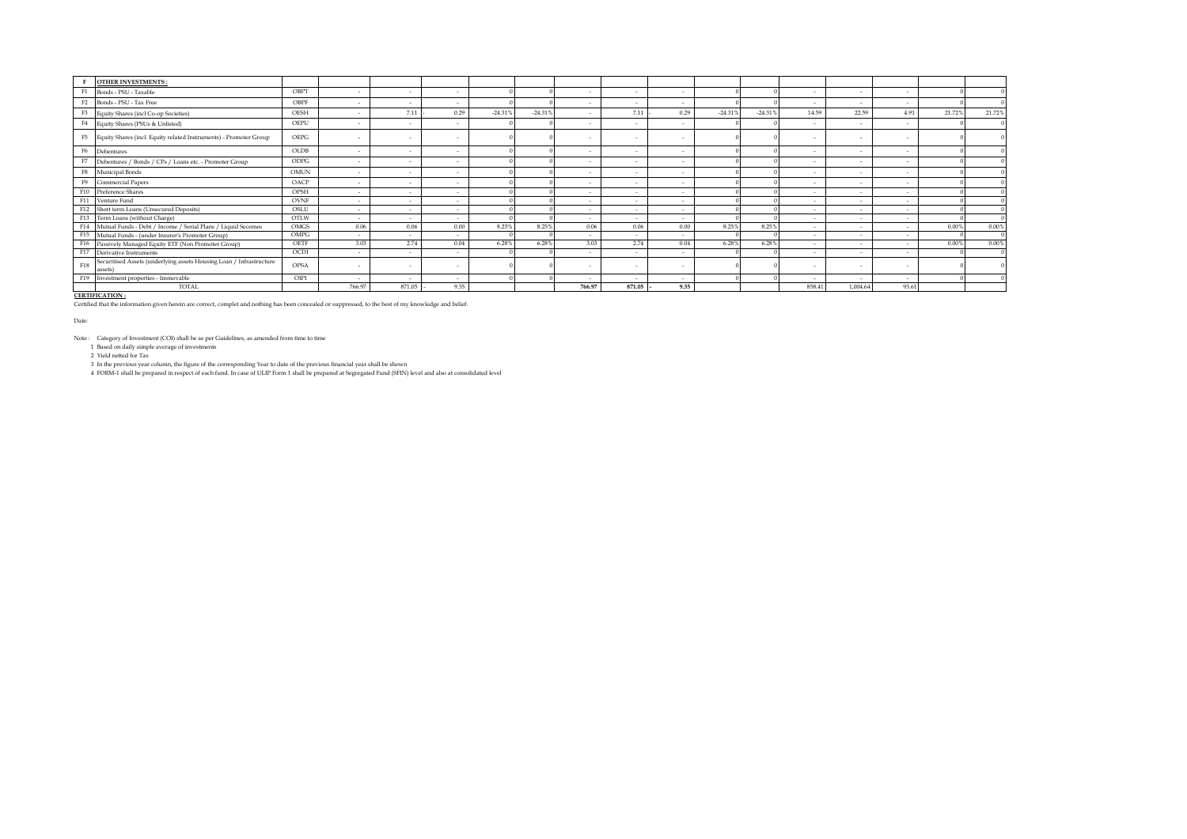| F | OTHER INVESTMENTS : | | | | | | | | | | | | | | | | |
|---|---|---|---|---|---|---|---|---|---|---|---|---|---|---|---|---|---|
| F1 | Bonds - PSU - Taxable | OBPT | - | - | - | 0 | 0 | - | - | - | 0 | 0 | - | - | - | 0 | 0 |
| F2 | Bonds - PSU - Tax Free | OBPF | - | - | - | 0 | 0 | - | - | - | 0 | 0 | - | - | - | 0 | 0 |
| F3 | Equity Shares (incl Co-op Societies) | OESH | - | 7.11 | - 0.29 | -24.31% | -24.31% | - | 7.11 | - 0.29 | -24.31% | -24.31% | 14.59 | 22.59 | 4.91 | 21.72% | 21.72% |
| F4 | Equity Shares (PSUs & Unlisted) | OEPU | - | - | - | 0 | 0 | - | - | - | 0 | 0 | - | - | - | 0 | 0 |
| F5 | Equity Shares (incl. Equity related Instruments) - Promoter Group | OEPG | - | - | - | 0 | 0 | - | - | - | 0 | 0 | - | - | - | 0 | 0 |
| F6 | Debentures | OLDB | - | - | - | 0 | 0 | - | - | - | 0 | 0 | - | - | - | 0 | 0 |
| F7 | Debentures / Bonds / CPs / Loans etc. - Promoter Group | ODPG | - | - | - | 0 | 0 | - | - | - | 0 | 0 | - | - | - | 0 | 0 |
| F8 | Municipal Bonds | OMUN | - | - | - | 0 | 0 | - | - | - | 0 | 0 | - | - | - | 0 | 0 |
| F9 | Commercial Papers | OACP | - | - | - | 0 | 0 | - | - | - | 0 | 0 | - | - | - | 0 | 0 |
| F10 | Preference Shares | OPSH | - | - | - | 0 | 0 | - | - | - | 0 | 0 | - | - | - | 0 | 0 |
| F11 | Venture Fund | OVNF | - | - | - | 0 | 0 | - | - | - | 0 | 0 | - | - | - | 0 | 0 |
| F12 | Short term Loans (Unsecured Deposits) | OSLU | - | - | - | 0 | 0 | - | - | - | 0 | 0 | - | - | - | 0 | 0 |
| F13 | Term Loans (without Charge) | OTLW | - | - | - | 0 | 0 | - | - | - | 0 | 0 | - | - | - | 0 | 0 |
| F14 | Mutual Funds - Debt / Income / Serial Plans / Liquid Secemes | OMGS | 0.06 | 0.06 | 0.00 | 8.25% | 8.25% | 0.06 | 0.06 | 0.00 | 8.25% | 8.25% | - | - | - | 0.00% | 0.00% |
| F15 | Mutual Funds - (under Insurer's Promoter Group) | OMPG | - | - | - | 0 | 0 | - | - | - | 0 | 0 | - | - | - | 0 | 0 |
| F16 | Passively Managed Equity ETF (Non Promoter Group) | OETF | 3.03 | 2.74 | 0.04 | 6.28% | 6.28% | 3.03 | 2.74 | 0.04 | 6.28% | 6.28% | - | - | - | 0.00% | 0.00% |
| F17 | Derivative Instruments | OCDI | - | - | - | 0 | 0 | - | - | - | 0 | 0 | - | - | - | 0 | 0 |
| F18 | Securitised Assets (underlying assets Housing Loan / Infrastructure assets) | OPSA | - | - | - | 0 | 0 | - | - | - | 0 | 0 | - | - | - | 0 | 0 |
| F19 | Investment properties - Immovable | OIPI | - | - | - | 0 | 0 | - | - | - | 0 | 0 | - | - | - | 0 | 0 |
| | TOTAL | | 766.97 | 871.05 | - 9.35 | | | 766.97 | 871.05 | - 9.35 | | | 858.41 | 1,004.64 | 93.61 | | |

**CERTIFICATION :**

Certified that the information given herein are correct, complet and nothing has been concealed or suppressed, to the best of my knowledge and belief.

Date:

Note : Category of Investment (COI) shall be as per Guidelines, as amended from time to time

1 Based on daily simple average of investments

2 Yield netted for Tax

3 In the previous year column, the figure of the corresponding Year to date of the previous financial year shall be shown

4 FORM-1 shall be prepared in respect of each fund. In case of ULIP Form 1 shall be prepared at Segregated Fund (SFIN) level and also at consolidated level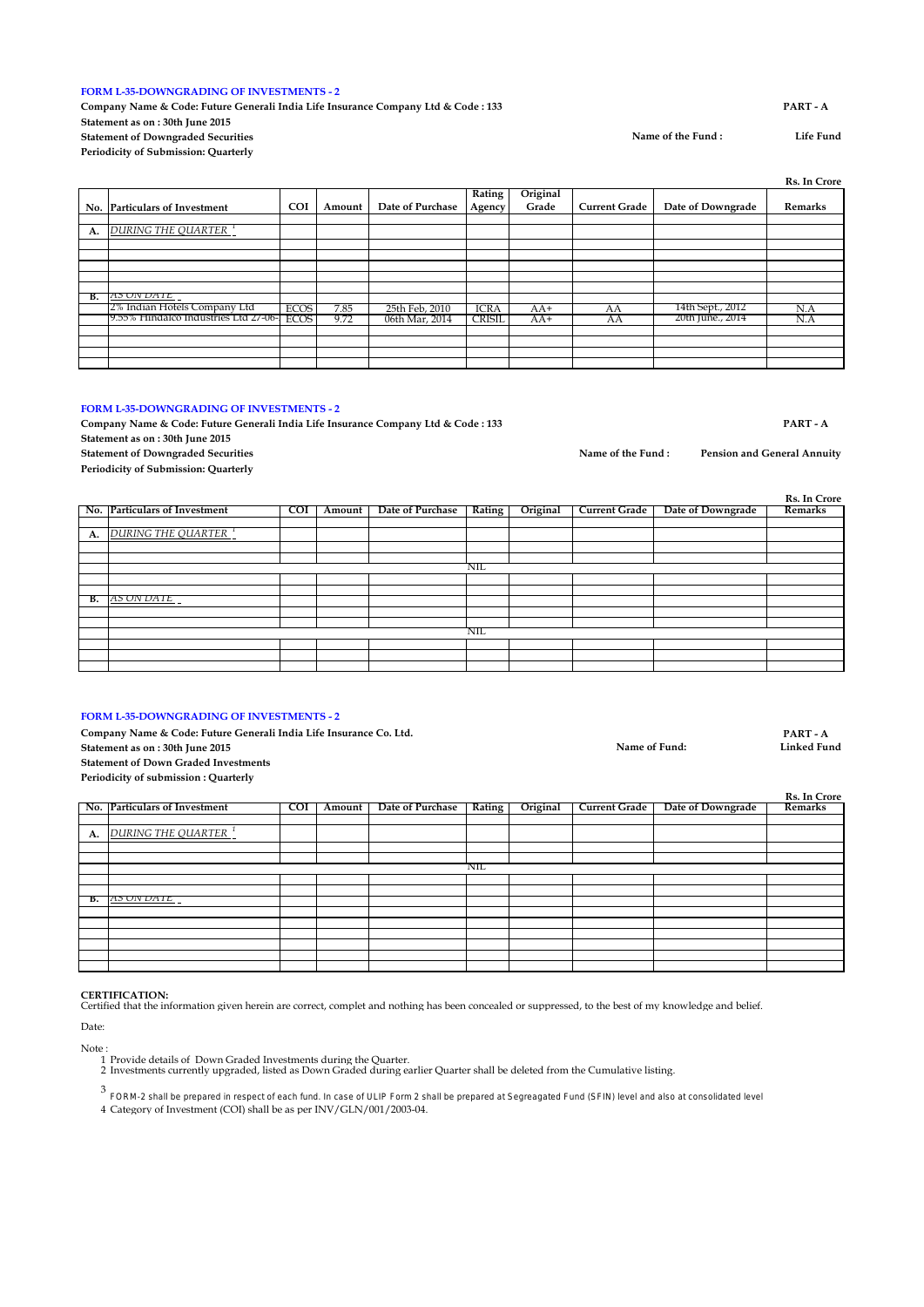**FORM L-35-DOWNGRADING OF INVESTMENTS - 2**

**Company Name & Code: Future Generali India Life Insurance Company Ltd & Code : 133** **PART - A**

**Statement as on : 30th June 2015**

**Statement of Downgraded Securities** **Name of the Fund : Life Fund**

**Periodicity of Submission: Quarterly**

**Rs. In Crore**

| No. | Particulars of Investment | COI | Amount | Date of Purchase | Rating Agency | Original Grade | Current Grade | Date of Downgrade | Remarks |
|---|---|---|---|---|---|---|---|---|---|
| A. | *DURING THE QUARTER* [1] | | | | | | | | |
| B. | *AS ON DATE* [2] | | | | | | | | |
| | 2% Indian Hotels Company Ltd | ECOS | 7.85 | 25th Feb, 2010 | ICRA | AA+ | AA | 14th Sept., 2012 | N.A |
| | 9.55% Hindalco Industries Ltd 27-06- | ECOS | 9.72 | 06th Mar, 2014 | CRISIL | AA+ | AA | 20th June., 2014 | N.A |

**FORM L-35-DOWNGRADING OF INVESTMENTS - 2**

**Company Name & Code: Future Generali India Life Insurance Company Ltd & Code : 133** **PART - A**

**Statement as on : 30th June 2015**

**Statement of Downgraded Securities** **Name of the Fund : Pension and General Annuity**

**Periodicity of Submission: Quarterly**

**Rs. In Crore**

| No. | Particulars of Investment | COI | Amount | Date of Purchase | Rating | Original | Current Grade | Date of Downgrade | Remarks |
|---|---|---|---|---|---|---|---|---|---|
| A. | *DURING THE QUARTER* [1] | | | | | | | | |
| | | | | | NIL | | | | |
| B. | *AS ON DATE* [2] | | | | | | | | |
| | | | | | NIL | | | | |

**FORM L-35-DOWNGRADING OF INVESTMENTS - 2**

**Company Name & Code: Future Generali India Life Insurance Co. Ltd.** **PART - A**

**Statement as on : 30th June 2015** **Name of Fund: Linked Fund**

**Statement of Down Graded Investments**

**Periodicity of submission : Quarterly**

**Rs. In Crore**

| No. | Particulars of Investment | COI | Amount | Date of Purchase | Rating | Original | Current Grade | Date of Downgrade | Remarks |
|---|---|---|---|---|---|---|---|---|---|
| A. | *DURING THE QUARTER* [1] | | | | | | | | |
| | | | | | NIL | | | | |
| B. | *AS ON DATE* [2] | | | | | | | | |

**CERTIFICATION:**

Certified that the information given herein are correct, complet and nothing has been concealed or suppressed, to the best of my knowledge and belief.

Date:

Note :

1 Provide details of Down Graded Investments during the Quarter.

2 Investments currently upgraded, listed as Down Graded during earlier Quarter shall be deleted from the Cumulative listing.

3 FORM-2 shall be prepared in respect of each fund. In case of ULIP Form 2 shall be prepared at Segreagated Fund (SFIN) level and also at consolidated level

4 Category of Investment (COI) shall be as per INV/GLN/001/2003-04.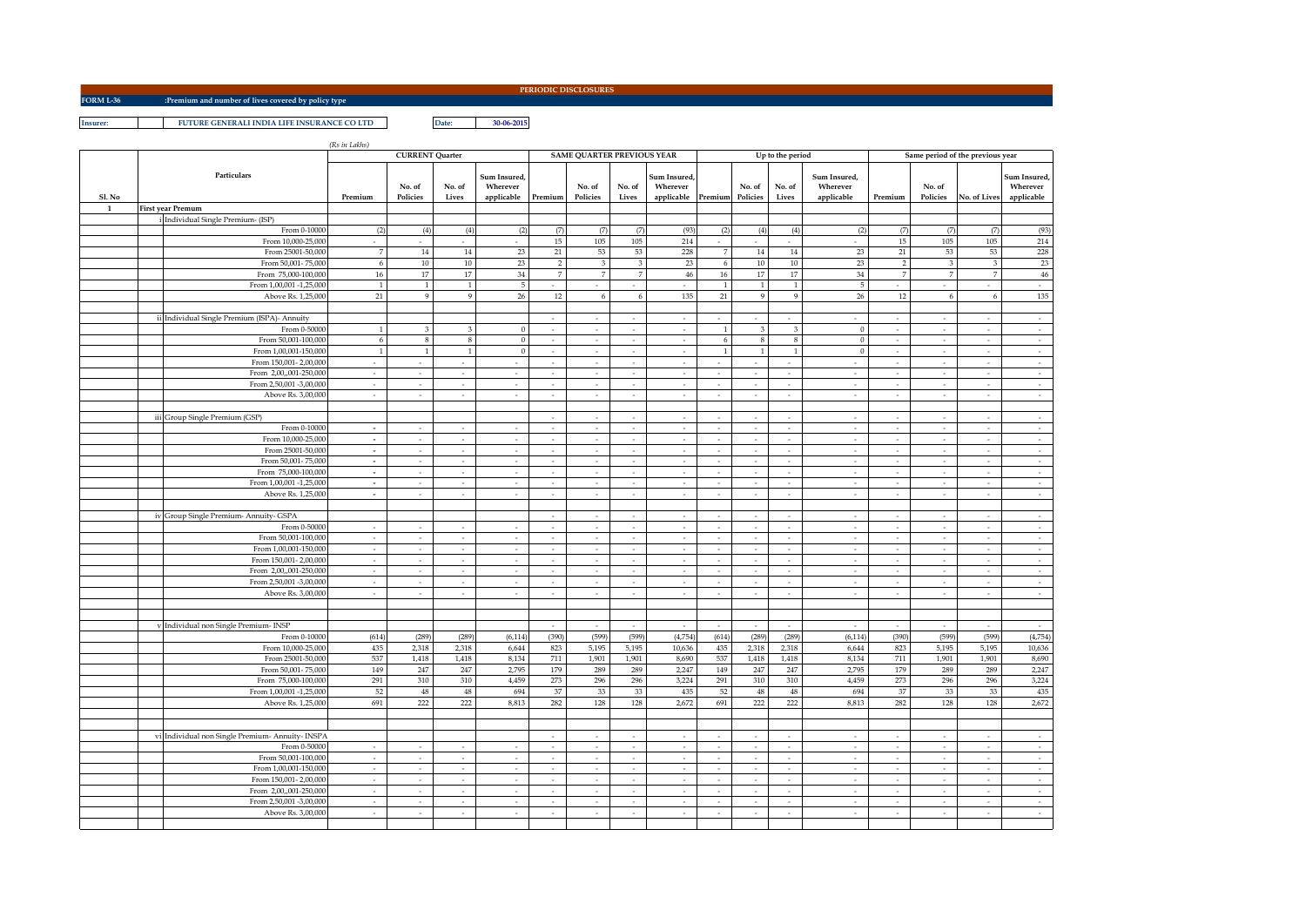PERIODIC DISCLOSURES

**FORM L-36** :Premium and number of lives covered by policy type

**Insurer:** FUTURE GENERALI INDIA LIFE INSURANCE CO LTD **Date:** 30-06-2015

*(Rs in Lakhs)*

| Sl. No | Particulars | CURRENT Quarter | | | | SAME QUARTER PREVIOUS YEAR | | | | Up to the period | | | | Same period of the previous year | | | |
|---|---|---|---|---|---|---|---|---|---|---|---|---|---|---|---|---|---|
| | | Premium | No. of Policies | No. of Lives | Sum Insured, Wherever applicable | Premium | No. of Policies | No. of Lives | Sum Insured, Wherever applicable | Premium | No. of Policies | No. of Lives | Sum Insured, Wherever applicable | Premium | No. of Policies | No. of Lives | Sum Insured, Wherever applicable |
| 1 | First year Premum | | | | | | | | | | | | | | | | |
| | i Individual Single Premium- (ISP) | | | | | | | | | | | | | | | | |
| | From 0-10000 | (2) | (4) | (4) | (2) | (7) | (7) | (7) | (93) | (2) | (4) | (4) | (2) | (7) | (7) | (7) | (93) |
| | From 10,000-25,000 | - | - | - | - | 15 | 105 | 105 | 214 | - | - | - | - | 15 | 105 | 105 | 214 |
| | From 25001-50,000 | 7 | 14 | 14 | 23 | 21 | 53 | 53 | 228 | 7 | 14 | 14 | 23 | 21 | 53 | 53 | 228 |
| | From 50,001- 75,000 | 6 | 10 | 10 | 23 | 2 | 3 | 3 | 23 | 6 | 10 | 10 | 23 | 2 | 3 | 3 | 23 |
| | From 75,000-100,000 | 16 | 17 | 17 | 34 | 7 | 7 | 7 | 46 | 16 | 17 | 17 | 34 | 7 | 7 | 7 | 46 |
| | From 1,00,001 -1,25,000 | 1 | 1 | 1 | 5 | - | - | - | - | 1 | 1 | 1 | 5 | - | - | - | - |
| | Above Rs. 1,25,000 | 21 | 9 | 9 | 26 | 12 | 6 | 6 | 135 | 21 | 9 | 9 | 26 | 12 | 6 | 6 | 135 |
| | | | | | | | | | | | | | | | | | |
| | ii Individual Single Premium (ISPA)- Annuity | | | | | - | - | - | - | - | - | - | - | - | - | - | - |
| | From 0-50000 | 1 | 3 | 3 | 0 | - | - | - | - | 1 | 3 | 3 | 0 | - | - | - | - |
| | From 50,001-100,000 | 6 | 8 | 8 | 0 | - | - | - | - | 6 | 8 | 8 | 0 | - | - | - | - |
| | From 1,00,001-150,000 | 1 | 1 | 1 | 0 | - | - | - | - | 1 | 1 | 1 | 0 | - | - | - | - |
| | From 150,001- 2,00,000 | - | - | - | - | - | - | - | - | - | - | - | - | - | - | - | - |
| | From 2,00,,001-250,000 | - | - | - | - | - | - | - | - | - | - | - | - | - | - | - | - |
| | From 2,50,001 -3,00,000 | - | - | - | - | - | - | - | - | - | - | - | - | - | - | - | - |
| | Above Rs. 3,00,000 | - | - | - | - | - | - | - | - | - | - | - | - | - | - | - | - |
| | | | | | | | | | | | | | | | | | |
| | iii Group Single Premium (GSP) | | | | | - | - | - | - | - | - | - | - | - | - | - | - |
| | From 0-10000 | - | - | - | - | - | - | - | - | - | - | - | - | - | - | - | - |
| | From 10,000-25,000 | - | - | - | - | - | - | - | - | - | - | - | - | - | - | - | - |
| | From 25001-50,000 | - | - | - | - | - | - | - | - | - | - | - | - | - | - | - | - |
| | From 50,001- 75,000 | - | - | - | - | - | - | - | - | - | - | - | - | - | - | - | - |
| | From 75,000-100,000 | - | - | - | - | - | - | - | - | - | - | - | - | - | - | - | - |
| | From 1,00,001 -1,25,000 | - | - | - | - | - | - | - | - | - | - | - | - | - | - | - | - |
| | Above Rs. 1,25,000 | - | - | - | - | - | - | - | - | - | - | - | - | - | - | - | - |
| | | | | | | | | | | | | | | | | | |
| | iv Group Single Premium- Annuity- GSPA | | | | | - | - | - | - | - | - | - | - | - | - | - | - |
| | From 0-50000 | - | - | - | - | - | - | - | - | - | - | - | - | - | - | - | - |
| | From 50,001-100,000 | - | - | - | - | - | - | - | - | - | - | - | - | - | - | - | - |
| | From 1,00,001-150,000 | - | - | - | - | - | - | - | - | - | - | - | - | - | - | - | - |
| | From 150,001- 2,00,000 | - | - | - | - | - | - | - | - | - | - | - | - | - | - | - | - |
| | From 2,00,,001-250,000 | - | - | - | - | - | - | - | - | - | - | - | - | - | - | - | - |
| | From 2,50,001 -3,00,000 | - | - | - | - | - | - | - | - | - | - | - | - | - | - | - | - |
| | Above Rs. 3,00,000 | - | - | - | - | - | - | - | - | - | - | - | - | - | - | - | - |
| | | | | | | | | | | | | | | | | | |
| | | | | | | | | | | | | | | | | | |
| | v Individual non Single Premium- INSP | | | | | - | - | - | - | - | - | - | - | - | - | - | - |
| | From 0-10000 | (614) | (289) | (289) | (6,114) | (390) | (599) | (599) | (4,754) | (614) | (289) | (289) | (6,114) | (390) | (599) | (599) | (4,754) |
| | From 10,000-25,000 | 435 | 2,318 | 2,318 | 6,644 | 823 | 5,195 | 5,195 | 10,636 | 435 | 2,318 | 2,318 | 6,644 | 823 | 5,195 | 5,195 | 10,636 |
| | From 25001-50,000 | 537 | 1,418 | 1,418 | 8,134 | 711 | 1,901 | 1,901 | 8,690 | 537 | 1,418 | 1,418 | 8,134 | 711 | 1,901 | 1,901 | 8,690 |
| | From 50,001- 75,000 | 149 | 247 | 247 | 2,795 | 179 | 289 | 289 | 2,247 | 149 | 247 | 247 | 2,795 | 179 | 289 | 289 | 2,247 |
| | From 75,000-100,000 | 291 | 310 | 310 | 4,459 | 273 | 296 | 296 | 3,224 | 291 | 310 | 310 | 4,459 | 273 | 296 | 296 | 3,224 |
| | From 1,00,001 -1,25,000 | 52 | 48 | 48 | 694 | 37 | 33 | 33 | 435 | 52 | 48 | 48 | 694 | 37 | 33 | 33 | 435 |
| | Above Rs. 1,25,000 | 691 | 222 | 222 | 8,813 | 282 | 128 | 128 | 2,672 | 691 | 222 | 222 | 8,813 | 282 | 128 | 128 | 2,672 |
| | | | | | | | | | | | | | | | | | |
| | | | | | | | | | | | | | | | | | |
| | vi Individual non Single Premium- Annuity- INSPA | | | | | - | - | - | - | - | - | - | - | - | - | - | - |
| | From 0-50000 | - | - | - | - | - | - | - | - | - | - | - | - | - | - | - | - |
| | From 50,001-100,000 | - | - | - | - | - | - | - | - | - | - | - | - | - | - | - | - |
| | From 1,00,001-150,000 | - | - | - | - | - | - | - | - | - | - | - | - | - | - | - | - |
| | From 150,001- 2,00,000 | - | - | - | - | - | - | - | - | - | - | - | - | - | - | - | - |
| | From 2,00,,001-250,000 | - | - | - | - | - | - | - | - | - | - | - | - | - | - | - | - |
| | From 2,50,001 -3,00,000 | - | - | - | - | - | - | - | - | - | - | - | - | - | - | - | - |
| | Above Rs. 3,00,000 | - | - | - | - | - | - | - | - | - | - | - | - | - | - | - | - |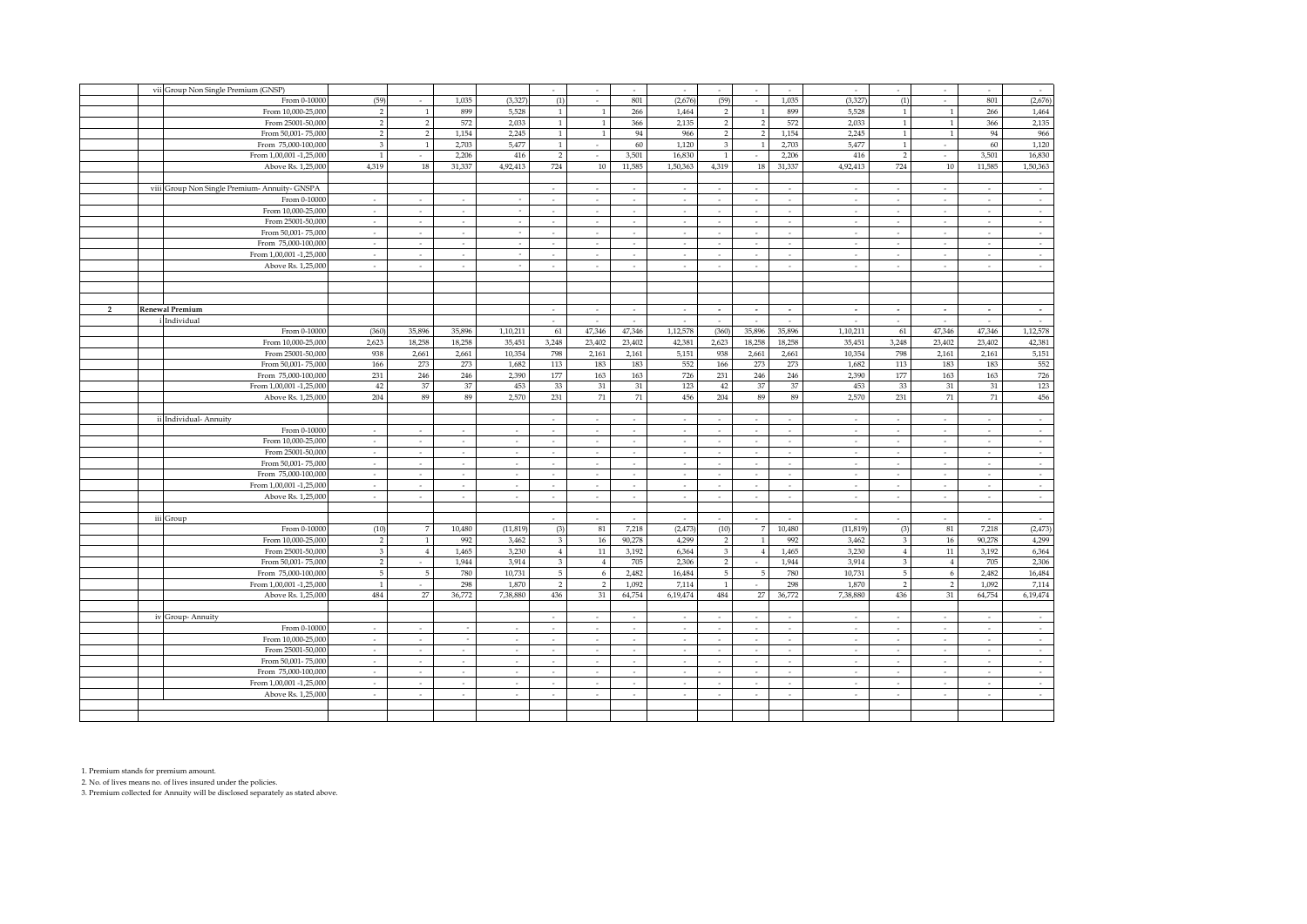| | | | | | | | | | | | | | | | | |
|---|---|---|---|---|---|---|---|---|---|---|---|---|---|---|---|---|
| | vii Group Non Single Premium (GNSP) | | | | | - | - | - | - | - | - | - | - | - | - | - | - |
| | From 0-10000 | (59) | - | 1,035 | (3,327) | (1) | - | 801 | (2,676) | (59) | - | 1,035 | (3,327) | (1) | - | 801 | (2,676) |
| | From 10,000-25,000 | 2 | 1 | 899 | 5,528 | 1 | 1 | 266 | 1,464 | 2 | 1 | 899 | 5,528 | 1 | 1 | 266 | 1,464 |
| | From 25001-50,000 | 2 | 2 | 572 | 2,033 | 1 | 1 | 366 | 2,135 | 2 | 2 | 572 | 2,033 | 1 | 1 | 366 | 2,135 |
| | From 50,001- 75,000 | 2 | 2 | 1,154 | 2,245 | 1 | 1 | 94 | 966 | 2 | 2 | 1,154 | 2,245 | 1 | 1 | 94 | 966 |
| | From 75,000-100,000 | 3 | 1 | 2,703 | 5,477 | 1 | - | 60 | 1,120 | 3 | 1 | 2,703 | 5,477 | 1 | - | 60 | 1,120 |
| | From 1,00,001 -1,25,000 | 1 | - | 2,206 | 416 | 2 | - | 3,501 | 16,830 | 1 | - | 2,206 | 416 | 2 | - | 3,501 | 16,830 |
| | Above Rs. 1,25,000 | 4,319 | 18 | 31,337 | 4,92,413 | 724 | 10 | 11,585 | 1,50,363 | 4,319 | 18 | 31,337 | 4,92,413 | 724 | 10 | 11,585 | 1,50,363 |
| | | | | | | | | | | | | | | | | | |
| | viii Group Non Single Premium- Annuity- GNSPA | | | | | - | - | - | - | - | - | - | - | - | - | - | - |
| | From 0-10000 | - | - | - | - | - | - | - | - | - | - | - | - | - | - | - | - |
| | From 10,000-25,000 | - | - | - | - | - | - | - | - | - | - | - | - | - | - | - | - |
| | From 25001-50,000 | - | - | - | - | - | - | - | - | - | - | - | - | - | - | - | - |
| | From 50,001- 75,000 | - | - | - | - | - | - | - | - | - | - | - | - | - | - | - | - |
| | From 75,000-100,000 | - | - | - | - | - | - | - | - | - | - | - | - | - | - | - | - |
| | From 1,00,001 -1,25,000 | - | - | - | - | - | - | - | - | - | - | - | - | - | - | - | - |
| | Above Rs. 1,25,000 | - | - | - | - | - | - | - | - | - | - | - | - | - | - | - | - |
| | | | | | | | | | | | | | | | | | |
| **2** | **Renewal Premium** | | | | | - | - | - | - | - | - | - | - | - | - | - | - |
| | i Individual | | | | | - | - | - | - | - | - | - | - | - | - | - | - |
| | From 0-10000 | (360) | 35,896 | 35,896 | 1,10,211 | 61 | 47,346 | 47,346 | 1,12,578 | (360) | 35,896 | 35,896 | 1,10,211 | 61 | 47,346 | 47,346 | 1,12,578 |
| | From 10,000-25,000 | 2,623 | 18,258 | 18,258 | 35,451 | 3,248 | 23,402 | 23,402 | 42,381 | 2,623 | 18,258 | 18,258 | 35,451 | 3,248 | 23,402 | 23,402 | 42,381 |
| | From 25001-50,000 | 938 | 2,661 | 2,661 | 10,354 | 798 | 2,161 | 2,161 | 5,151 | 938 | 2,661 | 2,661 | 10,354 | 798 | 2,161 | 2,161 | 5,151 |
| | From 50,001- 75,000 | 166 | 273 | 273 | 1,682 | 113 | 183 | 183 | 552 | 166 | 273 | 273 | 1,682 | 113 | 183 | 183 | 552 |
| | From 75,000-100,000 | 231 | 246 | 246 | 2,390 | 177 | 163 | 163 | 726 | 231 | 246 | 246 | 2,390 | 177 | 163 | 163 | 726 |
| | From 1,00,001 -1,25,000 | 42 | 37 | 37 | 453 | 33 | 31 | 31 | 123 | 42 | 37 | 37 | 453 | 33 | 31 | 31 | 123 |
| | Above Rs. 1,25,000 | 204 | 89 | 89 | 2,570 | 231 | 71 | 71 | 456 | 204 | 89 | 89 | 2,570 | 231 | 71 | 71 | 456 |
| | | | | | | | | | | | | | | | | | |
| | ii Individual- Annuity | | | | | - | - | - | - | - | - | - | - | - | - | - | - |
| | From 0-10000 | - | - | - | - | - | - | - | - | - | - | - | - | - | - | - | - |
| | From 10,000-25,000 | - | - | - | - | - | - | - | - | - | - | - | - | - | - | - | - |
| | From 25001-50,000 | - | - | - | - | - | - | - | - | - | - | - | - | - | - | - | - |
| | From 50,001- 75,000 | - | - | - | - | - | - | - | - | - | - | - | - | - | - | - | - |
| | From 75,000-100,000 | - | - | - | - | - | - | - | - | - | - | - | - | - | - | - | - |
| | From 1,00,001 -1,25,000 | - | - | - | - | - | - | - | - | - | - | - | - | - | - | - | - |
| | Above Rs. 1,25,000 | - | - | - | - | - | - | - | - | - | - | - | - | - | - | - | - |
| | | | | | | | | | | | | | | | | | |
| | iii Group | | | | | - | - | - | - | - | - | - | - | - | - | - | - |
| | From 0-10000 | (10) | 7 | 10,480 | (11,819) | (3) | 81 | 7,218 | (2,473) | (10) | 7 | 10,480 | (11,819) | (3) | 81 | 7,218 | (2,473) |
| | From 10,000-25,000 | 2 | 1 | 992 | 3,462 | 3 | 16 | 90,278 | 4,299 | 2 | 1 | 992 | 3,462 | 3 | 16 | 90,278 | 4,299 |
| | From 25001-50,000 | 3 | 4 | 1,465 | 3,230 | 4 | 11 | 3,192 | 6,364 | 3 | 4 | 1,465 | 3,230 | 4 | 11 | 3,192 | 6,364 |
| | From 50,001- 75,000 | 2 | - | 1,944 | 3,914 | 3 | 4 | 705 | 2,306 | 2 | - | 1,944 | 3,914 | 3 | 4 | 705 | 2,306 |
| | From 75,000-100,000 | 5 | 5 | 780 | 10,731 | 5 | 6 | 2,482 | 16,484 | 5 | 5 | 780 | 10,731 | 5 | 6 | 2,482 | 16,484 |
| | From 1,00,001 -1,25,000 | 1 | - | 298 | 1,870 | 2 | 2 | 1,092 | 7,114 | 1 | - | 298 | 1,870 | 2 | 2 | 1,092 | 7,114 |
| | Above Rs. 1,25,000 | 484 | 27 | 36,772 | 7,38,880 | 436 | 31 | 64,754 | 6,19,474 | 484 | 27 | 36,772 | 7,38,880 | 436 | 31 | 64,754 | 6,19,474 |
| | | | | | | | | | | | | | | | | | |
| | iv Group- Annuity | | | | | - | - | - | - | - | - | - | - | - | - | - | - |
| | From 0-10000 | - | - | - | - | - | - | - | - | - | - | - | - | - | - | - | - |
| | From 10,000-25,000 | - | - | - | - | - | - | - | - | - | - | - | - | - | - | - | - |
| | From 25001-50,000 | - | - | - | - | - | - | - | - | - | - | - | - | - | - | - | - |
| | From 50,001- 75,000 | - | - | - | - | - | - | - | - | - | - | - | - | - | - | - | - |
| | From 75,000-100,000 | - | - | - | - | - | - | - | - | - | - | - | - | - | - | - | - |
| | From 1,00,001 -1,25,000 | - | - | - | - | - | - | - | - | - | - | - | - | - | - | - | - |
| | Above Rs. 1,25,000 | - | - | - | - | - | - | - | - | - | - | - | - | - | - | - | - |

1. Premium stands for premium amount.
2. No. of lives means no. of lives insured under the policies.
3. Premium collected for Annuity will be disclosed separately as stated above.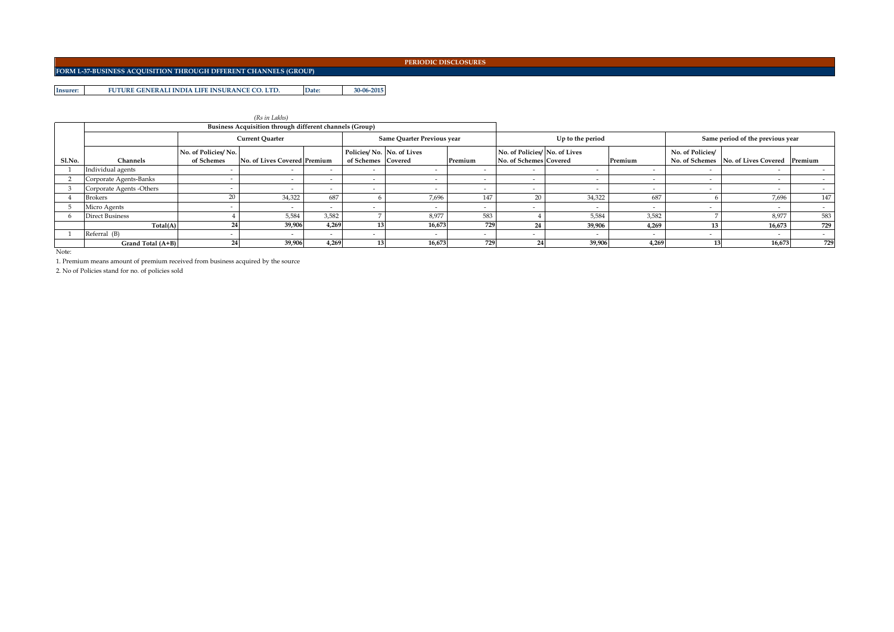# PERIODIC DISCLOSURES

## FORM L-37-BUSINESS ACQUISITION THROUGH DFFERENT CHANNELS (GROUP)

**Insurer:** FUTURE GENERALI INDIA LIFE INSURANCE CO. LTD. **Date:** 30-06-2015

*(Rs in Lakhs)*

| | Business Acquisition through different channels (Group) | | | | | | | | | | | | |
|---|---|---|---|---|---|---|---|---|---|---|---|---|---|
| | | Current Quarter | | | Same Quarter Previous year | | | Up to the period | | | Same period of the previous year | | |
| Sl.No. | Channels | No. of Policies/ No. of Schemes | No. of Lives Covered | Premium | Policies/ No. of Schemes | No. of Lives Covered | Premium | No. of Policies/ No. of Schemes | No. of Lives Covered | Premium | No. of Policies/ No. of Schemes | No. of Lives Covered | Premium |
| 1 | Individual agents | - | - | - | - | - | - | - | - | - | - | - | - |
| 2 | Corporate Agents-Banks | - | - | - | - | - | - | - | - | - | - | - | - |
| 3 | Corporate Agents -Others | - | - | - | - | - | - | - | - | - | - | - | - |
| 4 | Brokers | 20 | 34,322 | 687 | 6 | 7,696 | 147 | 20 | 34,322 | 687 | 6 | 7,696 | 147 |
| 5 | Micro Agents | - | - | - | - | - | - | - | - | - | - | - | - |
| 6 | Direct Business | 4 | 5,584 | 3,582 | 7 | 8,977 | 583 | 4 | 5,584 | 3,582 | 7 | 8,977 | 583 |
| | **Total(A)** | **24** | **39,906** | **4,269** | **13** | **16,673** | **729** | **24** | **39,906** | **4,269** | **13** | **16,673** | **729** |
| 1 | Referral (B) | - | - | - | - | - | - | - | - | - | - | - | - |
| | **Grand Total (A+B)** | **24** | **39,906** | **4,269** | **13** | **16,673** | **729** | **24** | **39,906** | **4,269** | **13** | **16,673** | **729** |

Note:

1. Premium means amount of premium received from business acquired by the source

2. No of Policies stand for no. of policies sold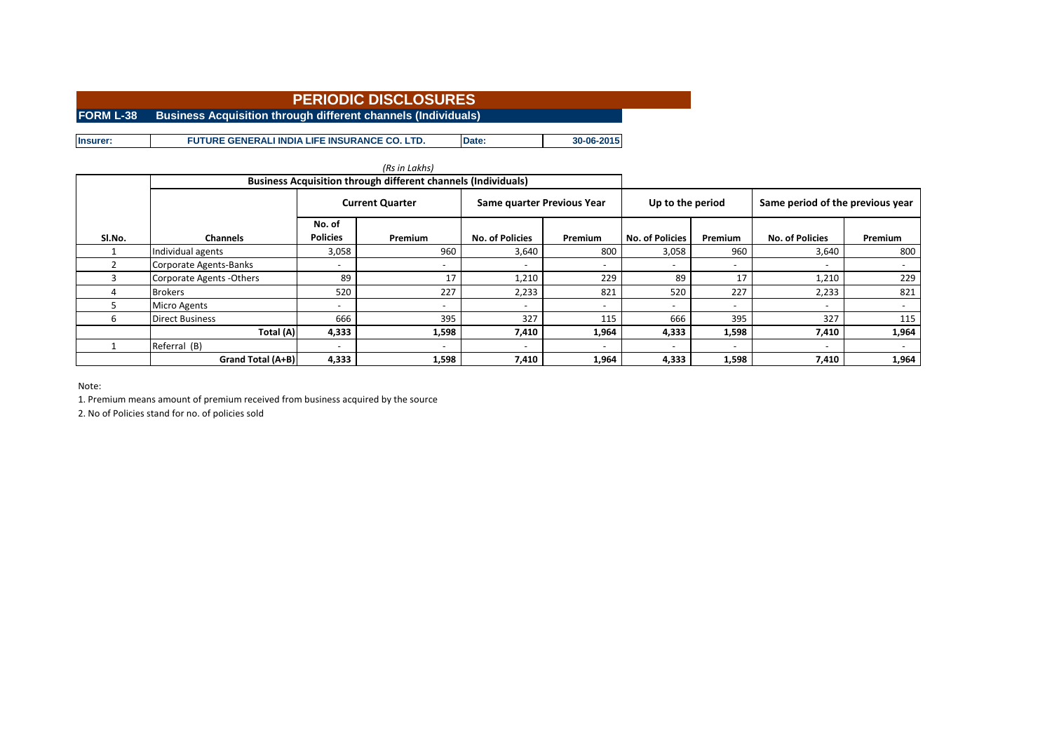# PERIODIC DISCLOSURES

## FORM L-38 Business Acquisition through different channels (Individuals)

| Insurer: | FUTURE GENERALI INDIA LIFE INSURANCE CO. LTD. | Date: | 30-06-2015 |
|---|---|---|---|

*(Rs in Lakhs)*

| | Business Acquisition through different channels (Individuals) | | | | | | | | |
|---|---|---|---|---|---|---|---|---|---|
| | | Current Quarter | | Same quarter Previous Year | | Up to the period | | Same period of the previous year | |
| Sl.No. | Channels | No. of Policies | Premium | No. of Policies | Premium | No. of Policies | Premium | No. of Policies | Premium |
| 1 | Individual agents | 3,058 | 960 | 3,640 | 800 | 3,058 | 960 | 3,640 | 800 |
| 2 | Corporate Agents-Banks | - | - | - | - | - | - | - | - |
| 3 | Corporate Agents -Others | 89 | 17 | 1,210 | 229 | 89 | 17 | 1,210 | 229 |
| 4 | Brokers | 520 | 227 | 2,233 | 821 | 520 | 227 | 2,233 | 821 |
| 5 | Micro Agents | - | - | - | - | - | - | - | - |
| 6 | Direct Business | 666 | 395 | 327 | 115 | 666 | 395 | 327 | 115 |
| | **Total (A)** | **4,333** | **1,598** | **7,410** | **1,964** | **4,333** | **1,598** | **7,410** | **1,964** |
| 1 | Referral (B) | - | - | - | - | - | - | - | - |
| | **Grand Total (A+B)** | **4,333** | **1,598** | **7,410** | **1,964** | **4,333** | **1,598** | **7,410** | **1,964** |

Note:

1. Premium means amount of premium received from business acquired by the source
2. No of Policies stand for no. of policies sold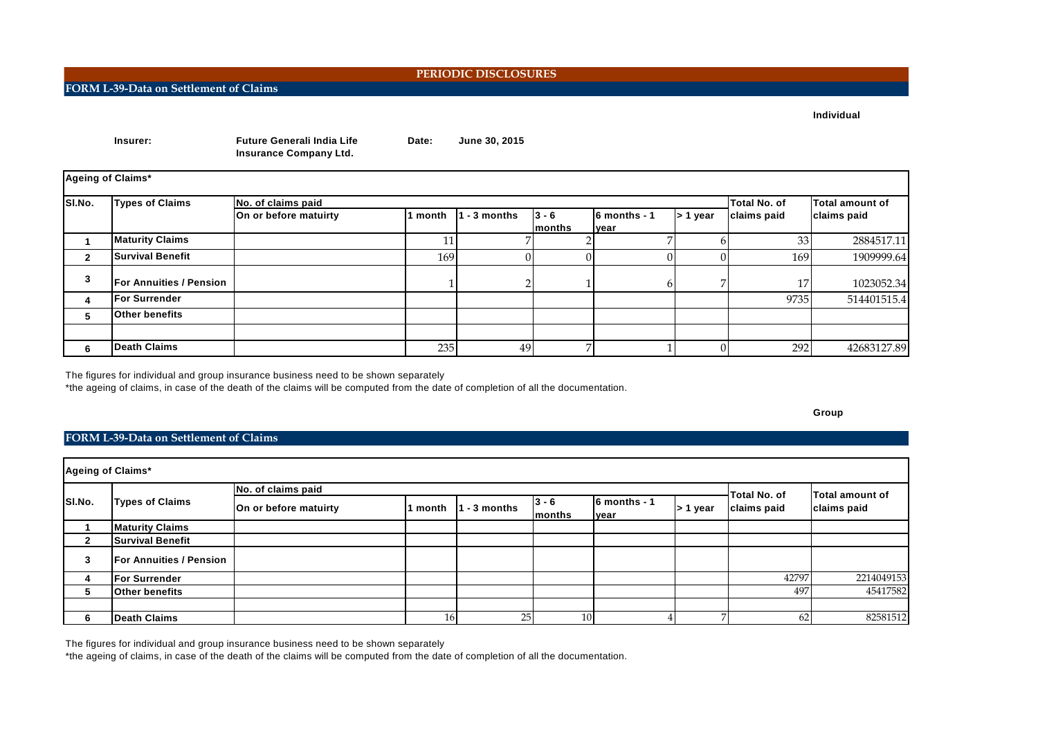# PERIODIC DISCLOSURES

## FORM L-39-Data on Settlement of Claims

**Individual**

**Insurer:** Future Generali India Life Insurance Company Ltd.

**Date:** June 30, 2015

| Ageing of Claims* | | | | | | | | | |
|---|---|---|---|---|---|---|---|---|---|
| Sl.No. | Types of Claims | No. of claims paid | | | | | | Total No. of claims paid | Total amount of claims paid |
| | | On or before matuirty | 1 month | 1 - 3 months | 3 - 6 months | 6 months - 1 year | > 1 year | | |
| 1 | Maturity Claims | | 11 | 7 | 2 | 7 | 6 | 33 | 2884517.11 |
| 2 | Survival Benefit | | 169 | 0 | 0 | 0 | 0 | 169 | 1909999.64 |
| 3 | For Annuities / Pension | | 1 | 2 | 1 | 6 | 7 | 17 | 1023052.34 |
| 4 | For Surrender | | | | | | | 9735 | 514401515.4 |
| 5 | Other benefits | | | | | | | | |
| | | | | | | | | | |
| 6 | Death Claims | | 235 | 49 | 7 | 1 | 0 | 292 | 42683127.89 |

The figures for individual and group insurance business need to be shown separately

*the ageing of claims, in case of the death of the claims will be computed from the date of completion of all the documentation.

**Group**

## FORM L-39-Data on Settlement of Claims

| Ageing of Claims* | | | | | | | | | |
|---|---|---|---|---|---|---|---|---|---|
| Sl.No. | Types of Claims | No. of claims paid | | | | | | Total No. of claims paid | Total amount of claims paid |
| | | On or before matuirty | 1 month | 1 - 3 months | 3 - 6 months | 6 months - 1 year | > 1 year | | |
| 1 | Maturity Claims | | | | | | | | |
| 2 | Survival Benefit | | | | | | | | |
| 3 | For Annuities / Pension | | | | | | | | |
| 4 | For Surrender | | | | | | | 42797 | 2214049153 |
| 5 | Other benefits | | | | | | | 497 | 45417582 |
| | | | | | | | | | |
| 6 | Death Claims | | 16 | 25 | 10 | 4 | 7 | 62 | 82581512 |

The figures for individual and group insurance business need to be shown separately

*the ageing of claims, in case of the death of the claims will be computed from the date of completion of all the documentation.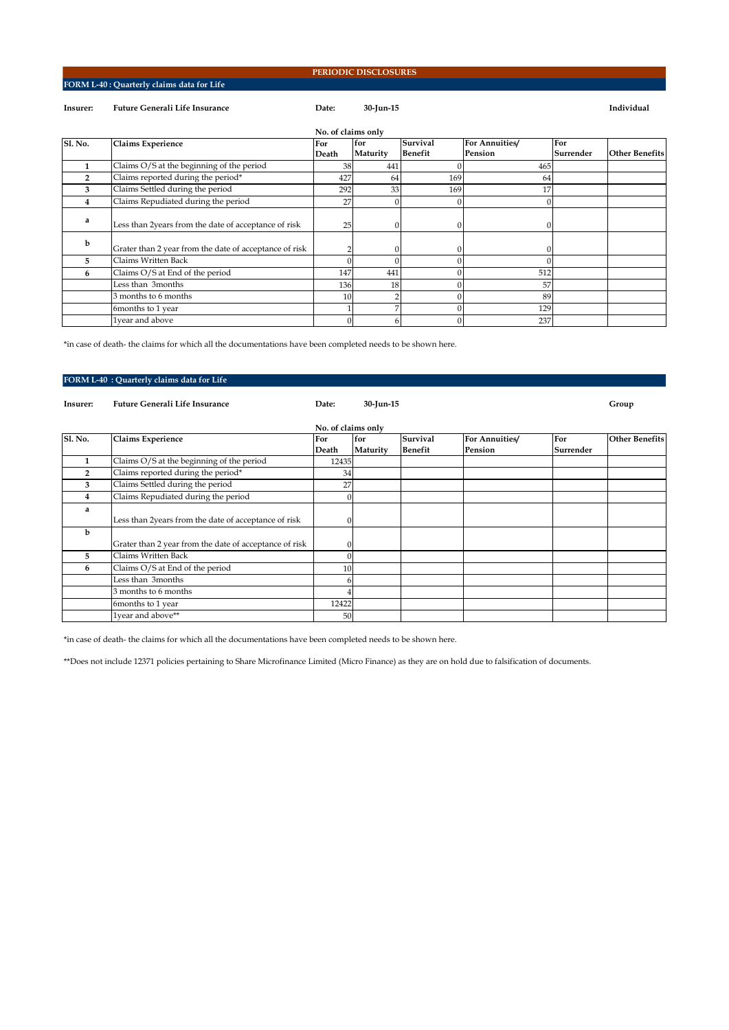## PERIODIC DISCLOSURES

### FORM L-40 : Quarterly claims data for Life

**Insurer:** **Future Generali Life Insurance** **Date:** **30-Jun-15** **Individual**

No. of claims only

| Sl. No. | Claims Experience | For Death | for Maturity | Survival Benefit | For Annuities/ Pension | For Surrender | Other Benefits |
|---|---|---|---|---|---|---|---|
| 1 | Claims O/S at the beginning of the period | 38 | 441 | 0 | 465 | | |
| 2 | Claims reported during the period* | 427 | 64 | 169 | 64 | | |
| 3 | Claims Settled during the period | 292 | 33 | 169 | 17 | | |
| 4 | Claims Repudiated during the period | 27 | 0 | 0 | 0 | | |
| a | Less than 2years from the date of acceptance of risk | 25 | 0 | 0 | 0 | | |
| b | Grater than 2 year from the date of acceptance of risk | 2 | 0 | 0 | 0 | | |
| 5 | Claims Written Back | 0 | 0 | 0 | 0 | | |
| 6 | Claims O/S at End of the period | 147 | 441 | 0 | 512 | | |
| | Less than 3months | 136 | 18 | 0 | 57 | | |
| | 3 months to 6 months | 10 | 2 | 0 | 89 | | |
| | 6months to 1 year | 1 | 7 | 0 | 129 | | |
| | 1year and above | 0 | 6 | 0 | 237 | | |

*in case of death- the claims for which all the documentations have been completed needs to be shown here.

### FORM L-40 : Quarterly claims data for Life

**Insurer:** **Future Generali Life Insurance** **Date:** **30-Jun-15** **Group**

No. of claims only

| Sl. No. | Claims Experience | For Death | for Maturity | Survival Benefit | For Annuities/ Pension | For Surrender | Other Benefits |
|---|---|---|---|---|---|---|---|
| 1 | Claims O/S at the beginning of the period | 12435 | | | | | |
| 2 | Claims reported during the period* | 34 | | | | | |
| 3 | Claims Settled during the period | 27 | | | | | |
| 4 | Claims Repudiated during the period | 0 | | | | | |
| a | Less than 2years from the date of acceptance of risk | 0 | | | | | |
| b | Grater than 2 year from the date of acceptance of risk | 0 | | | | | |
| 5 | Claims Written Back | 0 | | | | | |
| 6 | Claims O/S at End of the period | 10 | | | | | |
| | Less than 3months | 6 | | | | | |
| | 3 months to 6 months | 4 | | | | | |
| | 6months to 1 year | 12422 | | | | | |
| | 1year and above** | 50 | | | | | |

*in case of death- the claims for which all the documentations have been completed needs to be shown here.

**Does not include 12371 policies pertaining to Share Microfinance Limited (Micro Finance) as they are on hold due to falsification of documents.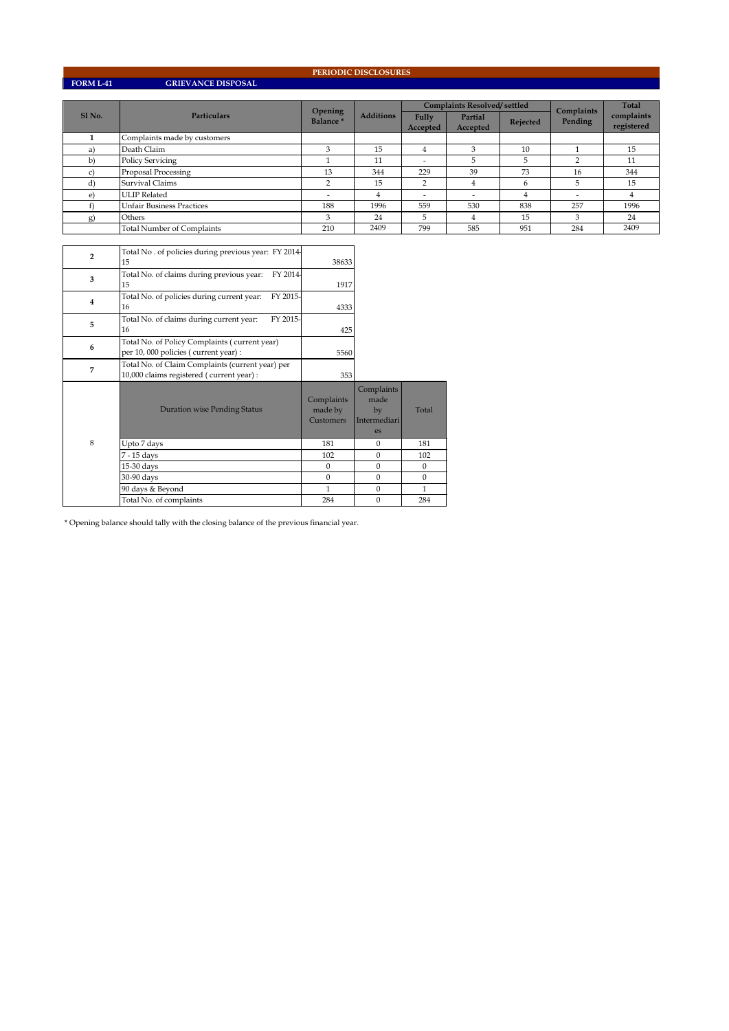**PERIODIC DISCLOSURES**

**FORM L-41** **GRIEVANCE DISPOSAL**

| Sl No. | Particulars | Opening Balance * | Additions | Complaints Resolved/ settled | | | Complaints Pending | Total complaints registered |
|---|---|---|---|---|---|---|---|---|
| | | | | Fully Accepted | Partial Accepted | Rejected | | |
| 1 | Complaints made by customers | | | | | | | |
| a) | Death Claim | 3 | 15 | 4 | 3 | 10 | 1 | 15 |
| b) | Policy Servicing | 1 | 11 | - | 5 | 5 | 2 | 11 |
| c) | Proposal Processing | 13 | 344 | 229 | 39 | 73 | 16 | 344 |
| d) | Survival Claims | 2 | 15 | 2 | 4 | 6 | 5 | 15 |
| e) | ULIP Related | - | 4 | - | - | 4 | - | 4 |
| f) | Unfair Business Practices | 188 | 1996 | 559 | 530 | 838 | 257 | 1996 |
| g) | Others | 3 | 24 | 5 | 4 | 15 | 3 | 24 |
| | Total Number of Complaints | 210 | 2409 | 799 | 585 | 951 | 284 | 2409 |

| | | |
|---|---|---|
| 2 | Total No . of policies during previous year: FY 2014-15 | 38633 |
| 3 | Total No. of claims during previous year: FY 2014-15 | 1917 |
| 4 | Total No. of policies during current year: FY 2015-16 | 4333 |
| 5 | Total No. of claims during current year: FY 2015-16 | 425 |
| 6 | Total No. of Policy Complaints ( current year) per 10, 000 policies ( current year) : | 5560 |
| 7 | Total No. of Claim Complaints (current year) per 10,000 claims registered ( current year) : | 353 |

| | Duration wise Pending Status | Complaints made by Customers | Complaints made by Intermediaries | Total |
|---|---|---|---|---|
| 8 | Upto 7 days | 181 | 0 | 181 |
| | 7 - 15 days | 102 | 0 | 102 |
| | 15-30 days | 0 | 0 | 0 |
| | 30-90 days | 0 | 0 | 0 |
| | 90 days & Beyond | 1 | 0 | 1 |
| | Total No. of complaints | 284 | 0 | 284 |

\* Opening balance should tally with the closing balance of the previous financial year.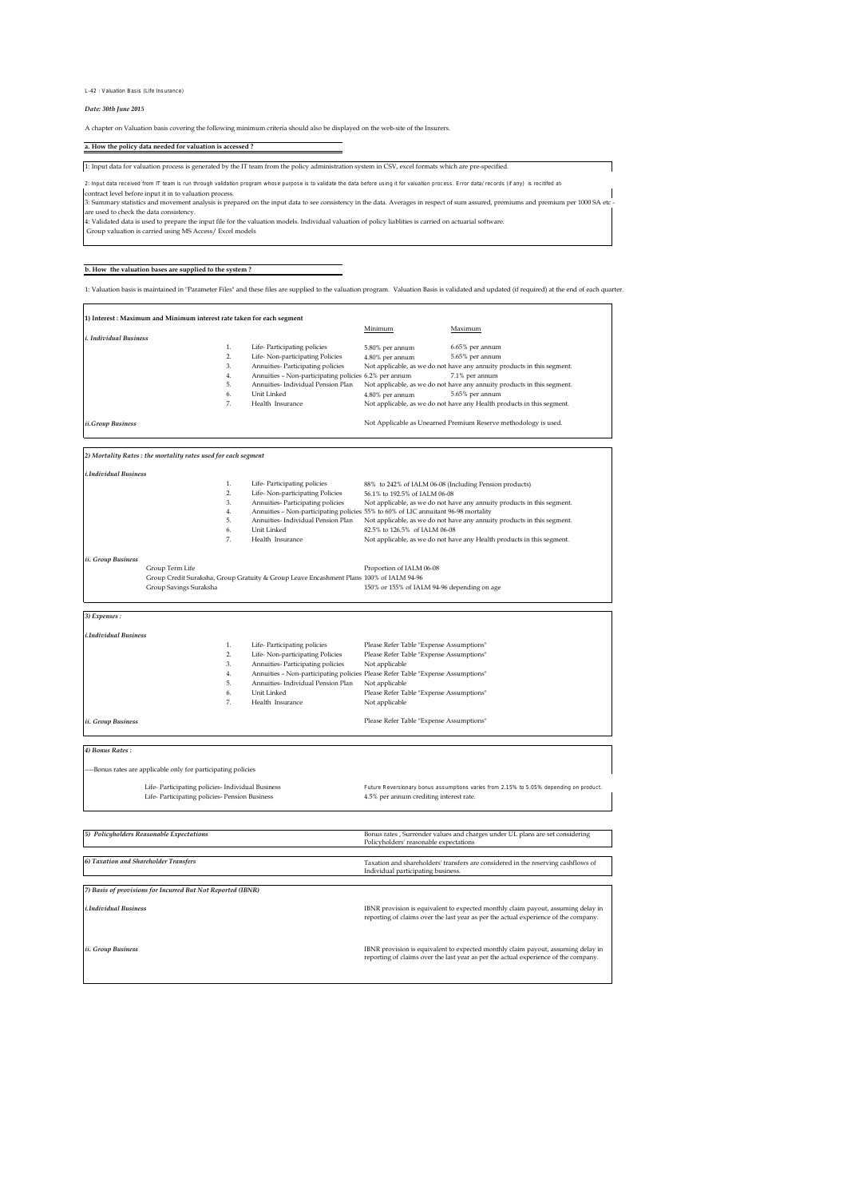L-42 : Valuation Basis (Life Insurance)

*Date: 30th June 2015*

A chapter on Valuation basis covering the following minimum criteria should also be displayed on the web-site of the Insurers.

**a. How the policy data needed for valuation is accessed ?**

1: Input data for valuation process is generated by the IT team from the policy administration system in CSV, excel formats which are pre-specified.

2: Input data received from IT team is run through validation program whose purpose is to validate the data before using it for valuation process. Error data/records (if any) is recitifed at contract level before input it in to valuation process.

3: Summary statistics and movement analysis is prepared on the input data to see consistency in the data. Averages in respect of sum assured, premiums and premium per 1000 SA etc are used to check the data consistency.

4: Validated data is used to prepare the input file for the valuation models. Individual valuation of policy liablities is carried on actuarial software.
Group valuation is carried using MS Access/ Excel models

**b. How the valuation bases are supplied to the system ?**

1: Valuation basis is maintained in "Parameter Files" and these files are supplied to the valuation program. Valuation Basis is validated and updated (if required) at the end of each quarter.

**1) Interest : Maximum and Minimum interest rate taken for each segment**

| | | | Minimum | Maximum |
|---|---|---|---|---|
| *i. Individual Business* | | | | |
| | 1. | Life- Participating policies | 5.80% per annum | 6.65% per annum |
| | 2. | Life- Non-participating Policies | 4.80% per annum | 5.65% per annum |
| | 3. | Annuities- Participating policies | Not applicable, as we do not have any annuity products in this segment. | |
| | 4. | Annuities – Non-participating policies | 6.2% per annum | 7.1% per annum |
| | 5. | Annuities- Individual Pension Plan | Not applicable, as we do not have any annuity products in this segment. | |
| | 6. | Unit Linked | 4.80% per annum | 5.65% per annum |
| | 7. | Health Insurance | Not applicable, as we do not have any Health products in this segment. | |
| *ii.Group Business* | | | Not Applicable as Unearned Premium Reserve methodology is used. | |

**2) Mortality Rates : the mortality rates used for each segment**

| | | | |
|---|---|---|---|
| *i.Individual Business* | | | |
| | 1. | Life- Participating policies | 88% to 242% of IALM 06-08 (Including Pension products) |
| | 2. | Life- Non-participating Policies | 56.1% to 192.5% of IALM 06-08 |
| | 3. | Annuities- Participating policies | Not applicable, as we do not have any annuity products in this segment. |
| | 4. | Annuities – Non-participating policies | 55% to 60% of LIC annuitant 96-98 mortality |
| | 5. | Annuities- Individual Pension Plan | Not applicable, as we do not have any annuity products in this segment. |
| | 6. | Unit Linked | 82.5% to 126.5% of IALM 06-08 |
| | 7. | Health Insurance | Not applicable, as we do not have any Health products in this segment. |
| *ii. Group Business* | | | |
| Group Term Life | | | Proportion of IALM 06-08 |
| Group Credit Suraksha, Group Gratuity & Group Leave Encashment Plans | | | 100% of IALM 94-96 |
| Group Savings Suraksha | | | 150% or 155% of IALM 94-96 depending on age |

**3) Expenses :**

| | | | |
|---|---|---|---|
| *i.Individual Business* | | | |
| | 1. | Life- Participating policies | Please Refer Table "Expense Assumptions" |
| | 2. | Life- Non-participating Policies | Please Refer Table "Expense Assumptions" |
| | 3. | Annuities- Participating policies | Not applicable |
| | 4. | Annuities – Non-participating policies | Please Refer Table "Expense Assumptions" |
| | 5. | Annuities- Individual Pension Plan | Not applicable |
| | 6. | Unit Linked | Please Refer Table "Expense Assumptions" |
| | 7. | Health Insurance | Not applicable |
| *ii. Group Business* | | | Please Refer Table "Expense Assumptions" |

**4) Bonus Rates :**

----Bonus rates are applicable only for participating policies

| | |
|---|---|
| Life- Participating policies- Individual Business | Future Reversionary bonus assumptions varies from 2.15% to 5.05% depending on product. |
| Life- Participating policies- Pension Business | 4.5% per annum crediting interest rate. |

| | |
|---|---|
| ***5) Policyholders Reasonable Expectations*** | Bonus rates , Surrender values and charges under UL plans are set considering Policyholders' reasonable expectations |
| ***6) Taxation and Shareholder Transfers*** | Taxation and shareholders' transfers are considered in the reserving cashflows of Individual participating business. |

**7) Basis of provisions for Incurred But Not Reported (IBNR)**

| | |
|---|---|
| *i.Individual Business* | IBNR provision is equivalent to expected monthly claim payout, assuming delay in reporting of claims over the last year as per the actual experience of the company. |
| *ii. Group Business* | IBNR provision is equivalent to expected monthly claim payout, assuming delay in reporting of claims over the last year as per the actual experience of the company. |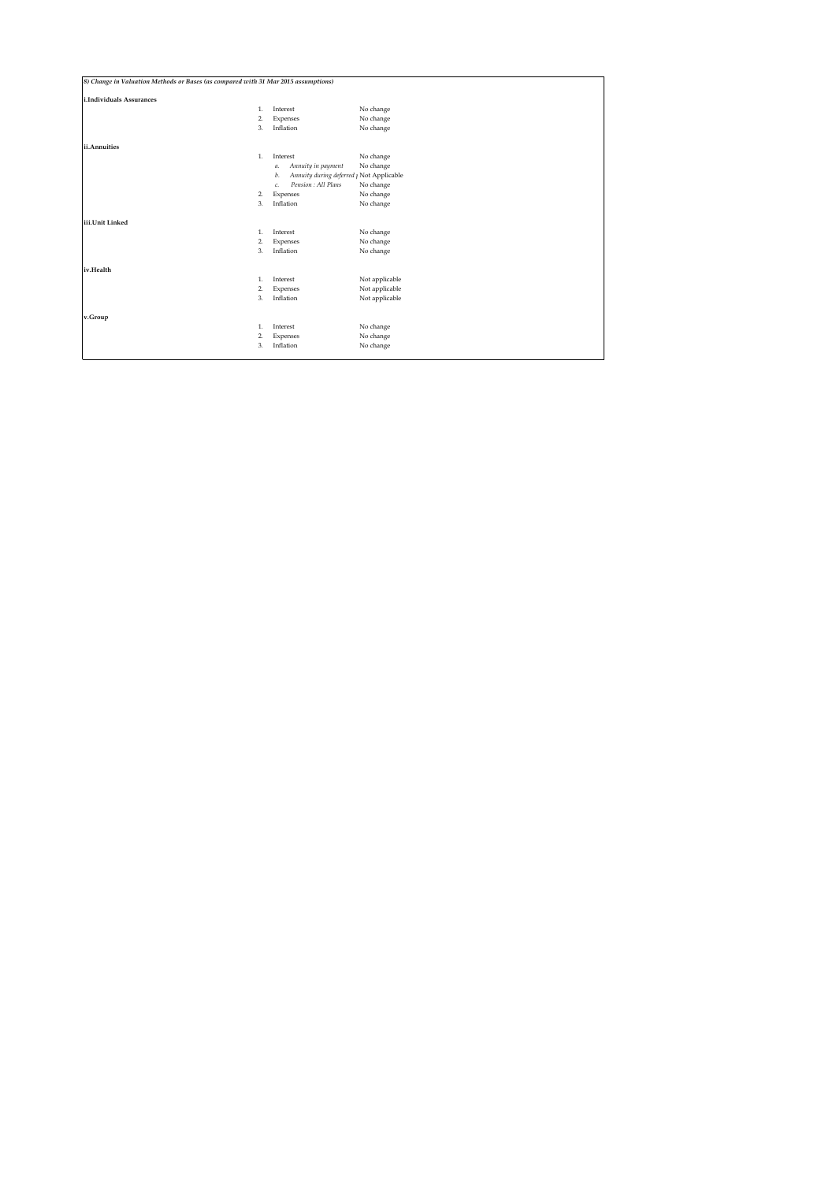*8) Change in Valuation Methods or Bases (as compared with 31 Mar 2015 assumptions)*

**i.Individuals Assurances**

| | | |
|---|---|---|
| 1. | Interest | No change |
| 2. | Expenses | No change |
| 3. | Inflation | No change |

**ii.Annuities**

| | | |
|---|---|---|
| 1. | Interest | No change |
| | *a. Annuity in payment* | No change |
| | *b. Annuity during deferred p* | Not Applicable |
| | *c. Pension : All Plans* | No change |
| 2. | Expenses | No change |
| 3. | Inflation | No change |

**iii.Unit Linked**

| | | |
|---|---|---|
| 1. | Interest | No change |
| 2. | Expenses | No change |
| 3. | Inflation | No change |

**iv.Health**

| | | |
|---|---|---|
| 1. | Interest | Not applicable |
| 2. | Expenses | Not applicable |
| 3. | Inflation | Not applicable |

**v.Group**

| | | |
|---|---|---|
| 1. | Interest | No change |
| 2. | Expenses | No change |
| 3. | Inflation | No change |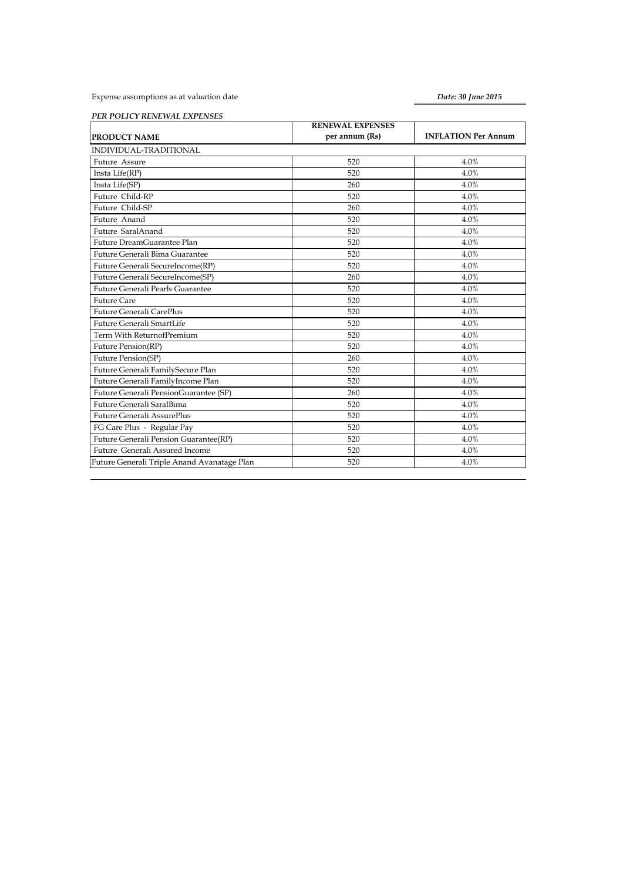Expense assumptions as at valuation date

***Date: 30 June 2015***

***PER POLICY RENEWAL EXPENSES***

| PRODUCT NAME | RENEWAL EXPENSES per annum (Rs) | INFLATION Per Annum |
|---|---|---|
| INDIVIDUAL-TRADITIONAL | | |
| Future Assure | 520 | 4.0% |
| Insta Life(RP) | 520 | 4.0% |
| Insta Life(SP) | 260 | 4.0% |
| Future Child-RP | 520 | 4.0% |
| Future Child-SP | 260 | 4.0% |
| Future Anand | 520 | 4.0% |
| Future SaralAnand | 520 | 4.0% |
| Future DreamGuarantee Plan | 520 | 4.0% |
| Future Generali Bima Guarantee | 520 | 4.0% |
| Future Generali SecureIncome(RP) | 520 | 4.0% |
| Future Generali SecureIncome(SP) | 260 | 4.0% |
| Future Generali Pearls Guarantee | 520 | 4.0% |
| Future Care | 520 | 4.0% |
| Future Generali CarePlus | 520 | 4.0% |
| Future Generali SmartLife | 520 | 4.0% |
| Term With ReturnofPremium | 520 | 4.0% |
| Future Pension(RP) | 520 | 4.0% |
| Future Pension(SP) | 260 | 4.0% |
| Future Generali FamilySecure Plan | 520 | 4.0% |
| Future Generali FamilyIncome Plan | 520 | 4.0% |
| Future Generali PensionGuarantee (SP) | 260 | 4.0% |
| Future Generali SaralBima | 520 | 4.0% |
| Future Generali AssurePlus | 520 | 4.0% |
| FG Care Plus - Regular Pay | 520 | 4.0% |
| Future Generali Pension Guarantee(RP) | 520 | 4.0% |
| Future Generali Assured Income | 520 | 4.0% |
| Future Generali Triple Anand Avanatage Plan | 520 | 4.0% |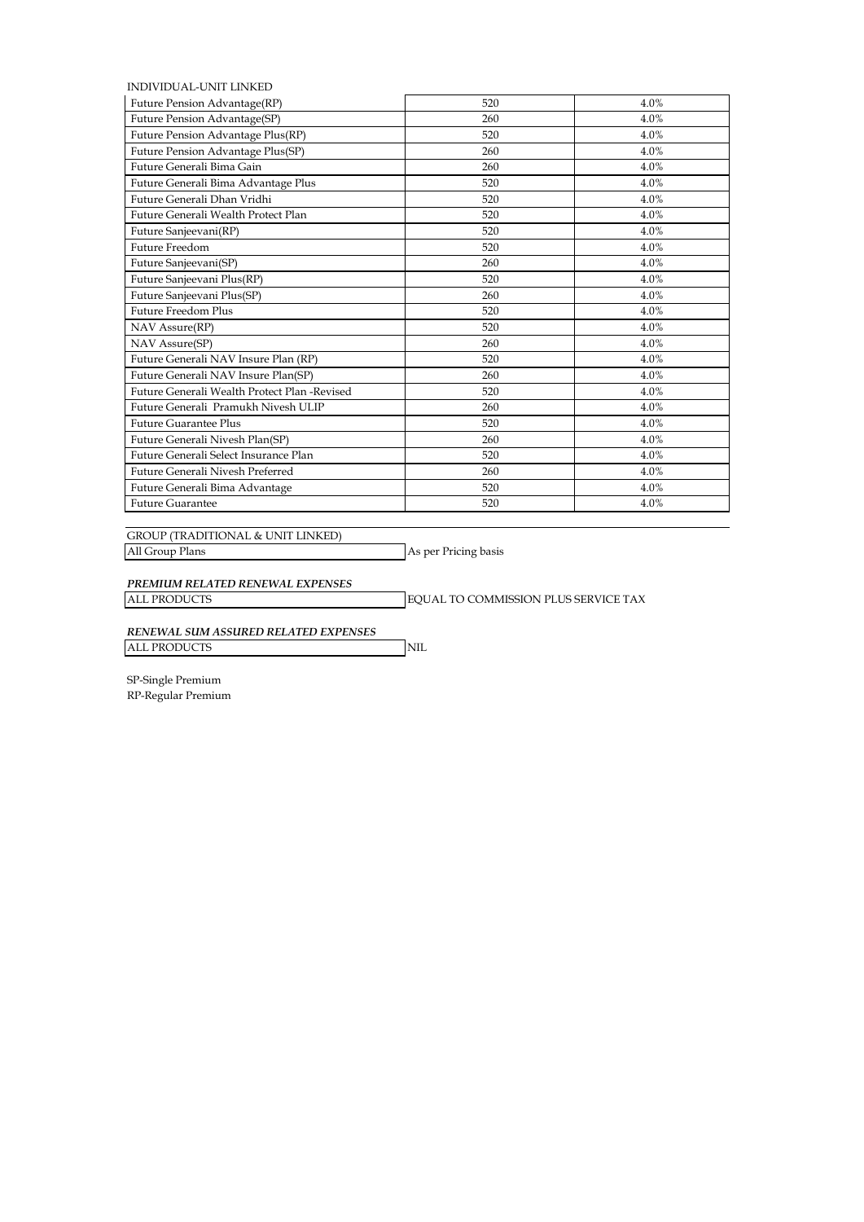INDIVIDUAL-UNIT LINKED

| | | |
|---|---|---|
| Future Pension Advantage(RP) | 520 | 4.0% |
| Future Pension Advantage(SP) | 260 | 4.0% |
| Future Pension Advantage Plus(RP) | 520 | 4.0% |
| Future Pension Advantage Plus(SP) | 260 | 4.0% |
| Future Generali Bima Gain | 260 | 4.0% |
| Future Generali Bima Advantage Plus | 520 | 4.0% |
| Future Generali Dhan Vridhi | 520 | 4.0% |
| Future Generali Wealth Protect Plan | 520 | 4.0% |
| Future Sanjeevani(RP) | 520 | 4.0% |
| Future Freedom | 520 | 4.0% |
| Future Sanjeevani(SP) | 260 | 4.0% |
| Future Sanjeevani Plus(RP) | 520 | 4.0% |
| Future Sanjeevani Plus(SP) | 260 | 4.0% |
| Future Freedom Plus | 520 | 4.0% |
| NAV Assure(RP) | 520 | 4.0% |
| NAV Assure(SP) | 260 | 4.0% |
| Future Generali NAV Insure Plan (RP) | 520 | 4.0% |
| Future Generali NAV Insure Plan(SP) | 260 | 4.0% |
| Future Generali Wealth Protect Plan -Revised | 520 | 4.0% |
| Future Generali Pramukh Nivesh ULIP | 260 | 4.0% |
| Future Guarantee Plus | 520 | 4.0% |
| Future Generali Nivesh Plan(SP) | 260 | 4.0% |
| Future Generali Select Insurance Plan | 520 | 4.0% |
| Future Generali Nivesh Preferred | 260 | 4.0% |
| Future Generali Bima Advantage | 520 | 4.0% |
| Future Guarantee | 520 | 4.0% |

GROUP (TRADITIONAL & UNIT LINKED)

| | |
|---|---|
| All Group Plans | As per Pricing basis |

***PREMIUM RELATED RENEWAL EXPENSES***

| | |
|---|---|
| ALL PRODUCTS | EQUAL TO COMMISSION PLUS SERVICE TAX |

***RENEWAL SUM ASSURED RELATED EXPENSES***

| | |
|---|---|
| ALL PRODUCTS | NIL |

SP-Single Premium
RP-Regular Premium